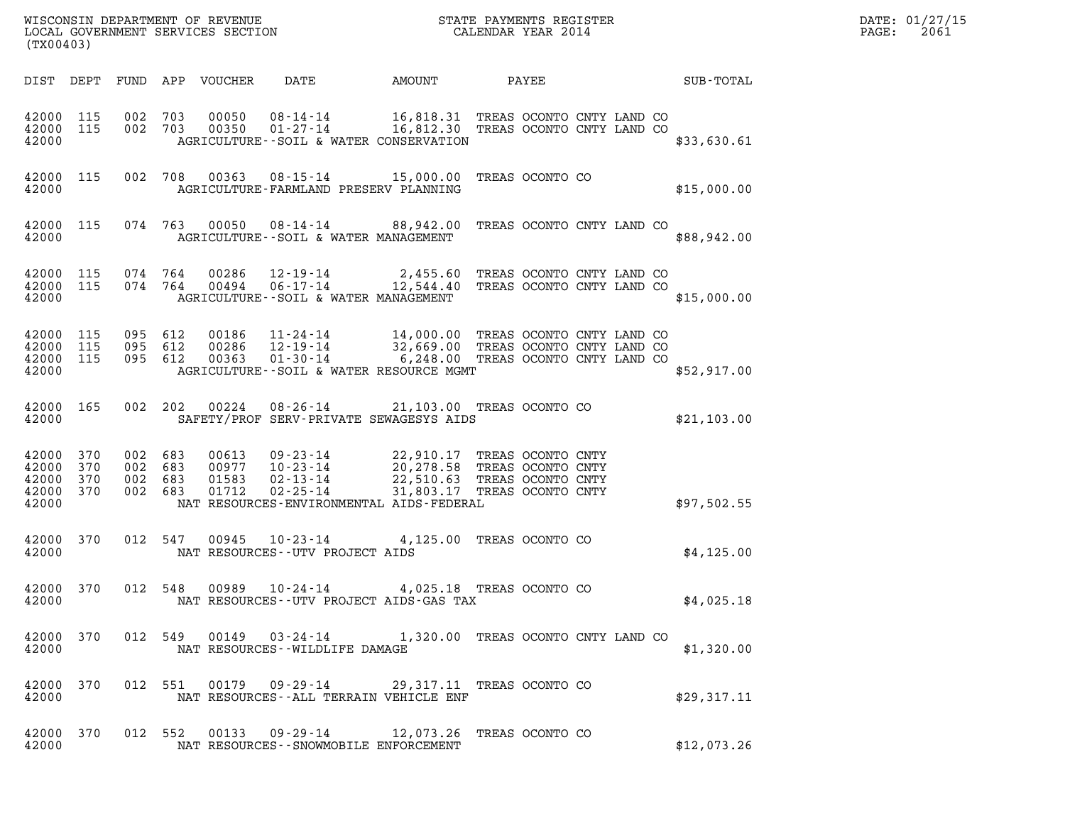WISCONSIN DEPARTMENT OF REVENUE
LOCAL GOVERNMENT SERVICES SECTION
(TX00403)

STATE PAYMENTS REGISTER
CALENDAR YEAR 2014

DATE: 01/27/15
PAGE: 2061

| DIST | DEPT | FUND | APP | VOUCHER | DATE | AMOUNT | PAYEE | SUB-TOTAL |
|---|---|---|---|---|---|---|---|---|
| 42000 | 115 | 002 | 703 | 00050 | 08-14-14 | 16,818.31 | TREAS OCONTO CNTY LAND CO | |
| 42000 | 115 | 002 | 703 | 00350 | 01-27-14 | 16,812.30 | TREAS OCONTO CNTY LAND CO | |
| 42000 | | | | | AGRICULTURE--SOIL & WATER CONSERVATION | | | $33,630.61 |
| 42000 | 115 | 002 | 708 | 00363 | 08-15-14 | 15,000.00 | TREAS OCONTO CO | |
| 42000 | | | | | AGRICULTURE-FARMLAND PRESERV PLANNING | | | $15,000.00 |
| 42000 | 115 | 074 | 763 | 00050 | 08-14-14 | 88,942.00 | TREAS OCONTO CNTY LAND CO | |
| 42000 | | | | | AGRICULTURE--SOIL & WATER MANAGEMENT | | | $88,942.00 |
| 42000 | 115 | 074 | 764 | 00286 | 12-19-14 | 2,455.60 | TREAS OCONTO CNTY LAND CO | |
| 42000 | 115 | 074 | 764 | 00494 | 06-17-14 | 12,544.40 | TREAS OCONTO CNTY LAND CO | |
| 42000 | | | | | AGRICULTURE--SOIL & WATER MANAGEMENT | | | $15,000.00 |
| 42000 | 115 | 095 | 612 | 00186 | 11-24-14 | 14,000.00 | TREAS OCONTO CNTY LAND CO | |
| 42000 | 115 | 095 | 612 | 00286 | 12-19-14 | 32,669.00 | TREAS OCONTO CNTY LAND CO | |
| 42000 | 115 | 095 | 612 | 00363 | 01-30-14 | 6,248.00 | TREAS OCONTO CNTY LAND CO | |
| 42000 | | | | | AGRICULTURE--SOIL & WATER RESOURCE MGMT | | | $52,917.00 |
| 42000 | 165 | 002 | 202 | 00224 | 08-26-14 | 21,103.00 | TREAS OCONTO CO | |
| 42000 | | | | | SAFETY/PROF SERV-PRIVATE SEWAGESYS AIDS | | | $21,103.00 |
| 42000 | 370 | 002 | 683 | 00613 | 09-23-14 | 22,910.17 | TREAS OCONTO CNTY | |
| 42000 | 370 | 002 | 683 | 00977 | 10-23-14 | 20,278.58 | TREAS OCONTO CNTY | |
| 42000 | 370 | 002 | 683 | 01583 | 02-13-14 | 22,510.63 | TREAS OCONTO CNTY | |
| 42000 | 370 | 002 | 683 | 01712 | 02-25-14 | 31,803.17 | TREAS OCONTO CNTY | |
| 42000 | | | | | NAT RESOURCES-ENVIRONMENTAL AIDS-FEDERAL | | | $97,502.55 |
| 42000 | 370 | 012 | 547 | 00945 | 10-23-14 | 4,125.00 | TREAS OCONTO CO | |
| 42000 | | | | | NAT RESOURCES--UTV PROJECT AIDS | | | $4,125.00 |
| 42000 | 370 | 012 | 548 | 00989 | 10-24-14 | 4,025.18 | TREAS OCONTO CO | |
| 42000 | | | | | NAT RESOURCES--UTV PROJECT AIDS-GAS TAX | | | $4,025.18 |
| 42000 | 370 | 012 | 549 | 00149 | 03-24-14 | 1,320.00 | TREAS OCONTO CNTY LAND CO | |
| 42000 | | | | | NAT RESOURCES--WILDLIFE DAMAGE | | | $1,320.00 |
| 42000 | 370 | 012 | 551 | 00179 | 09-29-14 | 29,317.11 | TREAS OCONTO CO | |
| 42000 | | | | | NAT RESOURCES--ALL TERRAIN VEHICLE ENF | | | $29,317.11 |
| 42000 | 370 | 012 | 552 | 00133 | 09-29-14 | 12,073.26 | TREAS OCONTO CO | |
| 42000 | | | | | NAT RESOURCES--SNOWMOBILE ENFORCEMENT | | | $12,073.26 |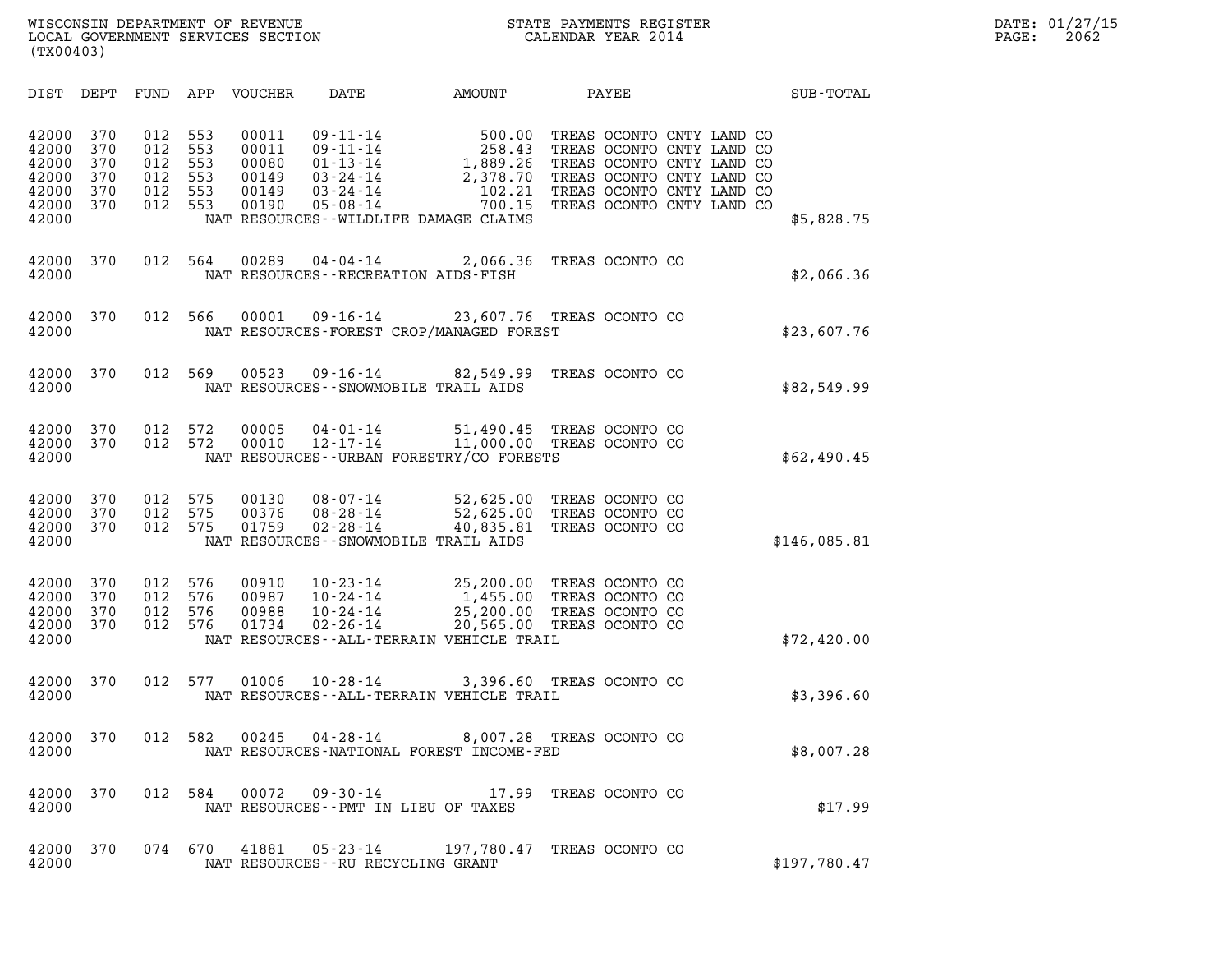WISCONSIN DEPARTMENT OF REVENUE
LOCAL GOVERNMENT SERVICES SECTION
(TX00403)

STATE PAYMENTS REGISTER
CALENDAR YEAR 2014

DATE: 01/27/15
PAGE: 2062

| DIST | DEPT | FUND | APP | VOUCHER | DATE | AMOUNT | PAYEE | SUB-TOTAL |
|---|---|---|---|---|---|---|---|---|
| 42000 | 370 | 012 | 553 | 00011 | 09-11-14 | 500.00 | TREAS OCONTO CNTY LAND CO | |
| 42000 | 370 | 012 | 553 | 00011 | 09-11-14 | 258.43 | TREAS OCONTO CNTY LAND CO | |
| 42000 | 370 | 012 | 553 | 00080 | 01-13-14 | 1,889.26 | TREAS OCONTO CNTY LAND CO | |
| 42000 | 370 | 012 | 553 | 00149 | 03-24-14 | 2,378.70 | TREAS OCONTO CNTY LAND CO | |
| 42000 | 370 | 012 | 553 | 00149 | 03-24-14 | 102.21 | TREAS OCONTO CNTY LAND CO | |
| 42000 | 370 | 012 | 553 | 00190 | 05-08-14 | 700.15 | TREAS OCONTO CNTY LAND CO | |
| 42000 | | | | NAT RESOURCES--WILDLIFE DAMAGE CLAIMS | | | | $5,828.75 |
| 42000 | 370 | 012 | 564 | 00289 | 04-04-14 | 2,066.36 | TREAS OCONTO CO | |
| 42000 | | | | NAT RESOURCES--RECREATION AIDS-FISH | | | | $2,066.36 |
| 42000 | 370 | 012 | 566 | 00001 | 09-16-14 | 23,607.76 | TREAS OCONTO CO | |
| 42000 | | | | NAT RESOURCES-FOREST CROP/MANAGED FOREST | | | | $23,607.76 |
| 42000 | 370 | 012 | 569 | 00523 | 09-16-14 | 82,549.99 | TREAS OCONTO CO | |
| 42000 | | | | NAT RESOURCES--SNOWMOBILE TRAIL AIDS | | | | $82,549.99 |
| 42000 | 370 | 012 | 572 | 00005 | 04-01-14 | 51,490.45 | TREAS OCONTO CO | |
| 42000 | 370 | 012 | 572 | 00010 | 12-17-14 | 11,000.00 | TREAS OCONTO CO | |
| 42000 | | | | NAT RESOURCES--URBAN FORESTRY/CO FORESTS | | | | $62,490.45 |
| 42000 | 370 | 012 | 575 | 00130 | 08-07-14 | 52,625.00 | TREAS OCONTO CO | |
| 42000 | 370 | 012 | 575 | 00376 | 08-28-14 | 52,625.00 | TREAS OCONTO CO | |
| 42000 | 370 | 012 | 575 | 01759 | 02-28-14 | 40,835.81 | TREAS OCONTO CO | |
| 42000 | | | | NAT RESOURCES--SNOWMOBILE TRAIL AIDS | | | | $146,085.81 |
| 42000 | 370 | 012 | 576 | 00910 | 10-23-14 | 25,200.00 | TREAS OCONTO CO | |
| 42000 | 370 | 012 | 576 | 00987 | 10-24-14 | 1,455.00 | TREAS OCONTO CO | |
| 42000 | 370 | 012 | 576 | 00988 | 10-24-14 | 25,200.00 | TREAS OCONTO CO | |
| 42000 | 370 | 012 | 576 | 01734 | 02-26-14 | 20,565.00 | TREAS OCONTO CO | |
| 42000 | | | | NAT RESOURCES--ALL-TERRAIN VEHICLE TRAIL | | | | $72,420.00 |
| 42000 | 370 | 012 | 577 | 01006 | 10-28-14 | 3,396.60 | TREAS OCONTO CO | |
| 42000 | | | | NAT RESOURCES--ALL-TERRAIN VEHICLE TRAIL | | | | $3,396.60 |
| 42000 | 370 | 012 | 582 | 00245 | 04-28-14 | 8,007.28 | TREAS OCONTO CO | |
| 42000 | | | | NAT RESOURCES-NATIONAL FOREST INCOME-FED | | | | $8,007.28 |
| 42000 | 370 | 012 | 584 | 00072 | 09-30-14 | 17.99 | TREAS OCONTO CO | |
| 42000 | | | | NAT RESOURCES--PMT IN LIEU OF TAXES | | | | $17.99 |
| 42000 | 370 | 074 | 670 | 41881 | 05-23-14 | 197,780.47 | TREAS OCONTO CO | |
| 42000 | | | | NAT RESOURCES--RU RECYCLING GRANT | | | | $197,780.47 |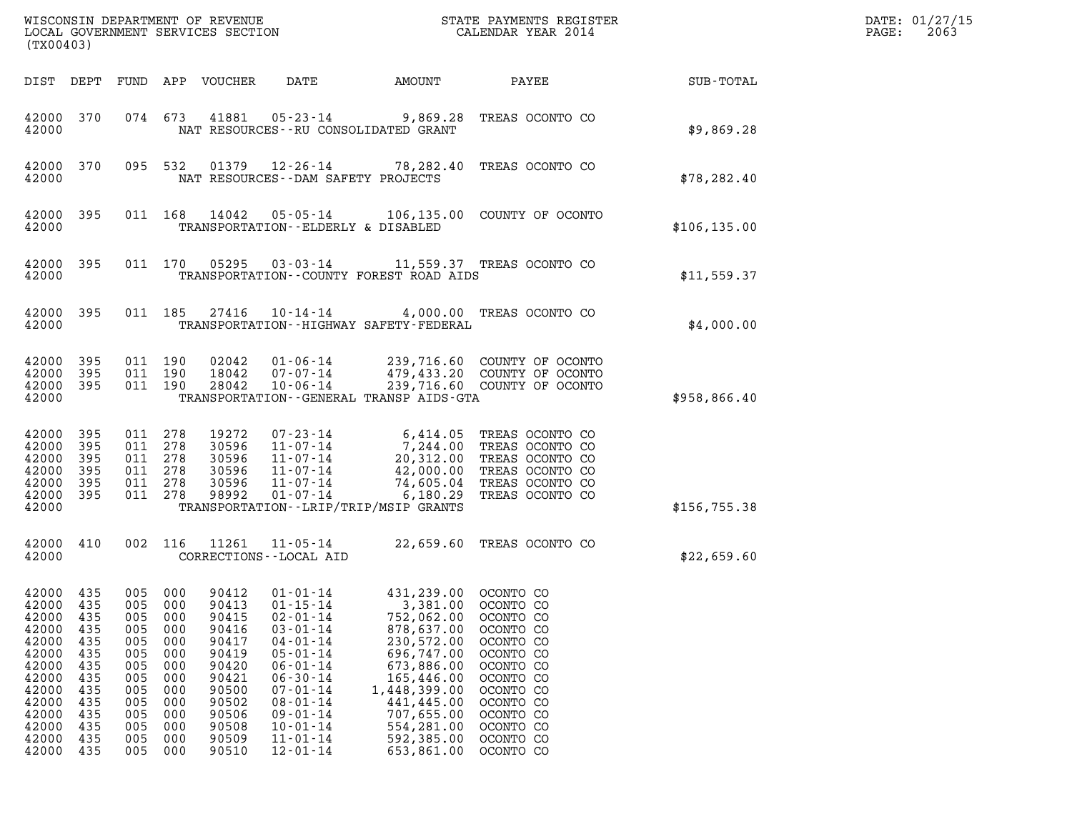WISCONSIN DEPARTMENT OF REVENUE
LOCAL GOVERNMENT SERVICES SECTION
(TX00403)

STATE PAYMENTS REGISTER
CALENDAR YEAR 2014

DATE: 01/27/15
PAGE: 2063

| DIST | DEPT | FUND | APP | VOUCHER | DATE | AMOUNT | PAYEE | SUB-TOTAL |
|---|---|---|---|---|---|---|---|---|
| 42000 | 370 | 074 | 673 | 41881 | 05-23-14 | 9,869.28 | TREAS OCONTO CO | |
| 42000 | | | | NAT RESOURCES--RU CONSOLIDATED GRANT | | | | $9,869.28 |
| 42000 | 370 | 095 | 532 | 01379 | 12-26-14 | 78,282.40 | TREAS OCONTO CO | |
| 42000 | | | | NAT RESOURCES--DAM SAFETY PROJECTS | | | | $78,282.40 |
| 42000 | 395 | 011 | 168 | 14042 | 05-05-14 | 106,135.00 | COUNTY OF OCONTO | |
| 42000 | | | | TRANSPORTATION--ELDERLY & DISABLED | | | | $106,135.00 |
| 42000 | 395 | 011 | 170 | 05295 | 03-03-14 | 11,559.37 | TREAS OCONTO CO | |
| 42000 | | | | TRANSPORTATION--COUNTY FOREST ROAD AIDS | | | | $11,559.37 |
| 42000 | 395 | 011 | 185 | 27416 | 10-14-14 | 4,000.00 | TREAS OCONTO CO | |
| 42000 | | | | TRANSPORTATION--HIGHWAY SAFETY-FEDERAL | | | | $4,000.00 |
| 42000 | 395 | 011 | 190 | 02042 | 01-06-14 | 239,716.60 | COUNTY OF OCONTO | |
| 42000 | 395 | 011 | 190 | 18042 | 07-07-14 | 479,433.20 | COUNTY OF OCONTO | |
| 42000 | 395 | 011 | 190 | 28042 | 10-06-14 | 239,716.60 | COUNTY OF OCONTO | |
| 42000 | | | | TRANSPORTATION--GENERAL TRANSP AIDS-GTA | | | | $958,866.40 |
| 42000 | 395 | 011 | 278 | 19272 | 07-23-14 | 6,414.05 | TREAS OCONTO CO | |
| 42000 | 395 | 011 | 278 | 30596 | 11-07-14 | 7,244.00 | TREAS OCONTO CO | |
| 42000 | 395 | 011 | 278 | 30596 | 11-07-14 | 20,312.00 | TREAS OCONTO CO | |
| 42000 | 395 | 011 | 278 | 30596 | 11-07-14 | 42,000.00 | TREAS OCONTO CO | |
| 42000 | 395 | 011 | 278 | 30596 | 11-07-14 | 74,605.04 | TREAS OCONTO CO | |
| 42000 | 395 | 011 | 278 | 98992 | 01-07-14 | 6,180.29 | TREAS OCONTO CO | |
| 42000 | | | | TRANSPORTATION--LRIP/TRIP/MSIP GRANTS | | | | $156,755.38 |
| 42000 | 410 | 002 | 116 | 11261 | 11-05-14 | 22,659.60 | TREAS OCONTO CO | |
| 42000 | | | | CORRECTIONS--LOCAL AID | | | | $22,659.60 |
| 42000 | 435 | 005 | 000 | 90412 | 01-01-14 | 431,239.00 | OCONTO CO | |
| 42000 | 435 | 005 | 000 | 90413 | 01-15-14 | 3,381.00 | OCONTO CO | |
| 42000 | 435 | 005 | 000 | 90415 | 02-01-14 | 752,062.00 | OCONTO CO | |
| 42000 | 435 | 005 | 000 | 90416 | 03-01-14 | 878,637.00 | OCONTO CO | |
| 42000 | 435 | 005 | 000 | 90417 | 04-01-14 | 230,572.00 | OCONTO CO | |
| 42000 | 435 | 005 | 000 | 90419 | 05-01-14 | 696,747.00 | OCONTO CO | |
| 42000 | 435 | 005 | 000 | 90420 | 06-01-14 | 673,886.00 | OCONTO CO | |
| 42000 | 435 | 005 | 000 | 90421 | 06-30-14 | 165,446.00 | OCONTO CO | |
| 42000 | 435 | 005 | 000 | 90500 | 07-01-14 | 1,448,399.00 | OCONTO CO | |
| 42000 | 435 | 005 | 000 | 90502 | 08-01-14 | 441,445.00 | OCONTO CO | |
| 42000 | 435 | 005 | 000 | 90506 | 09-01-14 | 707,655.00 | OCONTO CO | |
| 42000 | 435 | 005 | 000 | 90508 | 10-01-14 | 554,281.00 | OCONTO CO | |
| 42000 | 435 | 005 | 000 | 90509 | 11-01-14 | 592,385.00 | OCONTO CO | |
| 42000 | 435 | 005 | 000 | 90510 | 12-01-14 | 653,861.00 | OCONTO CO | |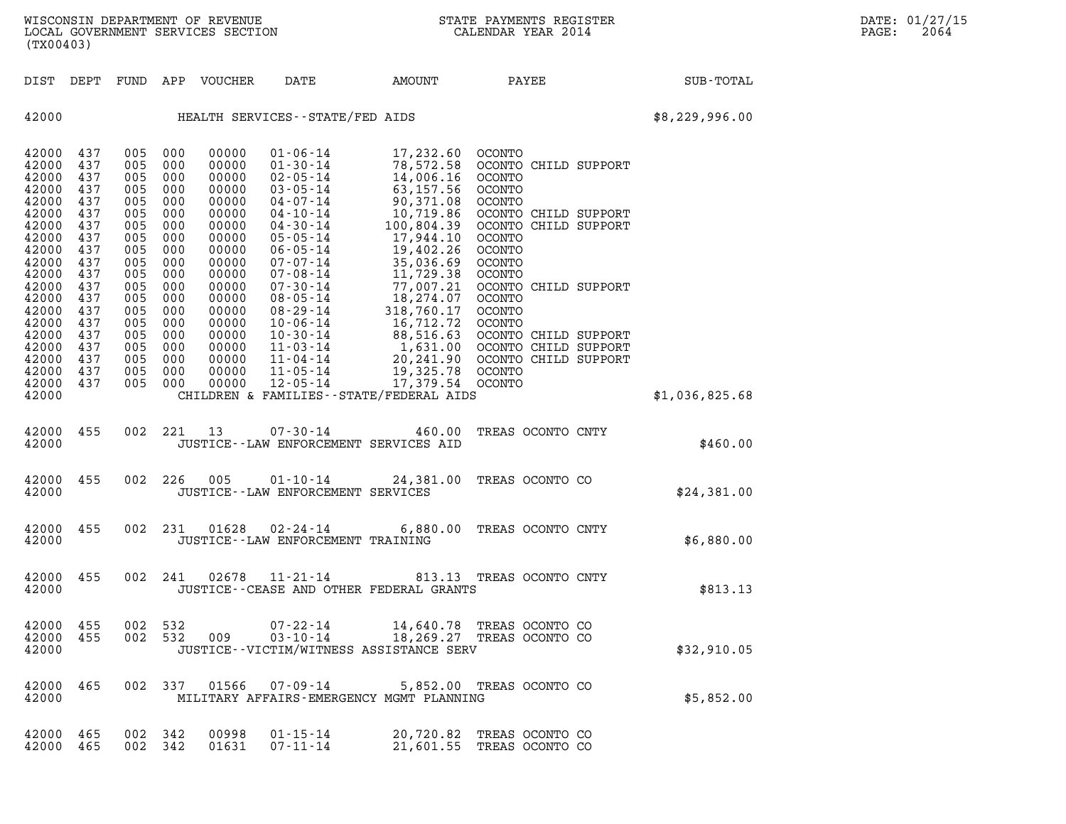WISCONSIN DEPARTMENT OF REVENUE
LOCAL GOVERNMENT SERVICES SECTION
(TX00403)

STATE PAYMENTS REGISTER
CALENDAR YEAR 2014

DATE: 01/27/15
PAGE: 2064

| DIST | DEPT | FUND | APP | VOUCHER | DATE | AMOUNT | PAYEE | SUB-TOTAL |
|---|---|---|---|---|---|---|---|---|
| 42000 | | | | | HEALTH SERVICES--STATE/FED AIDS | | | $8,229,996.00 |
| 42000 | 437 | 005 | 000 | 00000 | 01-06-14 | 17,232.60 | OCONTO | |
| 42000 | 437 | 005 | 000 | 00000 | 01-30-14 | 78,572.58 | OCONTO CHILD SUPPORT | |
| 42000 | 437 | 005 | 000 | 00000 | 02-05-14 | 14,006.16 | OCONTO | |
| 42000 | 437 | 005 | 000 | 00000 | 03-05-14 | 63,157.56 | OCONTO | |
| 42000 | 437 | 005 | 000 | 00000 | 04-07-14 | 90,371.08 | OCONTO | |
| 42000 | 437 | 005 | 000 | 00000 | 04-10-14 | 10,719.86 | OCONTO CHILD SUPPORT | |
| 42000 | 437 | 005 | 000 | 00000 | 04-30-14 | 100,804.39 | OCONTO CHILD SUPPORT | |
| 42000 | 437 | 005 | 000 | 00000 | 05-05-14 | 17,944.10 | OCONTO | |
| 42000 | 437 | 005 | 000 | 00000 | 06-05-14 | 19,402.26 | OCONTO | |
| 42000 | 437 | 005 | 000 | 00000 | 07-07-14 | 35,036.69 | OCONTO | |
| 42000 | 437 | 005 | 000 | 00000 | 07-08-14 | 11,729.38 | OCONTO | |
| 42000 | 437 | 005 | 000 | 00000 | 07-30-14 | 77,007.21 | OCONTO CHILD SUPPORT | |
| 42000 | 437 | 005 | 000 | 00000 | 08-05-14 | 18,274.07 | OCONTO | |
| 42000 | 437 | 005 | 000 | 00000 | 08-29-14 | 318,760.17 | OCONTO | |
| 42000 | 437 | 005 | 000 | 00000 | 10-06-14 | 16,712.72 | OCONTO | |
| 42000 | 437 | 005 | 000 | 00000 | 10-30-14 | 88,516.63 | OCONTO CHILD SUPPORT | |
| 42000 | 437 | 005 | 000 | 00000 | 11-03-14 | 1,631.00 | OCONTO CHILD SUPPORT | |
| 42000 | 437 | 005 | 000 | 00000 | 11-04-14 | 20,241.90 | OCONTO CHILD SUPPORT | |
| 42000 | 437 | 005 | 000 | 00000 | 11-05-14 | 19,325.78 | OCONTO | |
| 42000 | 437 | 005 | 000 | 00000 | 12-05-14 | 17,379.54 | OCONTO | |
| 42000 | | | | | CHILDREN & FAMILIES--STATE/FEDERAL AIDS | | | $1,036,825.68 |
| 42000 | 455 | 002 | 221 | 13 | 07-30-14 | 460.00 | TREAS OCONTO CNTY | |
| 42000 | | | | | JUSTICE--LAW ENFORCEMENT SERVICES AID | | | $460.00 |
| 42000 | 455 | 002 | 226 | 005 | 01-10-14 | 24,381.00 | TREAS OCONTO CO | |
| 42000 | | | | | JUSTICE--LAW ENFORCEMENT SERVICES | | | $24,381.00 |
| 42000 | 455 | 002 | 231 | 01628 | 02-24-14 | 6,880.00 | TREAS OCONTO CNTY | |
| 42000 | | | | | JUSTICE--LAW ENFORCEMENT TRAINING | | | $6,880.00 |
| 42000 | 455 | 002 | 241 | 02678 | 11-21-14 | 813.13 | TREAS OCONTO CNTY | |
| 42000 | | | | | JUSTICE--CEASE AND OTHER FEDERAL GRANTS | | | $813.13 |
| 42000 | 455 | 002 | 532 | | 07-22-14 | 14,640.78 | TREAS OCONTO CO | |
| 42000 | 455 | 002 | 532 | 009 | 03-10-14 | 18,269.27 | TREAS OCONTO CO | |
| 42000 | | | | | JUSTICE--VICTIM/WITNESS ASSISTANCE SERV | | | $32,910.05 |
| 42000 | 465 | 002 | 337 | 01566 | 07-09-14 | 5,852.00 | TREAS OCONTO CO | |
| 42000 | | | | | MILITARY AFFAIRS-EMERGENCY MGMT PLANNING | | | $5,852.00 |
| 42000 | 465 | 002 | 342 | 00998 | 01-15-14 | 20,720.82 | TREAS OCONTO CO | |
| 42000 | 465 | 002 | 342 | 01631 | 07-11-14 | 21,601.55 | TREAS OCONTO CO | |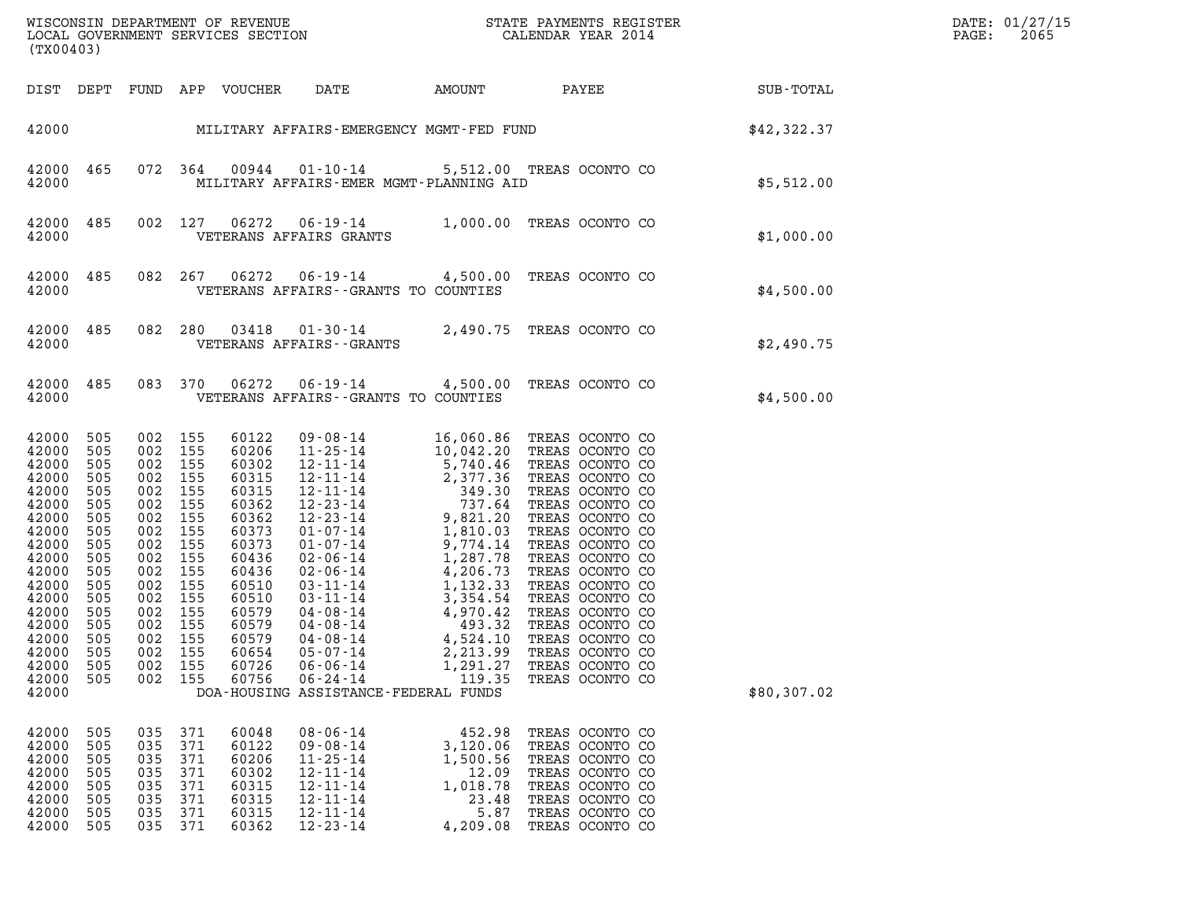| DIST | DEPT | FUND | APP | VOUCHER | DATE | AMOUNT | PAYEE | SUB-TOTAL |
|---|---|---|---|---|---|---|---|---|
| 42000 | | | | MILITARY AFFAIRS-EMERGENCY MGMT-FED FUND | | | | $42,322.37 |
| 42000 | 465 | 072 | 364 | 00944 | 01-10-14 | 5,512.00 | TREAS OCONTO CO | |
| 42000 | | | | MILITARY AFFAIRS-EMER MGMT-PLANNING AID | | | | $5,512.00 |
| 42000 | 485 | 002 | 127 | 06272 | 06-19-14 | 1,000.00 | TREAS OCONTO CO | |
| 42000 | | | | VETERANS AFFAIRS GRANTS | | | | $1,000.00 |
| 42000 | 485 | 082 | 267 | 06272 | 06-19-14 | 4,500.00 | TREAS OCONTO CO | |
| 42000 | | | | VETERANS AFFAIRS--GRANTS TO COUNTIES | | | | $4,500.00 |
| 42000 | 485 | 082 | 280 | 03418 | 01-30-14 | 2,490.75 | TREAS OCONTO CO | |
| 42000 | | | | VETERANS AFFAIRS--GRANTS | | | | $2,490.75 |
| 42000 | 485 | 083 | 370 | 06272 | 06-19-14 | 4,500.00 | TREAS OCONTO CO | |
| 42000 | | | | VETERANS AFFAIRS--GRANTS TO COUNTIES | | | | $4,500.00 |
| 42000 | 505 | 002 | 155 | 60122 | 09-08-14 | 16,060.86 | TREAS OCONTO CO | |
| 42000 | 505 | 002 | 155 | 60206 | 11-25-14 | 10,042.20 | TREAS OCONTO CO | |
| 42000 | 505 | 002 | 155 | 60302 | 12-11-14 | 5,740.46 | TREAS OCONTO CO | |
| 42000 | 505 | 002 | 155 | 60315 | 12-11-14 | 2,377.36 | TREAS OCONTO CO | |
| 42000 | 505 | 002 | 155 | 60315 | 12-11-14 | 349.30 | TREAS OCONTO CO | |
| 42000 | 505 | 002 | 155 | 60362 | 12-23-14 | 737.64 | TREAS OCONTO CO | |
| 42000 | 505 | 002 | 155 | 60362 | 12-23-14 | 9,821.20 | TREAS OCONTO CO | |
| 42000 | 505 | 002 | 155 | 60373 | 01-07-14 | 1,810.03 | TREAS OCONTO CO | |
| 42000 | 505 | 002 | 155 | 60373 | 01-07-14 | 9,774.14 | TREAS OCONTO CO | |
| 42000 | 505 | 002 | 155 | 60436 | 02-06-14 | 1,287.78 | TREAS OCONTO CO | |
| 42000 | 505 | 002 | 155 | 60436 | 02-06-14 | 4,206.73 | TREAS OCONTO CO | |
| 42000 | 505 | 002 | 155 | 60510 | 03-11-14 | 1,132.33 | TREAS OCONTO CO | |
| 42000 | 505 | 002 | 155 | 60510 | 03-11-14 | 3,354.54 | TREAS OCONTO CO | |
| 42000 | 505 | 002 | 155 | 60579 | 04-08-14 | 4,970.42 | TREAS OCONTO CO | |
| 42000 | 505 | 002 | 155 | 60579 | 04-08-14 | 493.32 | TREAS OCONTO CO | |
| 42000 | 505 | 002 | 155 | 60579 | 04-08-14 | 4,524.10 | TREAS OCONTO CO | |
| 42000 | 505 | 002 | 155 | 60654 | 05-07-14 | 2,213.99 | TREAS OCONTO CO | |
| 42000 | 505 | 002 | 155 | 60726 | 06-06-14 | 1,291.27 | TREAS OCONTO CO | |
| 42000 | 505 | 002 | 155 | 60756 | 06-24-14 | 119.35 | TREAS OCONTO CO | |
| 42000 | | | | DOA-HOUSING ASSISTANCE-FEDERAL FUNDS | | | | $80,307.02 |
| 42000 | 505 | 035 | 371 | 60048 | 08-06-14 | 452.98 | TREAS OCONTO CO | |
| 42000 | 505 | 035 | 371 | 60122 | 09-08-14 | 3,120.06 | TREAS OCONTO CO | |
| 42000 | 505 | 035 | 371 | 60206 | 11-25-14 | 1,500.56 | TREAS OCONTO CO | |
| 42000 | 505 | 035 | 371 | 60302 | 12-11-14 | 12.09 | TREAS OCONTO CO | |
| 42000 | 505 | 035 | 371 | 60315 | 12-11-14 | 1,018.78 | TREAS OCONTO CO | |
| 42000 | 505 | 035 | 371 | 60315 | 12-11-14 | 23.48 | TREAS OCONTO CO | |
| 42000 | 505 | 035 | 371 | 60315 | 12-11-14 | 5.87 | TREAS OCONTO CO | |
| 42000 | 505 | 035 | 371 | 60362 | 12-23-14 | 4,209.08 | TREAS OCONTO CO | |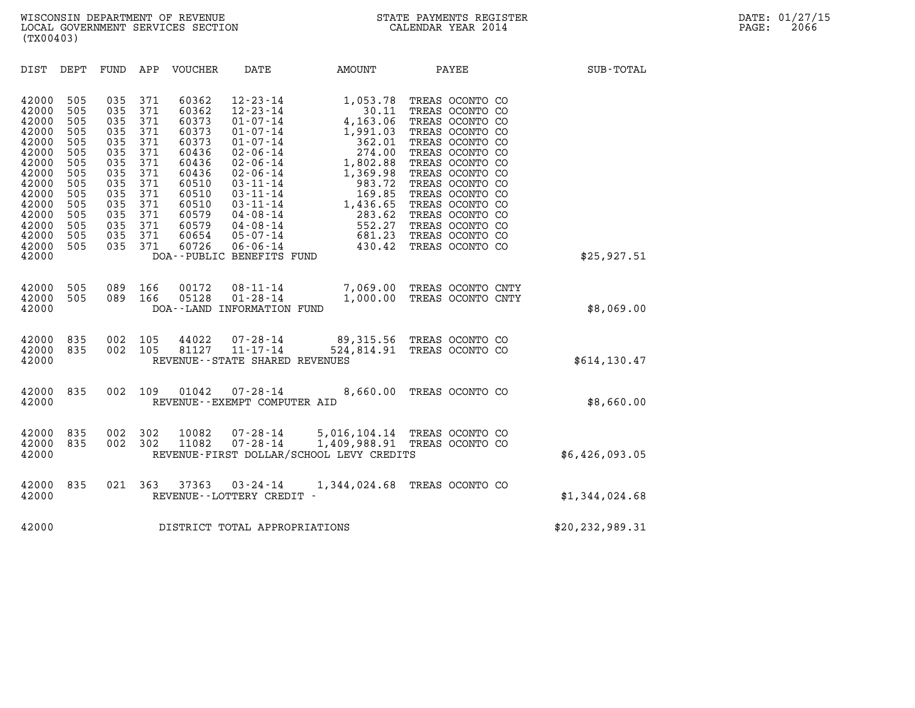WISCONSIN DEPARTMENT OF REVENUE
LOCAL GOVERNMENT SERVICES SECTION
(TX00403)

STATE PAYMENTS REGISTER
CALENDAR YEAR 2014

DATE: 01/27/15
PAGE: 2066

| DIST | DEPT | FUND | APP | VOUCHER | DATE | AMOUNT | PAYEE | SUB-TOTAL |
|---|---|---|---|---|---|---|---|---|
| 42000 | 505 | 035 | 371 | 60362 | 12-23-14 | 1,053.78 | TREAS OCONTO CO | |
| 42000 | 505 | 035 | 371 | 60362 | 12-23-14 | 30.11 | TREAS OCONTO CO | |
| 42000 | 505 | 035 | 371 | 60373 | 01-07-14 | 4,163.06 | TREAS OCONTO CO | |
| 42000 | 505 | 035 | 371 | 60373 | 01-07-14 | 1,991.03 | TREAS OCONTO CO | |
| 42000 | 505 | 035 | 371 | 60373 | 01-07-14 | 362.01 | TREAS OCONTO CO | |
| 42000 | 505 | 035 | 371 | 60436 | 02-06-14 | 274.00 | TREAS OCONTO CO | |
| 42000 | 505 | 035 | 371 | 60436 | 02-06-14 | 1,802.88 | TREAS OCONTO CO | |
| 42000 | 505 | 035 | 371 | 60436 | 02-06-14 | 1,369.98 | TREAS OCONTO CO | |
| 42000 | 505 | 035 | 371 | 60510 | 03-11-14 | 983.72 | TREAS OCONTO CO | |
| 42000 | 505 | 035 | 371 | 60510 | 03-11-14 | 169.85 | TREAS OCONTO CO | |
| 42000 | 505 | 035 | 371 | 60510 | 03-11-14 | 1,436.65 | TREAS OCONTO CO | |
| 42000 | 505 | 035 | 371 | 60579 | 04-08-14 | 283.62 | TREAS OCONTO CO | |
| 42000 | 505 | 035 | 371 | 60579 | 04-08-14 | 552.27 | TREAS OCONTO CO | |
| 42000 | 505 | 035 | 371 | 60654 | 05-07-14 | 681.23 | TREAS OCONTO CO | |
| 42000 | 505 | 035 | 371 | 60726 | 06-06-14 | 430.42 | TREAS OCONTO CO | |
| 42000 | | | | DOA--PUBLIC BENEFITS FUND | | | | $25,927.51 |
| 42000 | 505 | 089 | 166 | 00172 | 08-11-14 | 7,069.00 | TREAS OCONTO CNTY | |
| 42000 | 505 | 089 | 166 | 05128 | 01-28-14 | 1,000.00 | TREAS OCONTO CNTY | |
| 42000 | | | | DOA--LAND INFORMATION FUND | | | | $8,069.00 |
| 42000 | 835 | 002 | 105 | 44022 | 07-28-14 | 89,315.56 | TREAS OCONTO CO | |
| 42000 | 835 | 002 | 105 | 81127 | 11-17-14 | 524,814.91 | TREAS OCONTO CO | |
| 42000 | | | | REVENUE--STATE SHARED REVENUES | | | | $614,130.47 |
| 42000 | 835 | 002 | 109 | 01042 | 07-28-14 | 8,660.00 | TREAS OCONTO CO | |
| 42000 | | | | REVENUE--EXEMPT COMPUTER AID | | | | $8,660.00 |
| 42000 | 835 | 002 | 302 | 10082 | 07-28-14 | 5,016,104.14 | TREAS OCONTO CO | |
| 42000 | 835 | 002 | 302 | 11082 | 07-28-14 | 1,409,988.91 | TREAS OCONTO CO | |
| 42000 | | | | REVENUE-FIRST DOLLAR/SCHOOL LEVY CREDITS | | | | $6,426,093.05 |
| 42000 | 835 | 021 | 363 | 37363 | 03-24-14 | 1,344,024.68 | TREAS OCONTO CO | |
| 42000 | | | | REVENUE--LOTTERY CREDIT - | | | | $1,344,024.68 |
| 42000 | | | | DISTRICT TOTAL APPROPRIATIONS | | | | $20,232,989.31 |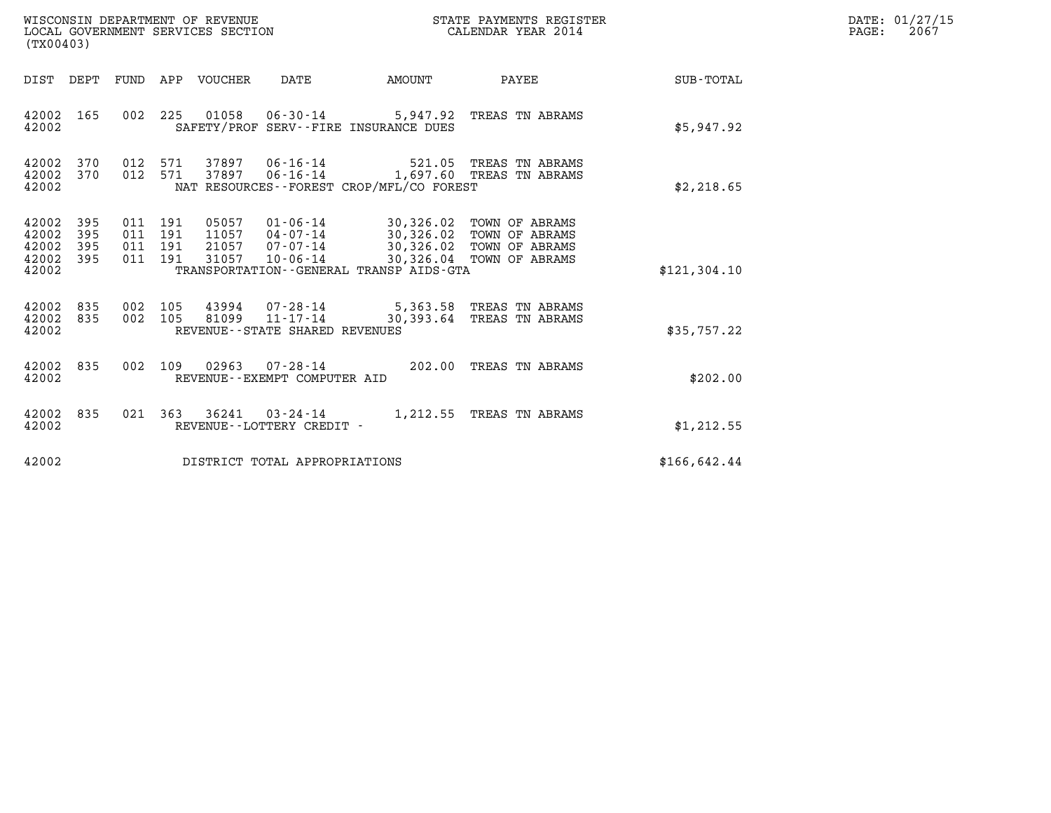WISCONSIN DEPARTMENT OF REVENUE
LOCAL GOVERNMENT SERVICES SECTION
(TX00403)

STATE PAYMENTS REGISTER
CALENDAR YEAR 2014

DATE: 01/27/15

| DIST | DEPT | FUND | APP | VOUCHER | DATE | AMOUNT | PAYEE | SUB-TOTAL |
|---|---|---|---|---|---|---|---|---|
| 42002 | 165 | 002 | 225 | 01058 | 06-30-14 | 5,947.92 | TREAS TN ABRAMS | |
| 42002 | | | | | SAFETY/PROF SERV--FIRE INSURANCE DUES | | | $5,947.92 |
| 42002 | 370 | 012 | 571 | 37897 | 06-16-14 | 521.05 | TREAS TN ABRAMS | |
| 42002 | 370 | 012 | 571 | 37897 | 06-16-14 | 1,697.60 | TREAS TN ABRAMS | |
| 42002 | | | | | NAT RESOURCES--FOREST CROP/MFL/CO FOREST | | | $2,218.65 |
| 42002 | 395 | 011 | 191 | 05057 | 01-06-14 | 30,326.02 | TOWN OF ABRAMS | |
| 42002 | 395 | 011 | 191 | 11057 | 04-07-14 | 30,326.02 | TOWN OF ABRAMS | |
| 42002 | 395 | 011 | 191 | 21057 | 07-07-14 | 30,326.02 | TOWN OF ABRAMS | |
| 42002 | 395 | 011 | 191 | 31057 | 10-06-14 | 30,326.04 | TOWN OF ABRAMS | |
| 42002 | | | | | TRANSPORTATION--GENERAL TRANSP AIDS-GTA | | | $121,304.10 |
| 42002 | 835 | 002 | 105 | 43994 | 07-28-14 | 5,363.58 | TREAS TN ABRAMS | |
| 42002 | 835 | 002 | 105 | 81099 | 11-17-14 | 30,393.64 | TREAS TN ABRAMS | |
| 42002 | | | | | REVENUE--STATE SHARED REVENUES | | | $35,757.22 |
| 42002 | 835 | 002 | 109 | 02963 | 07-28-14 | 202.00 | TREAS TN ABRAMS | |
| 42002 | | | | | REVENUE--EXEMPT COMPUTER AID | | | $202.00 |
| 42002 | 835 | 021 | 363 | 36241 | 03-24-14 | 1,212.55 | TREAS TN ABRAMS | |
| 42002 | | | | | REVENUE--LOTTERY CREDIT - | | | $1,212.55 |
| 42002 | | | | | DISTRICT TOTAL APPROPRIATIONS | | | $166,642.44 |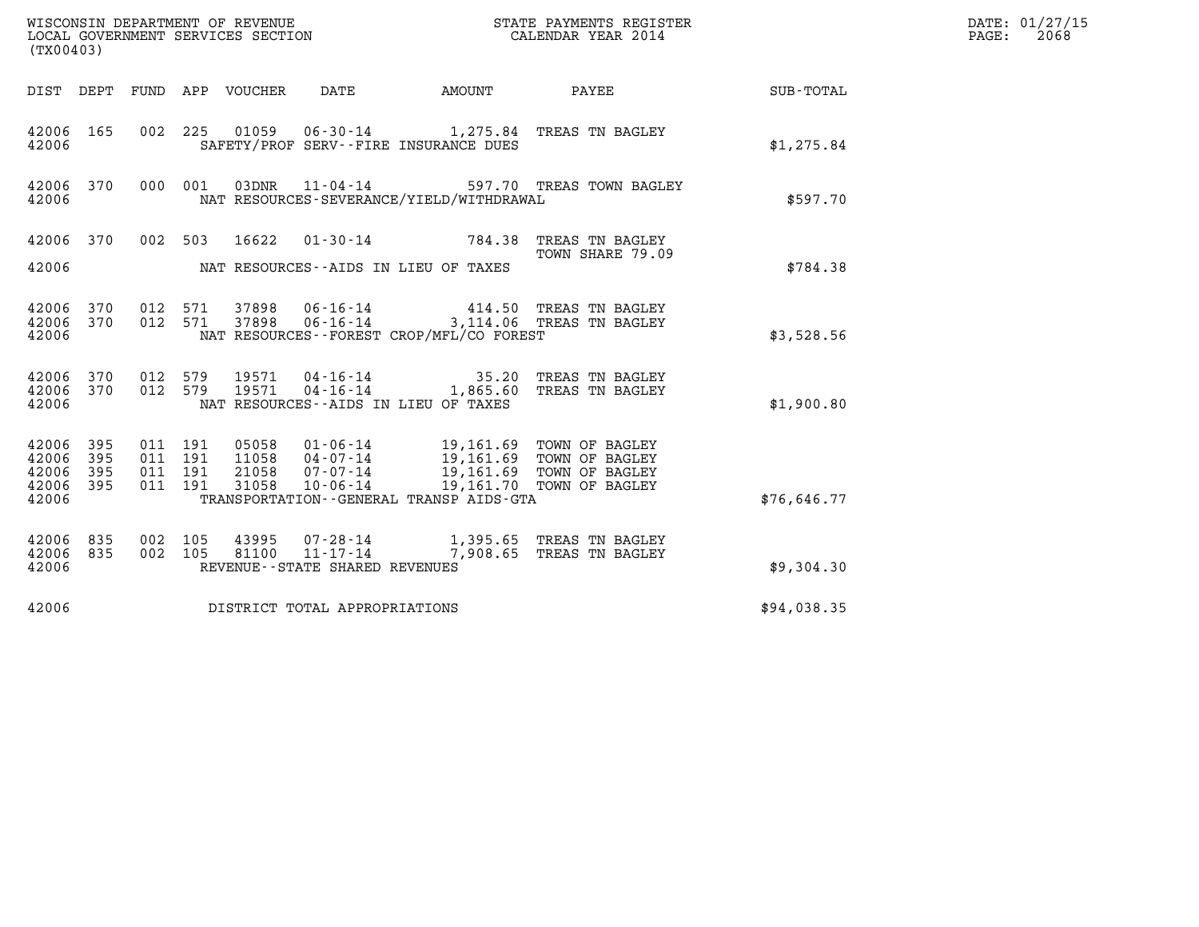WISCONSIN DEPARTMENT OF REVENUE
LOCAL GOVERNMENT SERVICES SECTION
(TX00403)

STATE PAYMENTS REGISTER
CALENDAR YEAR 2014

DATE: 01/27/15
PAGE: 2068

| DIST | DEPT | FUND | APP | VOUCHER | DATE | AMOUNT | PAYEE | SUB-TOTAL |
|---|---|---|---|---|---|---|---|---|
| 42006 | 165 | 002 | 225 | 01059 | 06-30-14 | 1,275.84 | TREAS TN BAGLEY | |
| 42006 | | | | | SAFETY/PROF SERV--FIRE INSURANCE DUES | | | $1,275.84 |
| 42006 | 370 | 000 | 001 | 03DNR | 11-04-14 | 597.70 | TREAS TOWN BAGLEY | |
| 42006 | | | | | NAT RESOURCES-SEVERANCE/YIELD/WITHDRAWAL | | | $597.70 |
| 42006 | 370 | 002 | 503 | 16622 | 01-30-14 | 784.38 | TREAS TN BAGLEY TOWN SHARE 79.09 | |
| 42006 | | | | | NAT RESOURCES--AIDS IN LIEU OF TAXES | | | $784.38 |
| 42006 | 370 | 012 | 571 | 37898 | 06-16-14 | 414.50 | TREAS TN BAGLEY | |
| 42006 | 370 | 012 | 571 | 37898 | 06-16-14 | 3,114.06 | TREAS TN BAGLEY | |
| 42006 | | | | | NAT RESOURCES--FOREST CROP/MFL/CO FOREST | | | $3,528.56 |
| 42006 | 370 | 012 | 579 | 19571 | 04-16-14 | 35.20 | TREAS TN BAGLEY | |
| 42006 | 370 | 012 | 579 | 19571 | 04-16-14 | 1,865.60 | TREAS TN BAGLEY | |
| 42006 | | | | | NAT RESOURCES--AIDS IN LIEU OF TAXES | | | $1,900.80 |
| 42006 | 395 | 011 | 191 | 05058 | 01-06-14 | 19,161.69 | TOWN OF BAGLEY | |
| 42006 | 395 | 011 | 191 | 11058 | 04-07-14 | 19,161.69 | TOWN OF BAGLEY | |
| 42006 | 395 | 011 | 191 | 21058 | 07-07-14 | 19,161.69 | TOWN OF BAGLEY | |
| 42006 | 395 | 011 | 191 | 31058 | 10-06-14 | 19,161.70 | TOWN OF BAGLEY | |
| 42006 | | | | | TRANSPORTATION--GENERAL TRANSP AIDS-GTA | | | $76,646.77 |
| 42006 | 835 | 002 | 105 | 43995 | 07-28-14 | 1,395.65 | TREAS TN BAGLEY | |
| 42006 | 835 | 002 | 105 | 81100 | 11-17-14 | 7,908.65 | TREAS TN BAGLEY | |
| 42006 | | | | | REVENUE--STATE SHARED REVENUES | | | $9,304.30 |
| 42006 | | | | | DISTRICT TOTAL APPROPRIATIONS | | | $94,038.35 |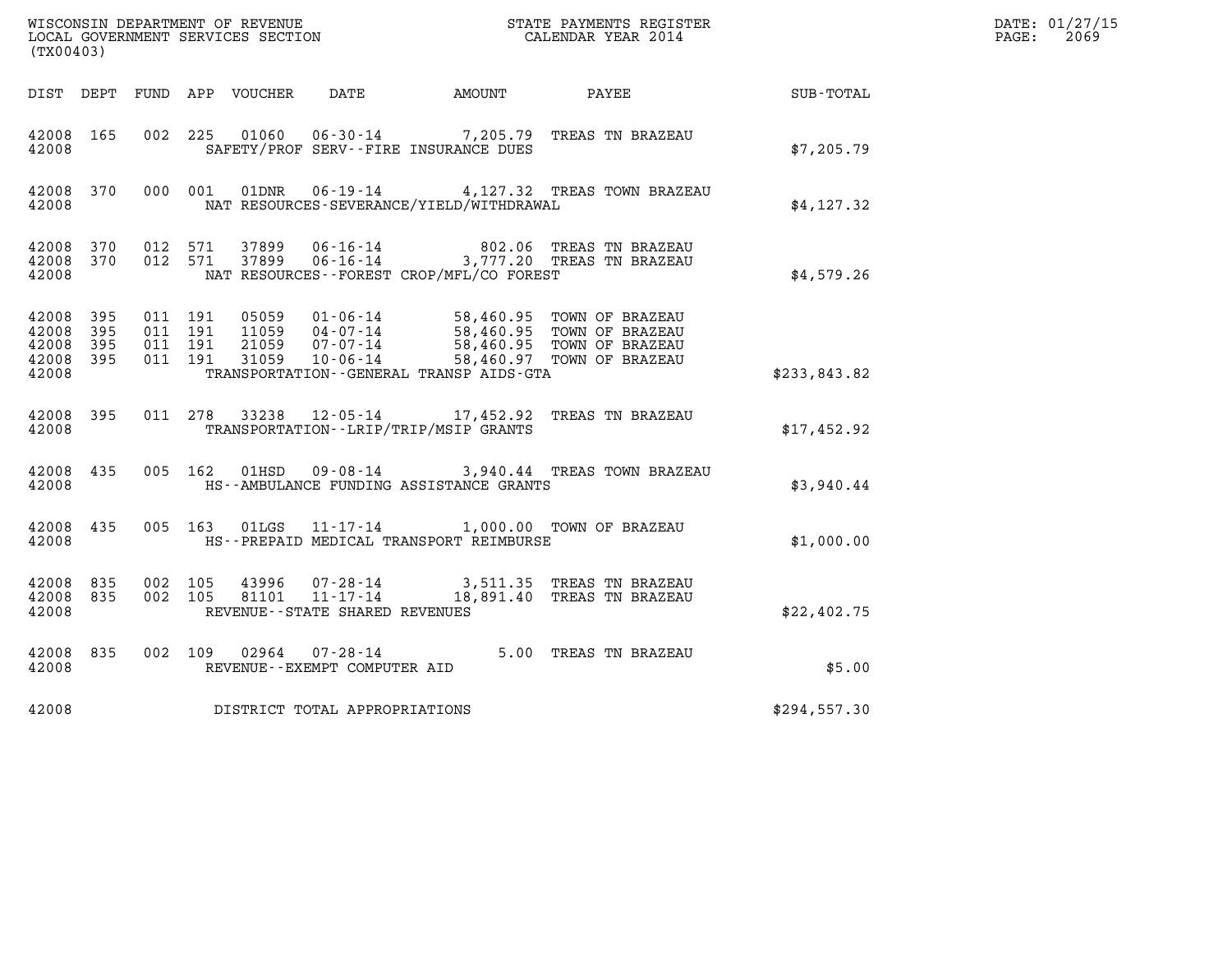WISCONSIN DEPARTMENT OF REVENUE
LOCAL GOVERNMENT SERVICES SECTION
(TX00403)

STATE PAYMENTS REGISTER
CALENDAR YEAR 2014

DATE: 01/27/15
PAGE: 2069

| DIST | DEPT | FUND | APP | VOUCHER | DATE | AMOUNT | PAYEE | SUB-TOTAL |
|---|---|---|---|---|---|---|---|---|
| 42008 | 165 | 002 | 225 | 01060 | 06-30-14 | 7,205.79 | TREAS TN BRAZEAU | |
| 42008 | | | | SAFETY/PROF SERV--FIRE INSURANCE DUES | | | | $7,205.79 |
| 42008 | 370 | 000 | 001 | 01DNR | 06-19-14 | 4,127.32 | TREAS TOWN BRAZEAU | |
| 42008 | | | | NAT RESOURCES-SEVERANCE/YIELD/WITHDRAWAL | | | | $4,127.32 |
| 42008 | 370 | 012 | 571 | 37899 | 06-16-14 | 802.06 | TREAS TN BRAZEAU | |
| 42008 | 370 | 012 | 571 | 37899 | 06-16-14 | 3,777.20 | TREAS TN BRAZEAU | |
| 42008 | | | | NAT RESOURCES--FOREST CROP/MFL/CO FOREST | | | | $4,579.26 |
| 42008 | 395 | 011 | 191 | 05059 | 01-06-14 | 58,460.95 | TOWN OF BRAZEAU | |
| 42008 | 395 | 011 | 191 | 11059 | 04-07-14 | 58,460.95 | TOWN OF BRAZEAU | |
| 42008 | 395 | 011 | 191 | 21059 | 07-07-14 | 58,460.95 | TOWN OF BRAZEAU | |
| 42008 | 395 | 011 | 191 | 31059 | 10-06-14 | 58,460.97 | TOWN OF BRAZEAU | |
| 42008 | | | | TRANSPORTATION--GENERAL TRANSP AIDS-GTA | | | | $233,843.82 |
| 42008 | 395 | 011 | 278 | 33238 | 12-05-14 | 17,452.92 | TREAS TN BRAZEAU | |
| 42008 | | | | TRANSPORTATION--LRIP/TRIP/MSIP GRANTS | | | | $17,452.92 |
| 42008 | 435 | 005 | 162 | 01HSD | 09-08-14 | 3,940.44 | TREAS TOWN BRAZEAU | |
| 42008 | | | | HS--AMBULANCE FUNDING ASSISTANCE GRANTS | | | | $3,940.44 |
| 42008 | 435 | 005 | 163 | 01LGS | 11-17-14 | 1,000.00 | TOWN OF BRAZEAU | |
| 42008 | | | | HS--PREPAID MEDICAL TRANSPORT REIMBURSE | | | | $1,000.00 |
| 42008 | 835 | 002 | 105 | 43996 | 07-28-14 | 3,511.35 | TREAS TN BRAZEAU | |
| 42008 | 835 | 002 | 105 | 81101 | 11-17-14 | 18,891.40 | TREAS TN BRAZEAU | |
| 42008 | | | | REVENUE--STATE SHARED REVENUES | | | | $22,402.75 |
| 42008 | 835 | 002 | 109 | 02964 | 07-28-14 | 5.00 | TREAS TN BRAZEAU | |
| 42008 | | | | REVENUE--EXEMPT COMPUTER AID | | | | $5.00 |
| 42008 | | | | DISTRICT TOTAL APPROPRIATIONS | | | | $294,557.30 |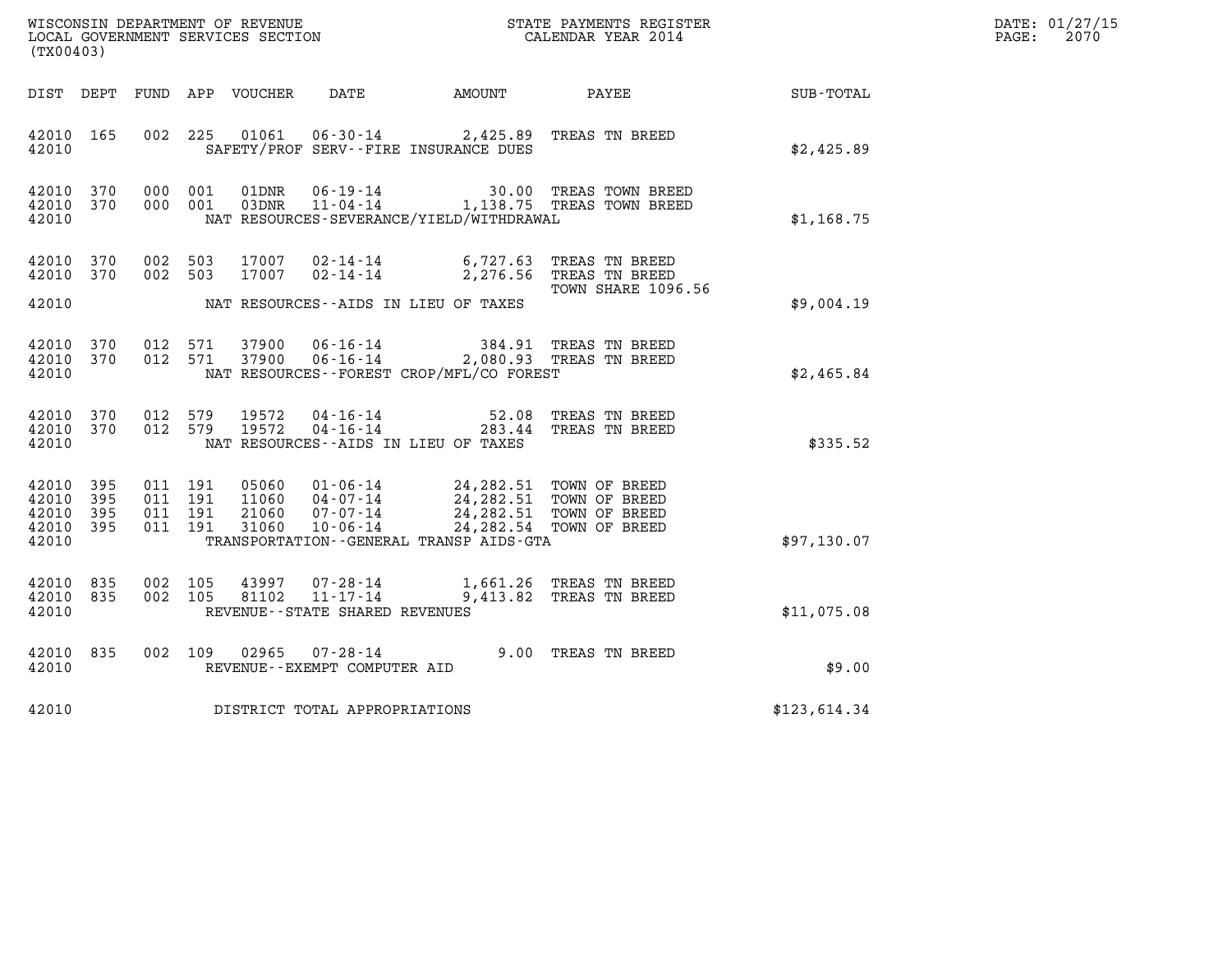WISCONSIN DEPARTMENT OF REVENUE
LOCAL GOVERNMENT SERVICES SECTION
(TX00403)

STATE PAYMENTS REGISTER
CALENDAR YEAR 2014

DATE: 01/27/15
PAGE: 2070

| DIST | DEPT | FUND | APP | VOUCHER | DATE | AMOUNT | PAYEE | SUB-TOTAL |
|---|---|---|---|---|---|---|---|---|
| 42010 | 165 | 002 | 225 | 01061 | 06-30-14 | 2,425.89 | TREAS TN BREED | |
| 42010 | | | | | SAFETY/PROF SERV--FIRE INSURANCE DUES | | | $2,425.89 |
| 42010 | 370 | 000 | 001 | 01DNR | 06-19-14 | 30.00 | TREAS TOWN BREED | |
| 42010 | 370 | 000 | 001 | 03DNR | 11-04-14 | 1,138.75 | TREAS TOWN BREED | |
| 42010 | | | | | NAT RESOURCES-SEVERANCE/YIELD/WITHDRAWAL | | | $1,168.75 |
| 42010 | 370 | 002 | 503 | 17007 | 02-14-14 | 6,727.63 | TREAS TN BREED | |
| 42010 | 370 | 002 | 503 | 17007 | 02-14-14 | 2,276.56 | TREAS TN BREED TOWN SHARE 1096.56 | |
| 42010 | | | | | NAT RESOURCES--AIDS IN LIEU OF TAXES | | | $9,004.19 |
| 42010 | 370 | 012 | 571 | 37900 | 06-16-14 | 384.91 | TREAS TN BREED | |
| 42010 | 370 | 012 | 571 | 37900 | 06-16-14 | 2,080.93 | TREAS TN BREED | |
| 42010 | | | | | NAT RESOURCES--FOREST CROP/MFL/CO FOREST | | | $2,465.84 |
| 42010 | 370 | 012 | 579 | 19572 | 04-16-14 | 52.08 | TREAS TN BREED | |
| 42010 | 370 | 012 | 579 | 19572 | 04-16-14 | 283.44 | TREAS TN BREED | |
| 42010 | | | | | NAT RESOURCES--AIDS IN LIEU OF TAXES | | | $335.52 |
| 42010 | 395 | 011 | 191 | 05060 | 01-06-14 | 24,282.51 | TOWN OF BREED | |
| 42010 | 395 | 011 | 191 | 11060 | 04-07-14 | 24,282.51 | TOWN OF BREED | |
| 42010 | 395 | 011 | 191 | 21060 | 07-07-14 | 24,282.51 | TOWN OF BREED | |
| 42010 | 395 | 011 | 191 | 31060 | 10-06-14 | 24,282.54 | TOWN OF BREED | |
| 42010 | | | | | TRANSPORTATION--GENERAL TRANSP AIDS-GTA | | | $97,130.07 |
| 42010 | 835 | 002 | 105 | 43997 | 07-28-14 | 1,661.26 | TREAS TN BREED | |
| 42010 | 835 | 002 | 105 | 81102 | 11-17-14 | 9,413.82 | TREAS TN BREED | |
| 42010 | | | | | REVENUE--STATE SHARED REVENUES | | | $11,075.08 |
| 42010 | 835 | 002 | 109 | 02965 | 07-28-14 | 9.00 | TREAS TN BREED | |
| 42010 | | | | | REVENUE--EXEMPT COMPUTER AID | | | $9.00 |
| 42010 | | | | | DISTRICT TOTAL APPROPRIATIONS | | | $123,614.34 |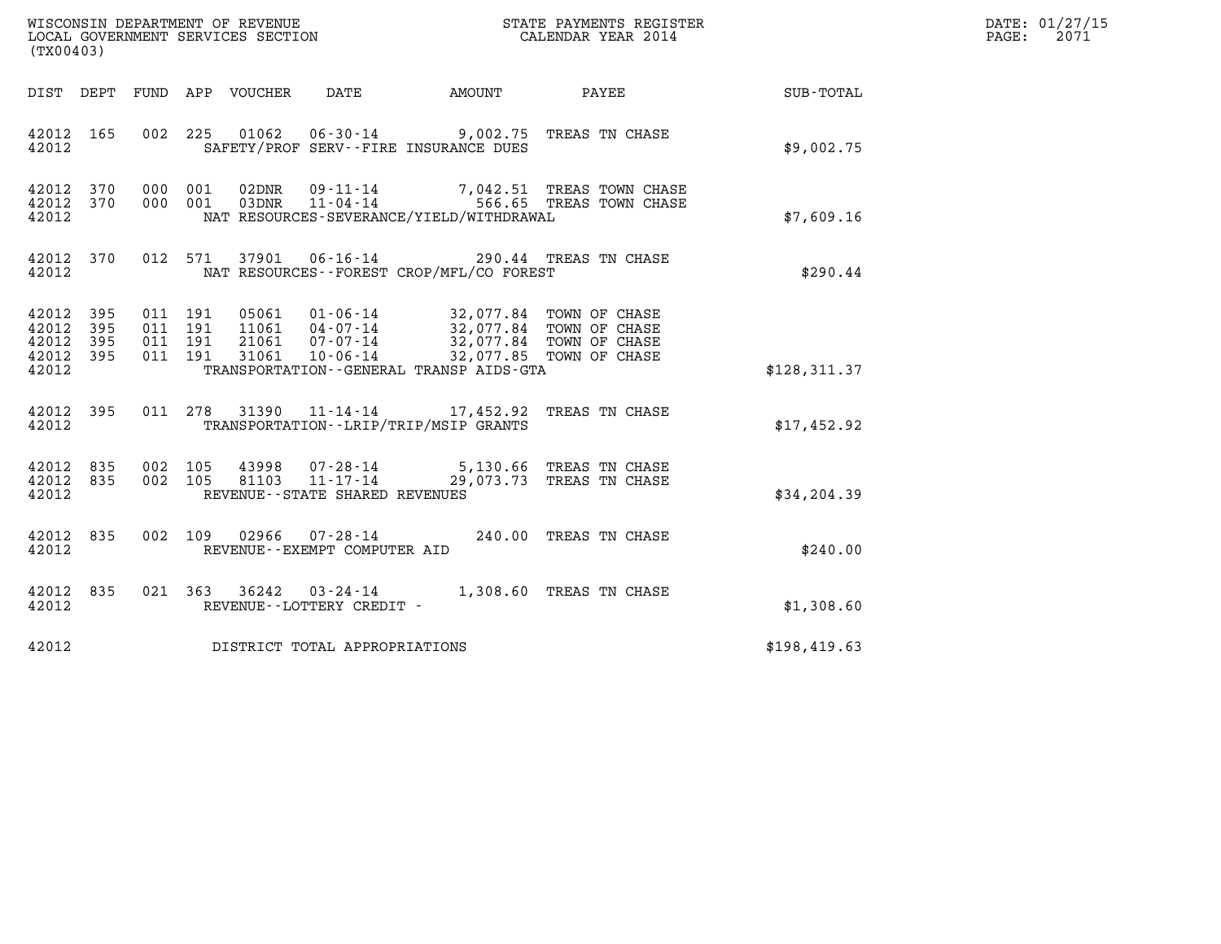WISCONSIN DEPARTMENT OF REVENUE
LOCAL GOVERNMENT SERVICES SECTION
(TX00403)

STATE PAYMENTS REGISTER
CALENDAR YEAR 2014

DATE: 01/27/15
PAGE: 2071

| DIST | DEPT | FUND | APP | VOUCHER | DATE | AMOUNT | PAYEE | SUB-TOTAL |
|---|---|---|---|---|---|---|---|---|
| 42012 | 165 | 002 | 225 | 01062 | 06-30-14 | 9,002.75 | TREAS TN CHASE | |
| 42012 | | | | | SAFETY/PROF SERV--FIRE INSURANCE DUES | | | $9,002.75 |
| 42012 | 370 | 000 | 001 | 02DNR | 09-11-14 | 7,042.51 | TREAS TOWN CHASE | |
| 42012 | 370 | 000 | 001 | 03DNR | 11-04-14 | 566.65 | TREAS TOWN CHASE | |
| 42012 | | | | | NAT RESOURCES-SEVERANCE/YIELD/WITHDRAWAL | | | $7,609.16 |
| 42012 | 370 | 012 | 571 | 37901 | 06-16-14 | 290.44 | TREAS TN CHASE | |
| 42012 | | | | | NAT RESOURCES--FOREST CROP/MFL/CO FOREST | | | $290.44 |
| 42012 | 395 | 011 | 191 | 05061 | 01-06-14 | 32,077.84 | TOWN OF CHASE | |
| 42012 | 395 | 011 | 191 | 11061 | 04-07-14 | 32,077.84 | TOWN OF CHASE | |
| 42012 | 395 | 011 | 191 | 21061 | 07-07-14 | 32,077.84 | TOWN OF CHASE | |
| 42012 | 395 | 011 | 191 | 31061 | 10-06-14 | 32,077.85 | TOWN OF CHASE | |
| 42012 | | | | | TRANSPORTATION--GENERAL TRANSP AIDS-GTA | | | $128,311.37 |
| 42012 | 395 | 011 | 278 | 31390 | 11-14-14 | 17,452.92 | TREAS TN CHASE | |
| 42012 | | | | | TRANSPORTATION--LRIP/TRIP/MSIP GRANTS | | | $17,452.92 |
| 42012 | 835 | 002 | 105 | 43998 | 07-28-14 | 5,130.66 | TREAS TN CHASE | |
| 42012 | 835 | 002 | 105 | 81103 | 11-17-14 | 29,073.73 | TREAS TN CHASE | |
| 42012 | | | | | REVENUE--STATE SHARED REVENUES | | | $34,204.39 |
| 42012 | 835 | 002 | 109 | 02966 | 07-28-14 | 240.00 | TREAS TN CHASE | |
| 42012 | | | | | REVENUE--EXEMPT COMPUTER AID | | | $240.00 |
| 42012 | 835 | 021 | 363 | 36242 | 03-24-14 | 1,308.60 | TREAS TN CHASE | |
| 42012 | | | | | REVENUE--LOTTERY CREDIT - | | | $1,308.60 |
| 42012 | | | | | DISTRICT TOTAL APPROPRIATIONS | | | $198,419.63 |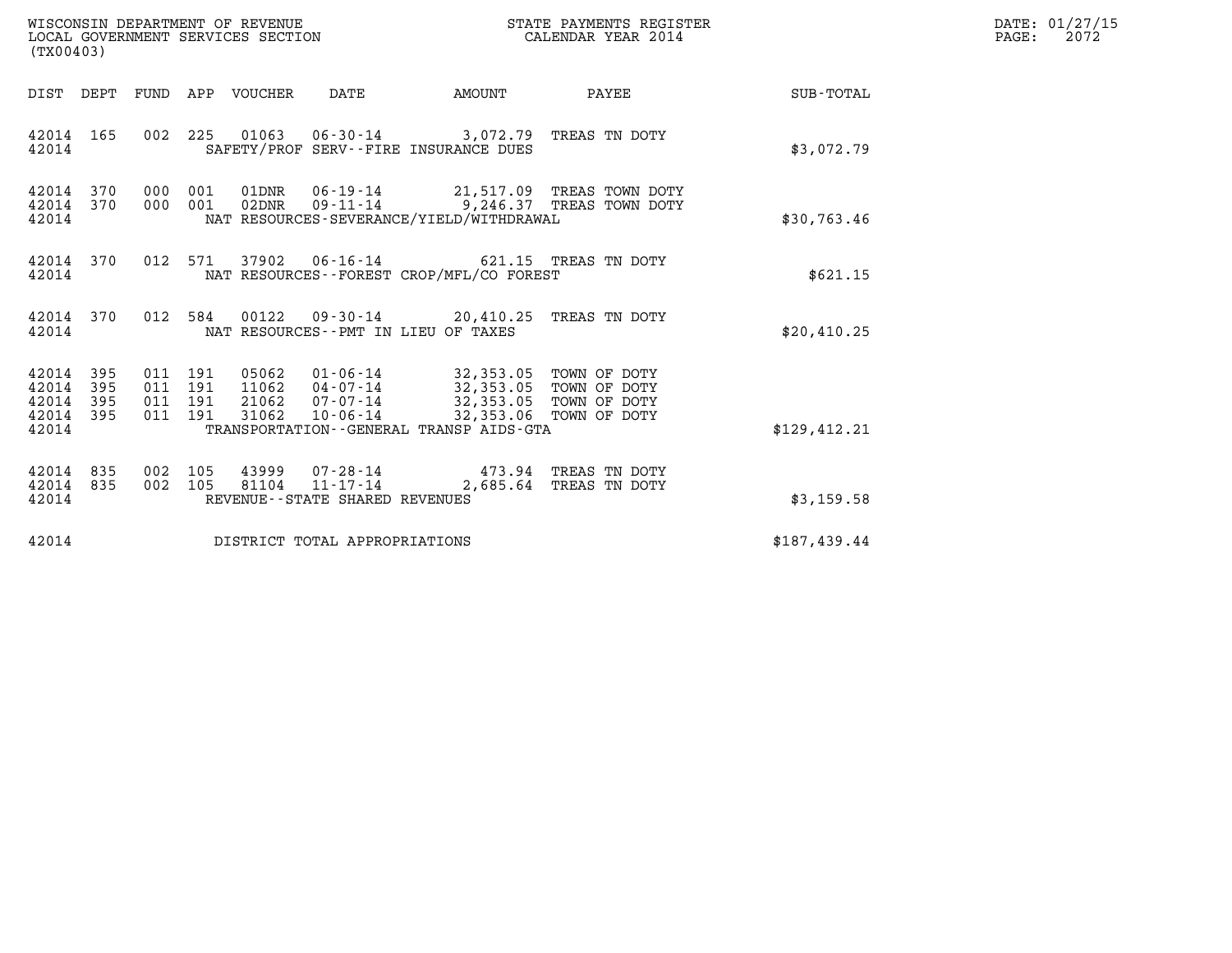WISCONSIN DEPARTMENT OF REVENUE
LOCAL GOVERNMENT SERVICES SECTION
(TX00403)

STATE PAYMENTS REGISTER
CALENDAR YEAR 2014

| DIST | DEPT | FUND | APP | VOUCHER | DATE | AMOUNT | PAYEE | SUB-TOTAL |
|---|---|---|---|---|---|---|---|---|
| 42014 | 165 | 002 | 225 | 01063 | 06-30-14 | 3,072.79 | TREAS TN DOTY | |
| 42014 | | | | SAFETY/PROF SERV--FIRE INSURANCE DUES | | | | $3,072.79 |
| 42014 | 370 | 000 | 001 | 01DNR | 06-19-14 | 21,517.09 | TREAS TOWN DOTY | |
| 42014 | 370 | 000 | 001 | 02DNR | 09-11-14 | 9,246.37 | TREAS TOWN DOTY | |
| 42014 | | | | NAT RESOURCES-SEVERANCE/YIELD/WITHDRAWAL | | | | $30,763.46 |
| 42014 | 370 | 012 | 571 | 37902 | 06-16-14 | 621.15 | TREAS TN DOTY | |
| 42014 | | | | NAT RESOURCES--FOREST CROP/MFL/CO FOREST | | | | $621.15 |
| 42014 | 370 | 012 | 584 | 00122 | 09-30-14 | 20,410.25 | TREAS TN DOTY | |
| 42014 | | | | NAT RESOURCES--PMT IN LIEU OF TAXES | | | | $20,410.25 |
| 42014 | 395 | 011 | 191 | 05062 | 01-06-14 | 32,353.05 | TOWN OF DOTY | |
| 42014 | 395 | 011 | 191 | 11062 | 04-07-14 | 32,353.05 | TOWN OF DOTY | |
| 42014 | 395 | 011 | 191 | 21062 | 07-07-14 | 32,353.05 | TOWN OF DOTY | |
| 42014 | 395 | 011 | 191 | 31062 | 10-06-14 | 32,353.06 | TOWN OF DOTY | |
| 42014 | | | | TRANSPORTATION--GENERAL TRANSP AIDS-GTA | | | | $129,412.21 |
| 42014 | 835 | 002 | 105 | 43999 | 07-28-14 | 473.94 | TREAS TN DOTY | |
| 42014 | 835 | 002 | 105 | 81104 | 11-17-14 | 2,685.64 | TREAS TN DOTY | |
| 42014 | | | | REVENUE--STATE SHARED REVENUES | | | | $3,159.58 |
| 42014 | | | | DISTRICT TOTAL APPROPRIATIONS | | | | $187,439.44 |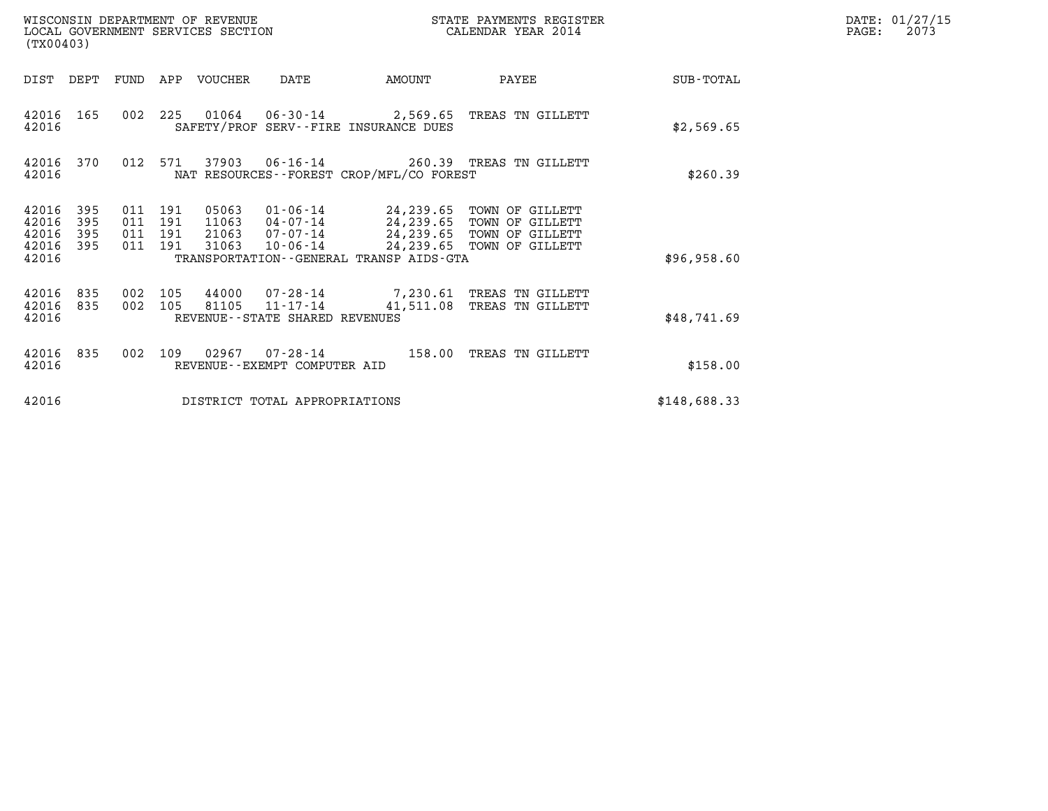WISCONSIN DEPARTMENT OF REVENUE
LOCAL GOVERNMENT SERVICES SECTION
(TX00403)

STATE PAYMENTS REGISTER
CALENDAR YEAR 2014

DATE: 01/27/15
PAGE: 2073

| DIST | DEPT | FUND | APP | VOUCHER | DATE | AMOUNT | PAYEE | SUB-TOTAL |
|---|---|---|---|---|---|---|---|---|
| 42016 | 165 | 002 | 225 | 01064 | 06-30-14 | 2,569.65 | TREAS TN GILLETT | |
| 42016 | | | | SAFETY/PROF SERV--FIRE INSURANCE DUES | | | | $2,569.65 |
| 42016 | 370 | 012 | 571 | 37903 | 06-16-14 | 260.39 | TREAS TN GILLETT | |
| 42016 | | | | NAT RESOURCES--FOREST CROP/MFL/CO FOREST | | | | $260.39 |
| 42016 | 395 | 011 | 191 | 05063 | 01-06-14 | 24,239.65 | TOWN OF GILLETT | |
| 42016 | 395 | 011 | 191 | 11063 | 04-07-14 | 24,239.65 | TOWN OF GILLETT | |
| 42016 | 395 | 011 | 191 | 21063 | 07-07-14 | 24,239.65 | TOWN OF GILLETT | |
| 42016 | 395 | 011 | 191 | 31063 | 10-06-14 | 24,239.65 | TOWN OF GILLETT | |
| 42016 | | | | TRANSPORTATION--GENERAL TRANSP AIDS-GTA | | | | $96,958.60 |
| 42016 | 835 | 002 | 105 | 44000 | 07-28-14 | 7,230.61 | TREAS TN GILLETT | |
| 42016 | 835 | 002 | 105 | 81105 | 11-17-14 | 41,511.08 | TREAS TN GILLETT | |
| 42016 | | | | REVENUE--STATE SHARED REVENUES | | | | $48,741.69 |
| 42016 | 835 | 002 | 109 | 02967 | 07-28-14 | 158.00 | TREAS TN GILLETT | |
| 42016 | | | | REVENUE--EXEMPT COMPUTER AID | | | | $158.00 |
| 42016 | | | | DISTRICT TOTAL APPROPRIATIONS | | | | $148,688.33 |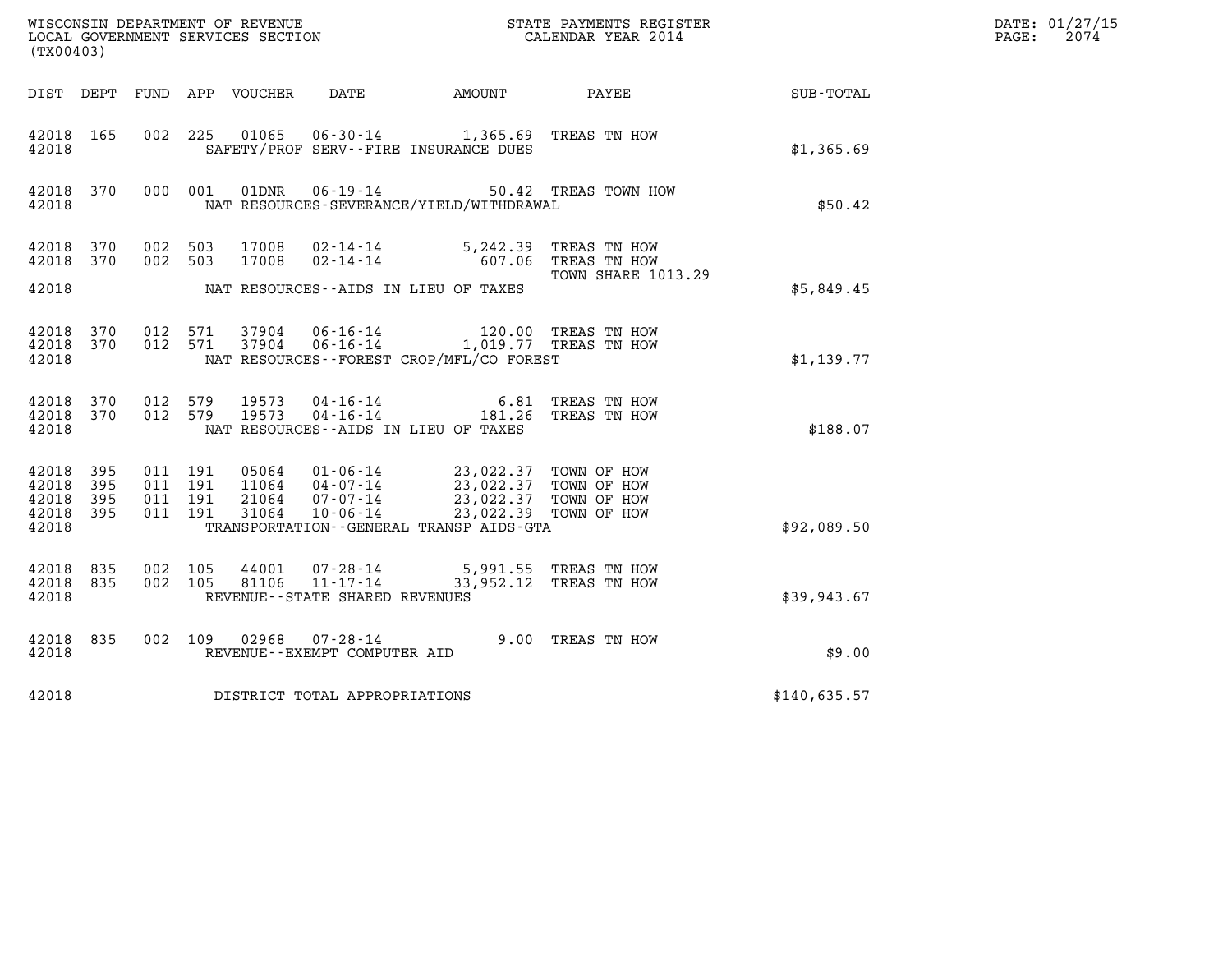WISCONSIN DEPARTMENT OF REVENUE
LOCAL GOVERNMENT SERVICES SECTION
(TX00403)

STATE PAYMENTS REGISTER
CALENDAR YEAR 2014

DATE: 01/27/15
PAGE: 2074

| DIST | DEPT | FUND | APP | VOUCHER | DATE | AMOUNT | PAYEE | SUB-TOTAL |
|---|---|---|---|---|---|---|---|---|
| 42018 | 165 | 002 | 225 | 01065 | 06-30-14 | 1,365.69 | TREAS TN HOW | |
| 42018 | | | | | SAFETY/PROF SERV--FIRE INSURANCE DUES | | | $1,365.69 |
| 42018 | 370 | 000 | 001 | 01DNR | 06-19-14 | 50.42 | TREAS TOWN HOW | |
| 42018 | | | | | NAT RESOURCES-SEVERANCE/YIELD/WITHDRAWAL | | | $50.42 |
| 42018 | 370 | 002 | 503 | 17008 | 02-14-14 | 5,242.39 | TREAS TN HOW | |
| 42018 | 370 | 002 | 503 | 17008 | 02-14-14 | 607.06 | TREAS TN HOW TOWN SHARE 1013.29 | |
| 42018 | | | | | NAT RESOURCES--AIDS IN LIEU OF TAXES | | | $5,849.45 |
| 42018 | 370 | 012 | 571 | 37904 | 06-16-14 | 120.00 | TREAS TN HOW | |
| 42018 | 370 | 012 | 571 | 37904 | 06-16-14 | 1,019.77 | TREAS TN HOW | |
| 42018 | | | | | NAT RESOURCES--FOREST CROP/MFL/CO FOREST | | | $1,139.77 |
| 42018 | 370 | 012 | 579 | 19573 | 04-16-14 | 6.81 | TREAS TN HOW | |
| 42018 | 370 | 012 | 579 | 19573 | 04-16-14 | 181.26 | TREAS TN HOW | |
| 42018 | | | | | NAT RESOURCES--AIDS IN LIEU OF TAXES | | | $188.07 |
| 42018 | 395 | 011 | 191 | 05064 | 01-06-14 | 23,022.37 | TOWN OF HOW | |
| 42018 | 395 | 011 | 191 | 11064 | 04-07-14 | 23,022.37 | TOWN OF HOW | |
| 42018 | 395 | 011 | 191 | 21064 | 07-07-14 | 23,022.37 | TOWN OF HOW | |
| 42018 | 395 | 011 | 191 | 31064 | 10-06-14 | 23,022.39 | TOWN OF HOW | |
| 42018 | | | | | TRANSPORTATION--GENERAL TRANSP AIDS-GTA | | | $92,089.50 |
| 42018 | 835 | 002 | 105 | 44001 | 07-28-14 | 5,991.55 | TREAS TN HOW | |
| 42018 | 835 | 002 | 105 | 81106 | 11-17-14 | 33,952.12 | TREAS TN HOW | |
| 42018 | | | | | REVENUE--STATE SHARED REVENUES | | | $39,943.67 |
| 42018 | 835 | 002 | 109 | 02968 | 07-28-14 | 9.00 | TREAS TN HOW | |
| 42018 | | | | | REVENUE--EXEMPT COMPUTER AID | | | $9.00 |
| 42018 | | | | | DISTRICT TOTAL APPROPRIATIONS | | | $140,635.57 |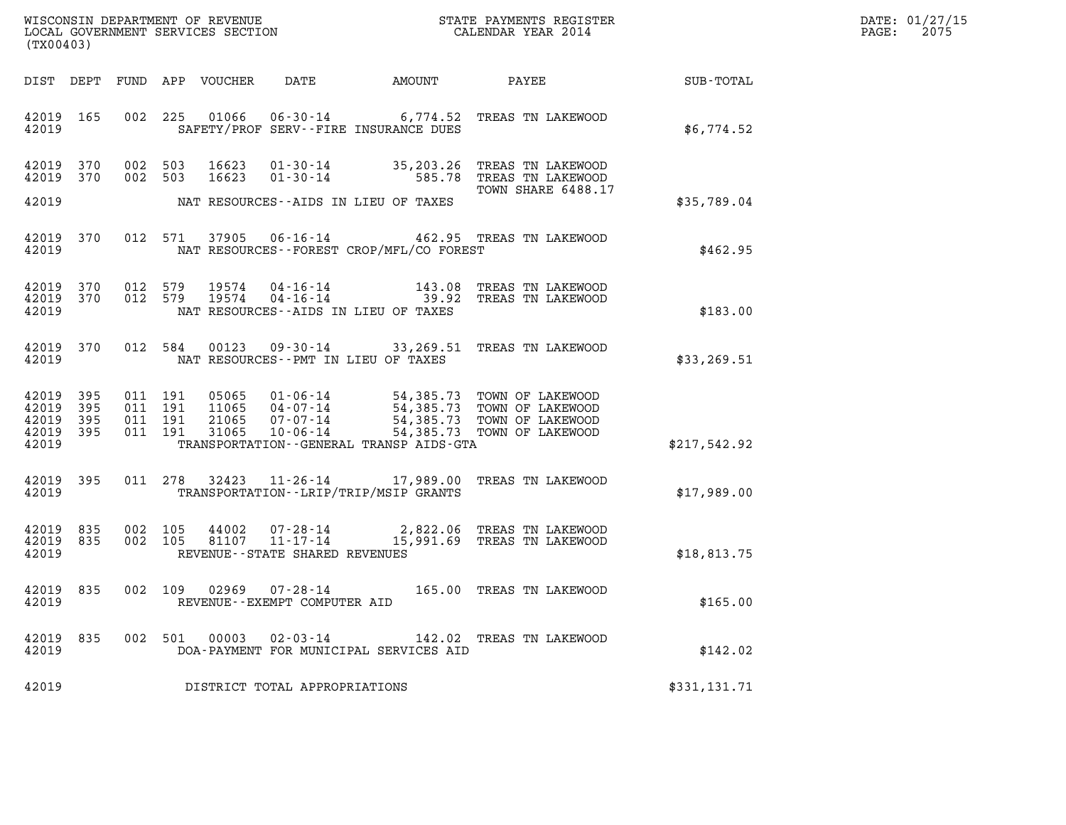WISCONSIN DEPARTMENT OF REVENUE
LOCAL GOVERNMENT SERVICES SECTION
(TX00403)

STATE PAYMENTS REGISTER
CALENDAR YEAR 2014

DATE: 01/27/15
PAGE: 2075

| DIST | DEPT | FUND | APP | VOUCHER | DATE | AMOUNT | PAYEE | SUB-TOTAL |
|---|---|---|---|---|---|---|---|---|
| 42019 | 165 | 002 | 225 | 01066 | 06-30-14 | 6,774.52 | TREAS TN LAKEWOOD | |
| 42019 | | | | | SAFETY/PROF SERV--FIRE INSURANCE DUES | | | $6,774.52 |
| 42019 | 370 | 002 | 503 | 16623 | 01-30-14 | 35,203.26 | TREAS TN LAKEWOOD | |
| 42019 | 370 | 002 | 503 | 16623 | 01-30-14 | 585.78 | TREAS TN LAKEWOOD | |
| | | | | | | | TOWN SHARE 6488.17 | |
| 42019 | | | | | NAT RESOURCES--AIDS IN LIEU OF TAXES | | | $35,789.04 |
| 42019 | 370 | 012 | 571 | 37905 | 06-16-14 | 462.95 | TREAS TN LAKEWOOD | |
| 42019 | | | | | NAT RESOURCES--FOREST CROP/MFL/CO FOREST | | | $462.95 |
| 42019 | 370 | 012 | 579 | 19574 | 04-16-14 | 143.08 | TREAS TN LAKEWOOD | |
| 42019 | 370 | 012 | 579 | 19574 | 04-16-14 | 39.92 | TREAS TN LAKEWOOD | |
| 42019 | | | | | NAT RESOURCES--AIDS IN LIEU OF TAXES | | | $183.00 |
| 42019 | 370 | 012 | 584 | 00123 | 09-30-14 | 33,269.51 | TREAS TN LAKEWOOD | |
| 42019 | | | | | NAT RESOURCES--PMT IN LIEU OF TAXES | | | $33,269.51 |
| 42019 | 395 | 011 | 191 | 05065 | 01-06-14 | 54,385.73 | TOWN OF LAKEWOOD | |
| 42019 | 395 | 011 | 191 | 11065 | 04-07-14 | 54,385.73 | TOWN OF LAKEWOOD | |
| 42019 | 395 | 011 | 191 | 21065 | 07-07-14 | 54,385.73 | TOWN OF LAKEWOOD | |
| 42019 | 395 | 011 | 191 | 31065 | 10-06-14 | 54,385.73 | TOWN OF LAKEWOOD | |
| 42019 | | | | | TRANSPORTATION--GENERAL TRANSP AIDS-GTA | | | $217,542.92 |
| 42019 | 395 | 011 | 278 | 32423 | 11-26-14 | 17,989.00 | TREAS TN LAKEWOOD | |
| 42019 | | | | | TRANSPORTATION--LRIP/TRIP/MSIP GRANTS | | | $17,989.00 |
| 42019 | 835 | 002 | 105 | 44002 | 07-28-14 | 2,822.06 | TREAS TN LAKEWOOD | |
| 42019 | 835 | 002 | 105 | 81107 | 11-17-14 | 15,991.69 | TREAS TN LAKEWOOD | |
| 42019 | | | | | REVENUE--STATE SHARED REVENUES | | | $18,813.75 |
| 42019 | 835 | 002 | 109 | 02969 | 07-28-14 | 165.00 | TREAS TN LAKEWOOD | |
| 42019 | | | | | REVENUE--EXEMPT COMPUTER AID | | | $165.00 |
| 42019 | 835 | 002 | 501 | 00003 | 02-03-14 | 142.02 | TREAS TN LAKEWOOD | |
| 42019 | | | | | DOA-PAYMENT FOR MUNICIPAL SERVICES AID | | | $142.02 |
| 42019 | | | | | DISTRICT TOTAL APPROPRIATIONS | | | $331,131.71 |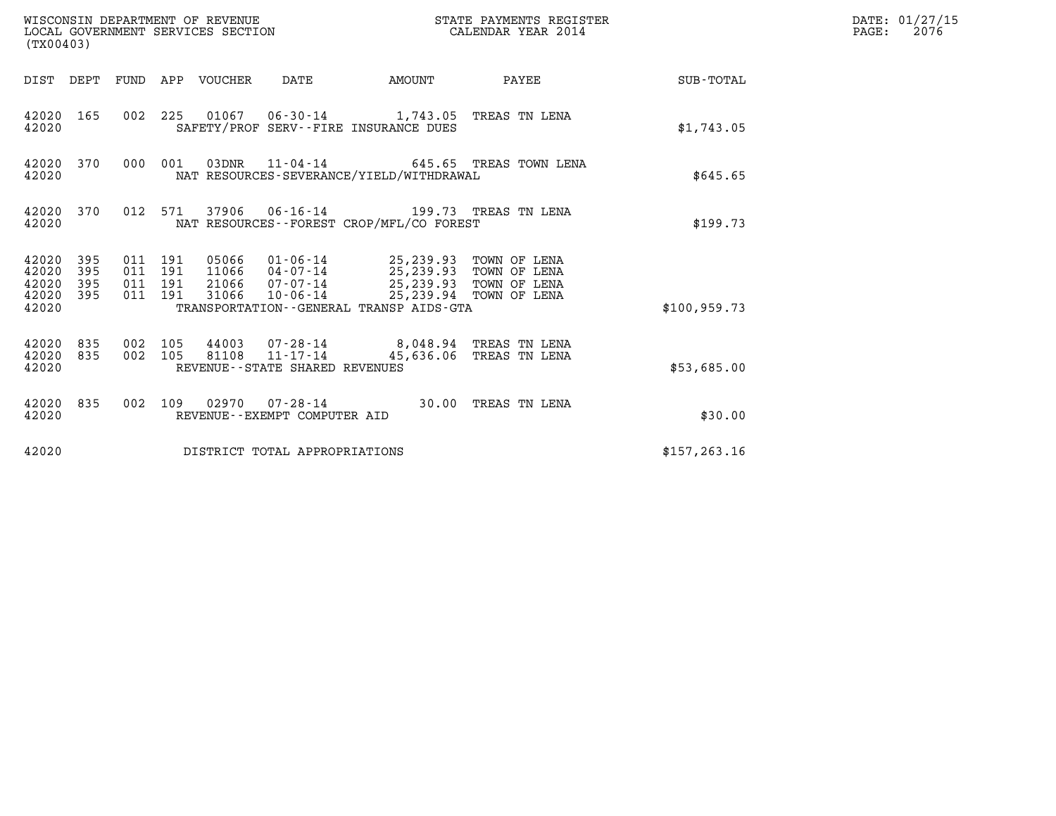WISCONSIN DEPARTMENT OF REVENUE
LOCAL GOVERNMENT SERVICES SECTION
(TX00403)

STATE PAYMENTS REGISTER
CALENDAR YEAR 2014

DATE: 01/27/15
PAGE: 2076

| DIST | DEPT | FUND | APP | VOUCHER | DATE | AMOUNT | PAYEE | SUB-TOTAL |
|---|---|---|---|---|---|---|---|---|
| 42020 | 165 | 002 | 225 | 01067 | 06-30-14 | 1,743.05 | TREAS TN LENA | |
| 42020 | | | | SAFETY/PROF SERV--FIRE INSURANCE DUES | | | | $1,743.05 |
| 42020 | 370 | 000 | 001 | 03DNR | 11-04-14 | 645.65 | TREAS TOWN LENA | |
| 42020 | | | | NAT RESOURCES-SEVERANCE/YIELD/WITHDRAWAL | | | | $645.65 |
| 42020 | 370 | 012 | 571 | 37906 | 06-16-14 | 199.73 | TREAS TN LENA | |
| 42020 | | | | NAT RESOURCES--FOREST CROP/MFL/CO FOREST | | | | $199.73 |
| 42020 | 395 | 011 | 191 | 05066 | 01-06-14 | 25,239.93 | TOWN OF LENA | |
| 42020 | 395 | 011 | 191 | 11066 | 04-07-14 | 25,239.93 | TOWN OF LENA | |
| 42020 | 395 | 011 | 191 | 21066 | 07-07-14 | 25,239.93 | TOWN OF LENA | |
| 42020 | 395 | 011 | 191 | 31066 | 10-06-14 | 25,239.94 | TOWN OF LENA | |
| 42020 | | | | TRANSPORTATION--GENERAL TRANSP AIDS-GTA | | | | $100,959.73 |
| 42020 | 835 | 002 | 105 | 44003 | 07-28-14 | 8,048.94 | TREAS TN LENA | |
| 42020 | 835 | 002 | 105 | 81108 | 11-17-14 | 45,636.06 | TREAS TN LENA | |
| 42020 | | | | REVENUE--STATE SHARED REVENUES | | | | $53,685.00 |
| 42020 | 835 | 002 | 109 | 02970 | 07-28-14 | 30.00 | TREAS TN LENA | |
| 42020 | | | | REVENUE--EXEMPT COMPUTER AID | | | | $30.00 |
| 42020 | | | | DISTRICT TOTAL APPROPRIATIONS | | | | $157,263.16 |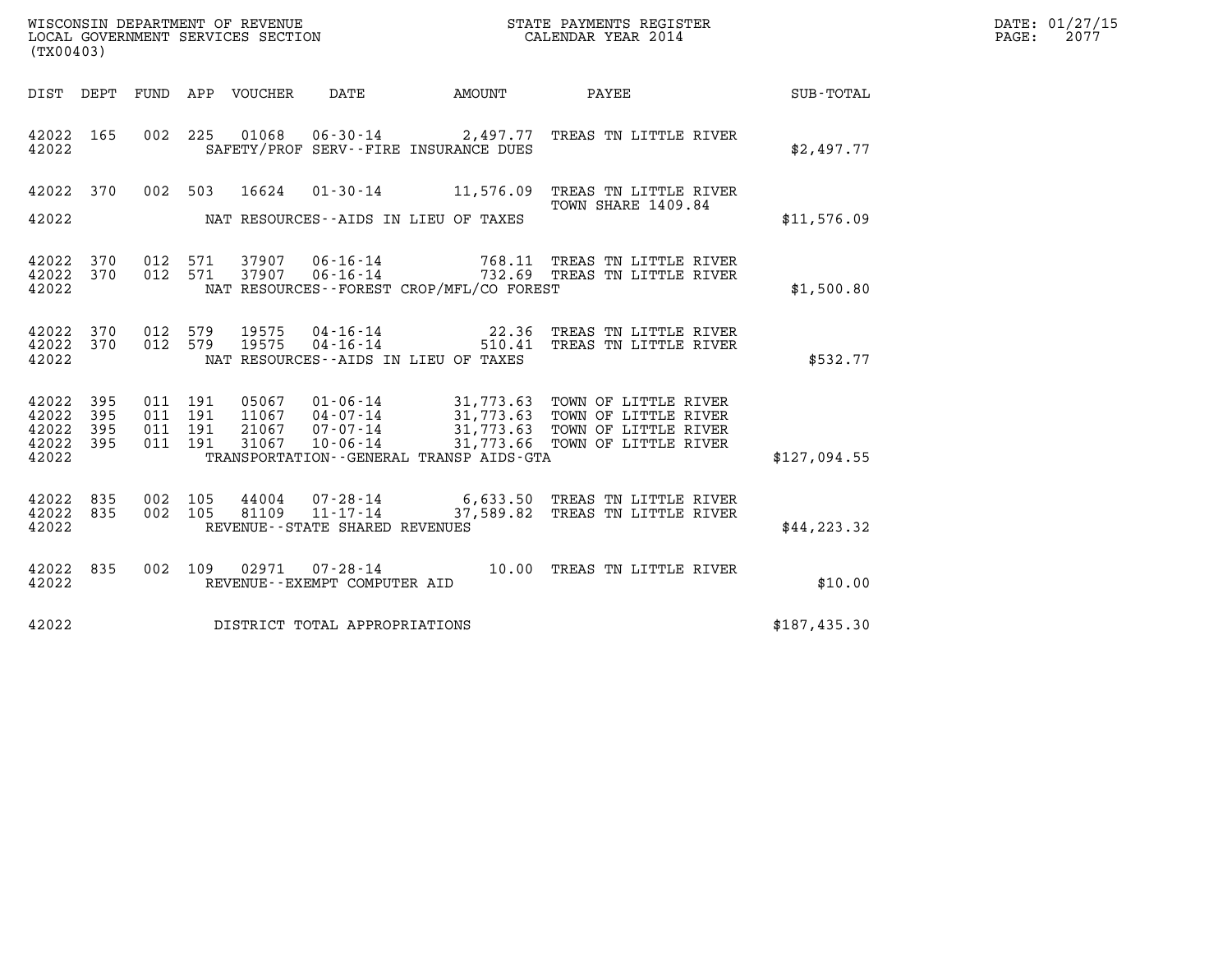WISCONSIN DEPARTMENT OF REVENUE
LOCAL GOVERNMENT SERVICES SECTION
(TX00403)

STATE PAYMENTS REGISTER
CALENDAR YEAR 2014

DATE: 01/27/15
PAGE: 2077

| DIST | DEPT | FUND | APP | VOUCHER | DATE | AMOUNT | PAYEE | SUB-TOTAL |
|---|---|---|---|---|---|---|---|---|
| 42022 | 165 | 002 | 225 | 01068 | 06-30-14 | 2,497.77 | TREAS TN LITTLE RIVER | |
| 42022 | | | | | SAFETY/PROF SERV--FIRE INSURANCE DUES | | | $2,497.77 |
| 42022 | 370 | 002 | 503 | 16624 | 01-30-14 | 11,576.09 | TREAS TN LITTLE RIVER TOWN SHARE 1409.84 | |
| 42022 | | | | | NAT RESOURCES--AIDS IN LIEU OF TAXES | | | $11,576.09 |
| 42022 | 370 | 012 | 571 | 37907 | 06-16-14 | 768.11 | TREAS TN LITTLE RIVER | |
| 42022 | 370 | 012 | 571 | 37907 | 06-16-14 | 732.69 | TREAS TN LITTLE RIVER | |
| 42022 | | | | | NAT RESOURCES--FOREST CROP/MFL/CO FOREST | | | $1,500.80 |
| 42022 | 370 | 012 | 579 | 19575 | 04-16-14 | 22.36 | TREAS TN LITTLE RIVER | |
| 42022 | 370 | 012 | 579 | 19575 | 04-16-14 | 510.41 | TREAS TN LITTLE RIVER | |
| 42022 | | | | | NAT RESOURCES--AIDS IN LIEU OF TAXES | | | $532.77 |
| 42022 | 395 | 011 | 191 | 05067 | 01-06-14 | 31,773.63 | TOWN OF LITTLE RIVER | |
| 42022 | 395 | 011 | 191 | 11067 | 04-07-14 | 31,773.63 | TOWN OF LITTLE RIVER | |
| 42022 | 395 | 011 | 191 | 21067 | 07-07-14 | 31,773.63 | TOWN OF LITTLE RIVER | |
| 42022 | 395 | 011 | 191 | 31067 | 10-06-14 | 31,773.66 | TOWN OF LITTLE RIVER | |
| 42022 | | | | | TRANSPORTATION--GENERAL TRANSP AIDS-GTA | | | $127,094.55 |
| 42022 | 835 | 002 | 105 | 44004 | 07-28-14 | 6,633.50 | TREAS TN LITTLE RIVER | |
| 42022 | 835 | 002 | 105 | 81109 | 11-17-14 | 37,589.82 | TREAS TN LITTLE RIVER | |
| 42022 | | | | | REVENUE--STATE SHARED REVENUES | | | $44,223.32 |
| 42022 | 835 | 002 | 109 | 02971 | 07-28-14 | 10.00 | TREAS TN LITTLE RIVER | |
| 42022 | | | | | REVENUE--EXEMPT COMPUTER AID | | | $10.00 |
| 42022 | | | | | DISTRICT TOTAL APPROPRIATIONS | | | $187,435.30 |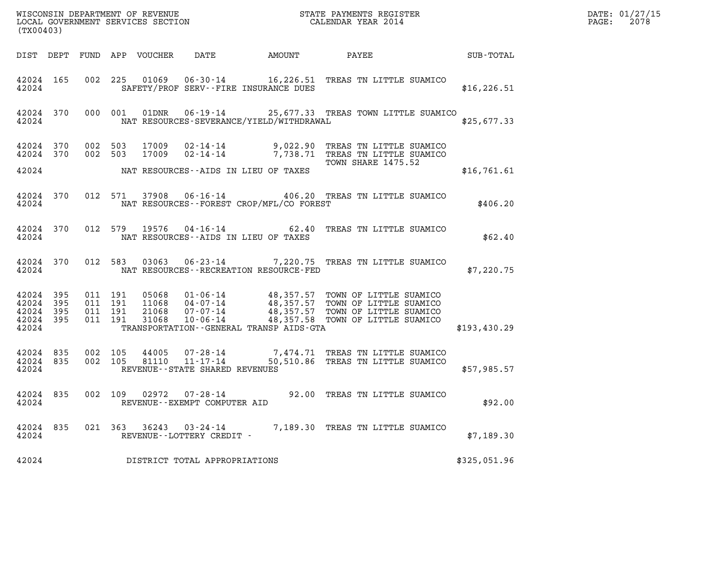WISCONSIN DEPARTMENT OF REVENUE
LOCAL GOVERNMENT SERVICES SECTION
(TX00403)

STATE PAYMENTS REGISTER
CALENDAR YEAR 2014

DATE: 01/27/15
PAGE: 2078

| DIST | DEPT | FUND | APP | VOUCHER | DATE | AMOUNT | PAYEE | SUB-TOTAL |
|---|---|---|---|---|---|---|---|---|
| 42024 | 165 | 002 | 225 | 01069 | 06-30-14 | 16,226.51 | TREAS TN LITTLE SUAMICO | |
| 42024 | | | | SAFETY/PROF SERV--FIRE INSURANCE DUES | | | | $16,226.51 |
| 42024 | 370 | 000 | 001 | 01DNR | 06-19-14 | 25,677.33 | TREAS TOWN LITTLE SUAMICO | |
| 42024 | | | | NAT RESOURCES-SEVERANCE/YIELD/WITHDRAWAL | | | | $25,677.33 |
| 42024 | 370 | 002 | 503 | 17009 | 02-14-14 | 9,022.90 | TREAS TN LITTLE SUAMICO | |
| 42024 | 370 | 002 | 503 | 17009 | 02-14-14 | 7,738.71 | TREAS TN LITTLE SUAMICO TOWN SHARE 1475.52 | |
| 42024 | | | | NAT RESOURCES--AIDS IN LIEU OF TAXES | | | | $16,761.61 |
| 42024 | 370 | 012 | 571 | 37908 | 06-16-14 | 406.20 | TREAS TN LITTLE SUAMICO | |
| 42024 | | | | NAT RESOURCES--FOREST CROP/MFL/CO FOREST | | | | $406.20 |
| 42024 | 370 | 012 | 579 | 19576 | 04-16-14 | 62.40 | TREAS TN LITTLE SUAMICO | |
| 42024 | | | | NAT RESOURCES--AIDS IN LIEU OF TAXES | | | | $62.40 |
| 42024 | 370 | 012 | 583 | 03063 | 06-23-14 | 7,220.75 | TREAS TN LITTLE SUAMICO | |
| 42024 | | | | NAT RESOURCES--RECREATION RESOURCE-FED | | | | $7,220.75 |
| 42024 | 395 | 011 | 191 | 05068 | 01-06-14 | 48,357.57 | TOWN OF LITTLE SUAMICO | |
| 42024 | 395 | 011 | 191 | 11068 | 04-07-14 | 48,357.57 | TOWN OF LITTLE SUAMICO | |
| 42024 | 395 | 011 | 191 | 21068 | 07-07-14 | 48,357.57 | TOWN OF LITTLE SUAMICO | |
| 42024 | 395 | 011 | 191 | 31068 | 10-06-14 | 48,357.58 | TOWN OF LITTLE SUAMICO | |
| 42024 | | | | TRANSPORTATION--GENERAL TRANSP AIDS-GTA | | | | $193,430.29 |
| 42024 | 835 | 002 | 105 | 44005 | 07-28-14 | 7,474.71 | TREAS TN LITTLE SUAMICO | |
| 42024 | 835 | 002 | 105 | 81110 | 11-17-14 | 50,510.86 | TREAS TN LITTLE SUAMICO | |
| 42024 | | | | REVENUE--STATE SHARED REVENUES | | | | $57,985.57 |
| 42024 | 835 | 002 | 109 | 02972 | 07-28-14 | 92.00 | TREAS TN LITTLE SUAMICO | |
| 42024 | | | | REVENUE--EXEMPT COMPUTER AID | | | | $92.00 |
| 42024 | 835 | 021 | 363 | 36243 | 03-24-14 | 7,189.30 | TREAS TN LITTLE SUAMICO | |
| 42024 | | | | REVENUE--LOTTERY CREDIT - | | | | $7,189.30 |
| 42024 | | | | DISTRICT TOTAL APPROPRIATIONS | | | | $325,051.96 |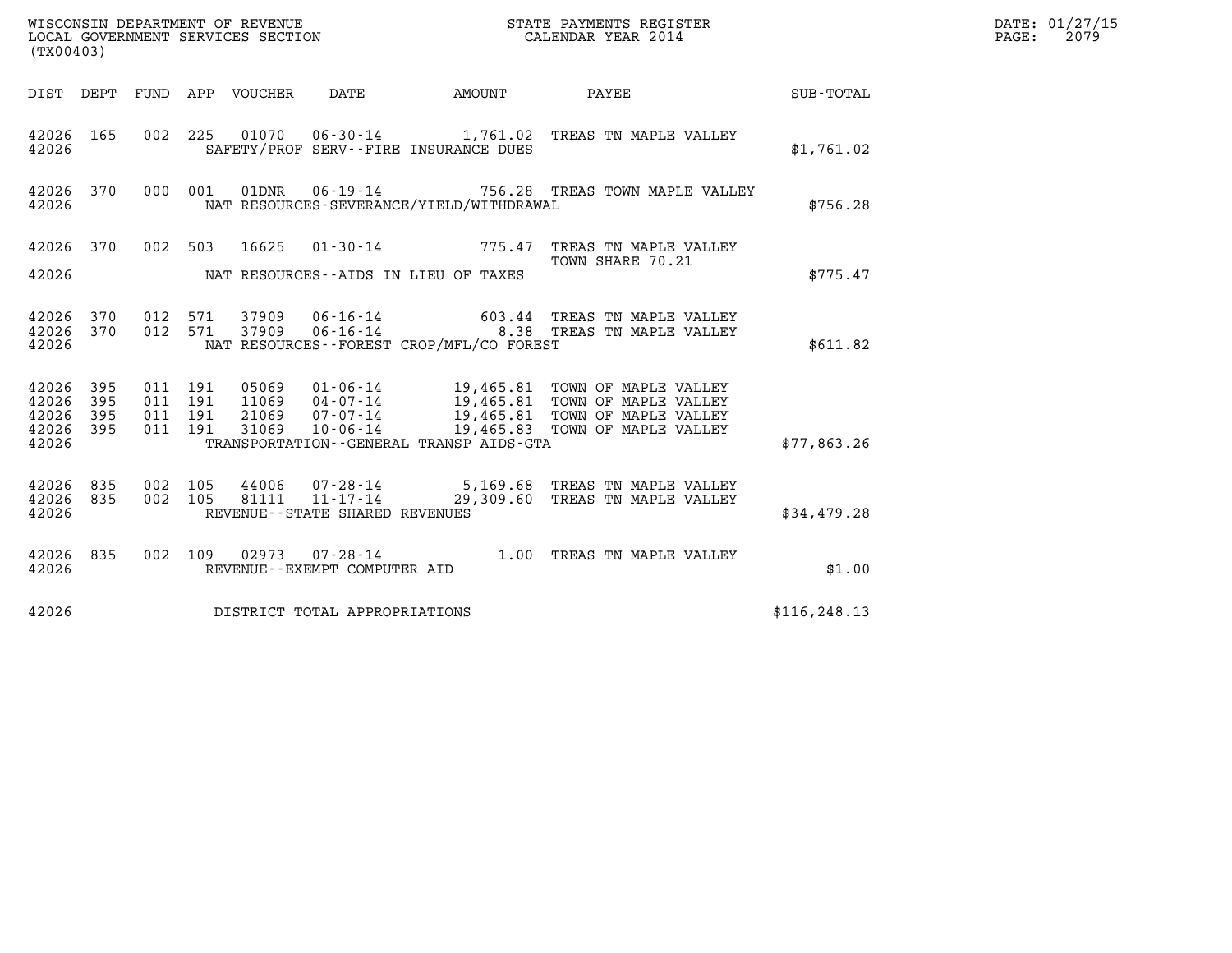WISCONSIN DEPARTMENT OF REVENUE
LOCAL GOVERNMENT SERVICES SECTION
(TX00403)

STATE PAYMENTS REGISTER
CALENDAR YEAR 2014

| DIST | DEPT | FUND | APP | VOUCHER | DATE | AMOUNT | PAYEE | SUB-TOTAL |
|---|---|---|---|---|---|---|---|---|
| 42026 | 165 | 002 | 225 | 01070 | 06-30-14 | 1,761.02 | TREAS TN MAPLE VALLEY | |
| 42026 | | | | | SAFETY/PROF SERV--FIRE INSURANCE DUES | | | $1,761.02 |
| 42026 | 370 | 000 | 001 | 01DNR | 06-19-14 | 756.28 | TREAS TOWN MAPLE VALLEY | |
| 42026 | | | | | NAT RESOURCES-SEVERANCE/YIELD/WITHDRAWAL | | | $756.28 |
| 42026 | 370 | 002 | 503 | 16625 | 01-30-14 | 775.47 | TREAS TN MAPLE VALLEY<br>TOWN SHARE 70.21 | |
| 42026 | | | | | NAT RESOURCES--AIDS IN LIEU OF TAXES | | | $775.47 |
| 42026 | 370 | 012 | 571 | 37909 | 06-16-14 | 603.44 | TREAS TN MAPLE VALLEY | |
| 42026 | 370 | 012 | 571 | 37909 | 06-16-14 | 8.38 | TREAS TN MAPLE VALLEY | |
| 42026 | | | | | NAT RESOURCES--FOREST CROP/MFL/CO FOREST | | | $611.82 |
| 42026 | 395 | 011 | 191 | 05069 | 01-06-14 | 19,465.81 | TOWN OF MAPLE VALLEY | |
| 42026 | 395 | 011 | 191 | 11069 | 04-07-14 | 19,465.81 | TOWN OF MAPLE VALLEY | |
| 42026 | 395 | 011 | 191 | 21069 | 07-07-14 | 19,465.81 | TOWN OF MAPLE VALLEY | |
| 42026 | 395 | 011 | 191 | 31069 | 10-06-14 | 19,465.83 | TOWN OF MAPLE VALLEY | |
| 42026 | | | | | TRANSPORTATION--GENERAL TRANSP AIDS-GTA | | | $77,863.26 |
| 42026 | 835 | 002 | 105 | 44006 | 07-28-14 | 5,169.68 | TREAS TN MAPLE VALLEY | |
| 42026 | 835 | 002 | 105 | 81111 | 11-17-14 | 29,309.60 | TREAS TN MAPLE VALLEY | |
| 42026 | | | | | REVENUE--STATE SHARED REVENUES | | | $34,479.28 |
| 42026 | 835 | 002 | 109 | 02973 | 07-28-14 | 1.00 | TREAS TN MAPLE VALLEY | |
| 42026 | | | | | REVENUE--EXEMPT COMPUTER AID | | | $1.00 |
| 42026 | | | | | DISTRICT TOTAL APPROPRIATIONS | | | $116,248.13 |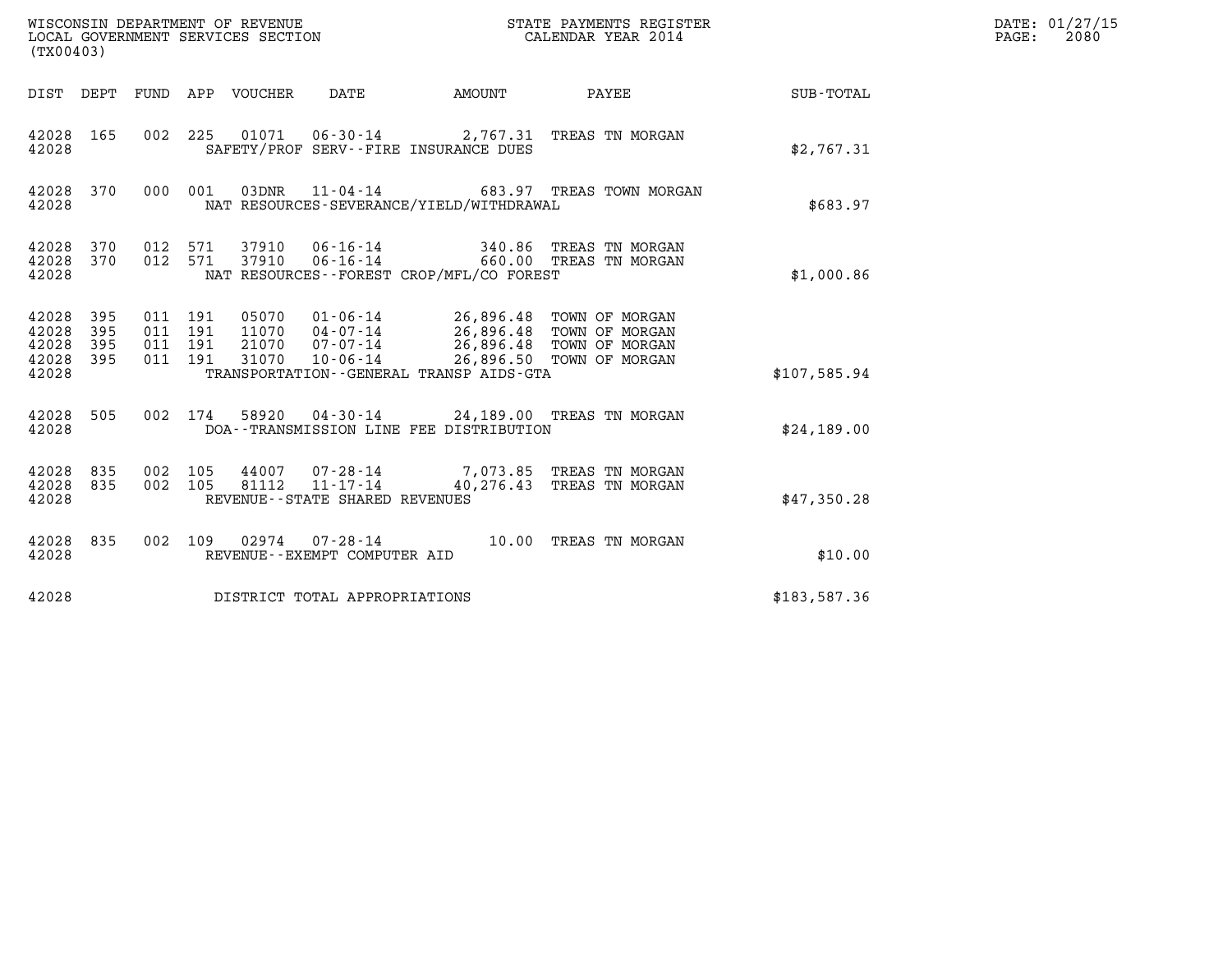WISCONSIN DEPARTMENT OF REVENUE
LOCAL GOVERNMENT SERVICES SECTION
(TX00403)

STATE PAYMENTS REGISTER
CALENDAR YEAR 2014

DATE: 01/27/15
PAGE: 2080

| DIST | DEPT | FUND | APP | VOUCHER | DATE | AMOUNT | PAYEE | SUB-TOTAL |
|---|---|---|---|---|---|---|---|---|
| 42028 | 165 | 002 | 225 | 01071 | 06-30-14 | 2,767.31 | TREAS TN MORGAN | |
| 42028 | | | | SAFETY/PROF SERV--FIRE INSURANCE DUES | | | | $2,767.31 |
| 42028 | 370 | 000 | 001 | 03DNR | 11-04-14 | 683.97 | TREAS TOWN MORGAN | |
| 42028 | | | | NAT RESOURCES-SEVERANCE/YIELD/WITHDRAWAL | | | | $683.97 |
| 42028 | 370 | 012 | 571 | 37910 | 06-16-14 | 340.86 | TREAS TN MORGAN | |
| 42028 | 370 | 012 | 571 | 37910 | 06-16-14 | 660.00 | TREAS TN MORGAN | |
| 42028 | | | | NAT RESOURCES--FOREST CROP/MFL/CO FOREST | | | | $1,000.86 |
| 42028 | 395 | 011 | 191 | 05070 | 01-06-14 | 26,896.48 | TOWN OF MORGAN | |
| 42028 | 395 | 011 | 191 | 11070 | 04-07-14 | 26,896.48 | TOWN OF MORGAN | |
| 42028 | 395 | 011 | 191 | 21070 | 07-07-14 | 26,896.48 | TOWN OF MORGAN | |
| 42028 | 395 | 011 | 191 | 31070 | 10-06-14 | 26,896.50 | TOWN OF MORGAN | |
| 42028 | | | | TRANSPORTATION--GENERAL TRANSP AIDS-GTA | | | | $107,585.94 |
| 42028 | 505 | 002 | 174 | 58920 | 04-30-14 | 24,189.00 | TREAS TN MORGAN | |
| 42028 | | | | DOA--TRANSMISSION LINE FEE DISTRIBUTION | | | | $24,189.00 |
| 42028 | 835 | 002 | 105 | 44007 | 07-28-14 | 7,073.85 | TREAS TN MORGAN | |
| 42028 | 835 | 002 | 105 | 81112 | 11-17-14 | 40,276.43 | TREAS TN MORGAN | |
| 42028 | | | | REVENUE--STATE SHARED REVENUES | | | | $47,350.28 |
| 42028 | 835 | 002 | 109 | 02974 | 07-28-14 | 10.00 | TREAS TN MORGAN | |
| 42028 | | | | REVENUE--EXEMPT COMPUTER AID | | | | $10.00 |
| 42028 | | | | DISTRICT TOTAL APPROPRIATIONS | | | | $183,587.36 |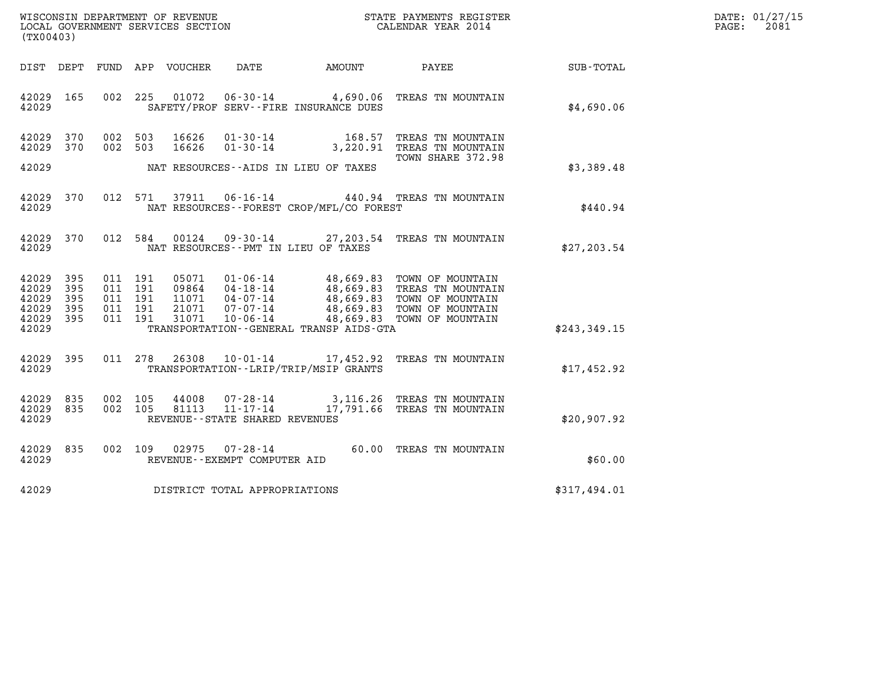WISCONSIN DEPARTMENT OF REVENUE
LOCAL GOVERNMENT SERVICES SECTION
(TX00403)

STATE PAYMENTS REGISTER
CALENDAR YEAR 2014

DATE: 01/27/15
PAGE: 2081

| DIST | DEPT | FUND | APP | VOUCHER | DATE | AMOUNT | PAYEE | SUB-TOTAL |
|---|---|---|---|---|---|---|---|---|
| 42029 | 165 | 002 | 225 | 01072 | 06-30-14 | 4,690.06 | TREAS TN MOUNTAIN | |
| 42029 | | | | | SAFETY/PROF SERV--FIRE INSURANCE DUES | | | $4,690.06 |
| 42029 | 370 | 002 | 503 | 16626 | 01-30-14 | 168.57 | TREAS TN MOUNTAIN | |
| 42029 | 370 | 002 | 503 | 16626 | 01-30-14 | 3,220.91 | TREAS TN MOUNTAIN TOWN SHARE 372.98 | |
| 42029 | | | | | NAT RESOURCES--AIDS IN LIEU OF TAXES | | | $3,389.48 |
| 42029 | 370 | 012 | 571 | 37911 | 06-16-14 | 440.94 | TREAS TN MOUNTAIN | |
| 42029 | | | | | NAT RESOURCES--FOREST CROP/MFL/CO FOREST | | | $440.94 |
| 42029 | 370 | 012 | 584 | 00124 | 09-30-14 | 27,203.54 | TREAS TN MOUNTAIN | |
| 42029 | | | | | NAT RESOURCES--PMT IN LIEU OF TAXES | | | $27,203.54 |
| 42029 | 395 | 011 | 191 | 05071 | 01-06-14 | 48,669.83 | TOWN OF MOUNTAIN | |
| 42029 | 395 | 011 | 191 | 09864 | 04-18-14 | 48,669.83 | TREAS TN MOUNTAIN | |
| 42029 | 395 | 011 | 191 | 11071 | 04-07-14 | 48,669.83 | TOWN OF MOUNTAIN | |
| 42029 | 395 | 011 | 191 | 21071 | 07-07-14 | 48,669.83 | TOWN OF MOUNTAIN | |
| 42029 | 395 | 011 | 191 | 31071 | 10-06-14 | 48,669.83 | TOWN OF MOUNTAIN | |
| 42029 | | | | | TRANSPORTATION--GENERAL TRANSP AIDS-GTA | | | $243,349.15 |
| 42029 | 395 | 011 | 278 | 26308 | 10-01-14 | 17,452.92 | TREAS TN MOUNTAIN | |
| 42029 | | | | | TRANSPORTATION--LRIP/TRIP/MSIP GRANTS | | | $17,452.92 |
| 42029 | 835 | 002 | 105 | 44008 | 07-28-14 | 3,116.26 | TREAS TN MOUNTAIN | |
| 42029 | 835 | 002 | 105 | 81113 | 11-17-14 | 17,791.66 | TREAS TN MOUNTAIN | |
| 42029 | | | | | REVENUE--STATE SHARED REVENUES | | | $20,907.92 |
| 42029 | 835 | 002 | 109 | 02975 | 07-28-14 | 60.00 | TREAS TN MOUNTAIN | |
| 42029 | | | | | REVENUE--EXEMPT COMPUTER AID | | | $60.00 |
| 42029 | | | | | DISTRICT TOTAL APPROPRIATIONS | | | $317,494.01 |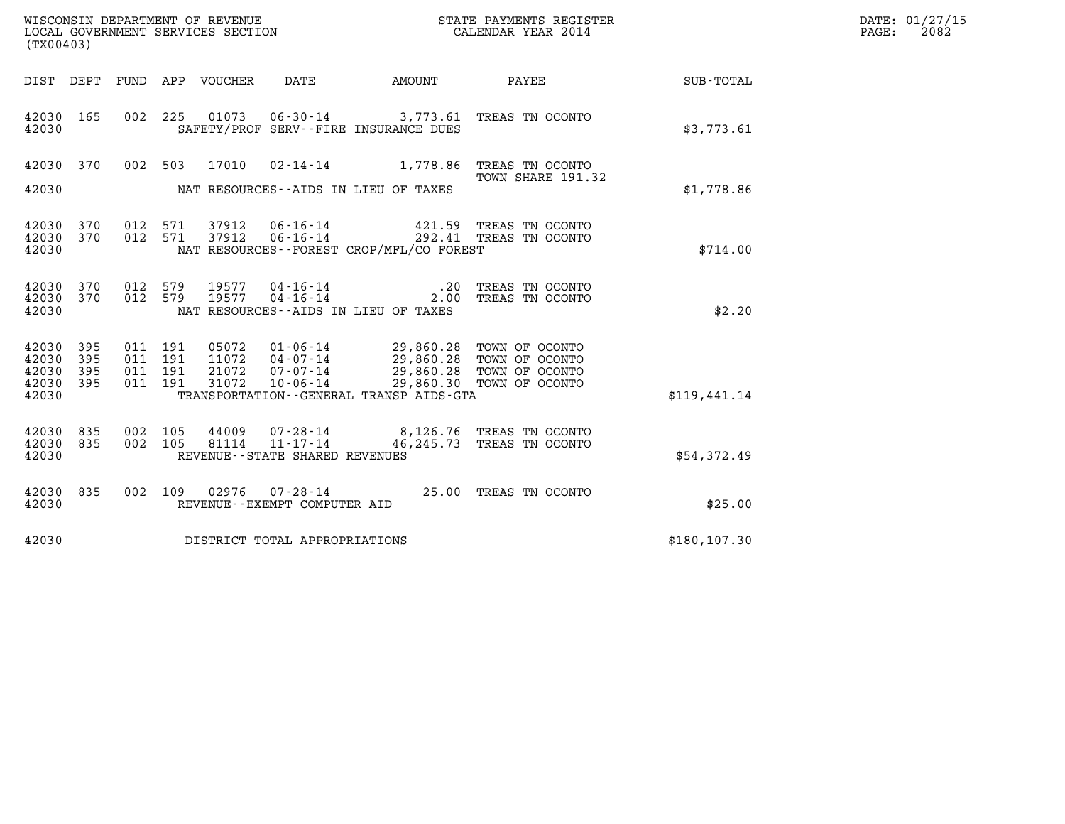WISCONSIN DEPARTMENT OF REVENUE
LOCAL GOVERNMENT SERVICES SECTION
(TX00403)

STATE PAYMENTS REGISTER
CALENDAR YEAR 2014

DATE: 01/27/15
PAGE: 2082

| DIST | DEPT | FUND | APP | VOUCHER | DATE | AMOUNT | PAYEE | SUB-TOTAL |
|---|---|---|---|---|---|---|---|---|
| 42030 | 165 | 002 | 225 | 01073 | 06-30-14 | 3,773.61 | TREAS TN OCONTO | |
| 42030 | | | | | SAFETY/PROF SERV--FIRE INSURANCE DUES | | | $3,773.61 |
| 42030 | 370 | 002 | 503 | 17010 | 02-14-14 | 1,778.86 | TREAS TN OCONTO TOWN SHARE 191.32 | |
| 42030 | | | | | NAT RESOURCES--AIDS IN LIEU OF TAXES | | | $1,778.86 |
| 42030 | 370 | 012 | 571 | 37912 | 06-16-14 | 421.59 | TREAS TN OCONTO | |
| 42030 | 370 | 012 | 571 | 37912 | 06-16-14 | 292.41 | TREAS TN OCONTO | |
| 42030 | | | | | NAT RESOURCES--FOREST CROP/MFL/CO FOREST | | | $714.00 |
| 42030 | 370 | 012 | 579 | 19577 | 04-16-14 | .20 | TREAS TN OCONTO | |
| 42030 | 370 | 012 | 579 | 19577 | 04-16-14 | 2.00 | TREAS TN OCONTO | |
| 42030 | | | | | NAT RESOURCES--AIDS IN LIEU OF TAXES | | | $2.20 |
| 42030 | 395 | 011 | 191 | 05072 | 01-06-14 | 29,860.28 | TOWN OF OCONTO | |
| 42030 | 395 | 011 | 191 | 11072 | 04-07-14 | 29,860.28 | TOWN OF OCONTO | |
| 42030 | 395 | 011 | 191 | 21072 | 07-07-14 | 29,860.28 | TOWN OF OCONTO | |
| 42030 | 395 | 011 | 191 | 31072 | 10-06-14 | 29,860.30 | TOWN OF OCONTO | |
| 42030 | | | | | TRANSPORTATION--GENERAL TRANSP AIDS-GTA | | | $119,441.14 |
| 42030 | 835 | 002 | 105 | 44009 | 07-28-14 | 8,126.76 | TREAS TN OCONTO | |
| 42030 | 835 | 002 | 105 | 81114 | 11-17-14 | 46,245.73 | TREAS TN OCONTO | |
| 42030 | | | | | REVENUE--STATE SHARED REVENUES | | | $54,372.49 |
| 42030 | 835 | 002 | 109 | 02976 | 07-28-14 | 25.00 | TREAS TN OCONTO | |
| 42030 | | | | | REVENUE--EXEMPT COMPUTER AID | | | $25.00 |
| 42030 | | | | | DISTRICT TOTAL APPROPRIATIONS | | | $180,107.30 |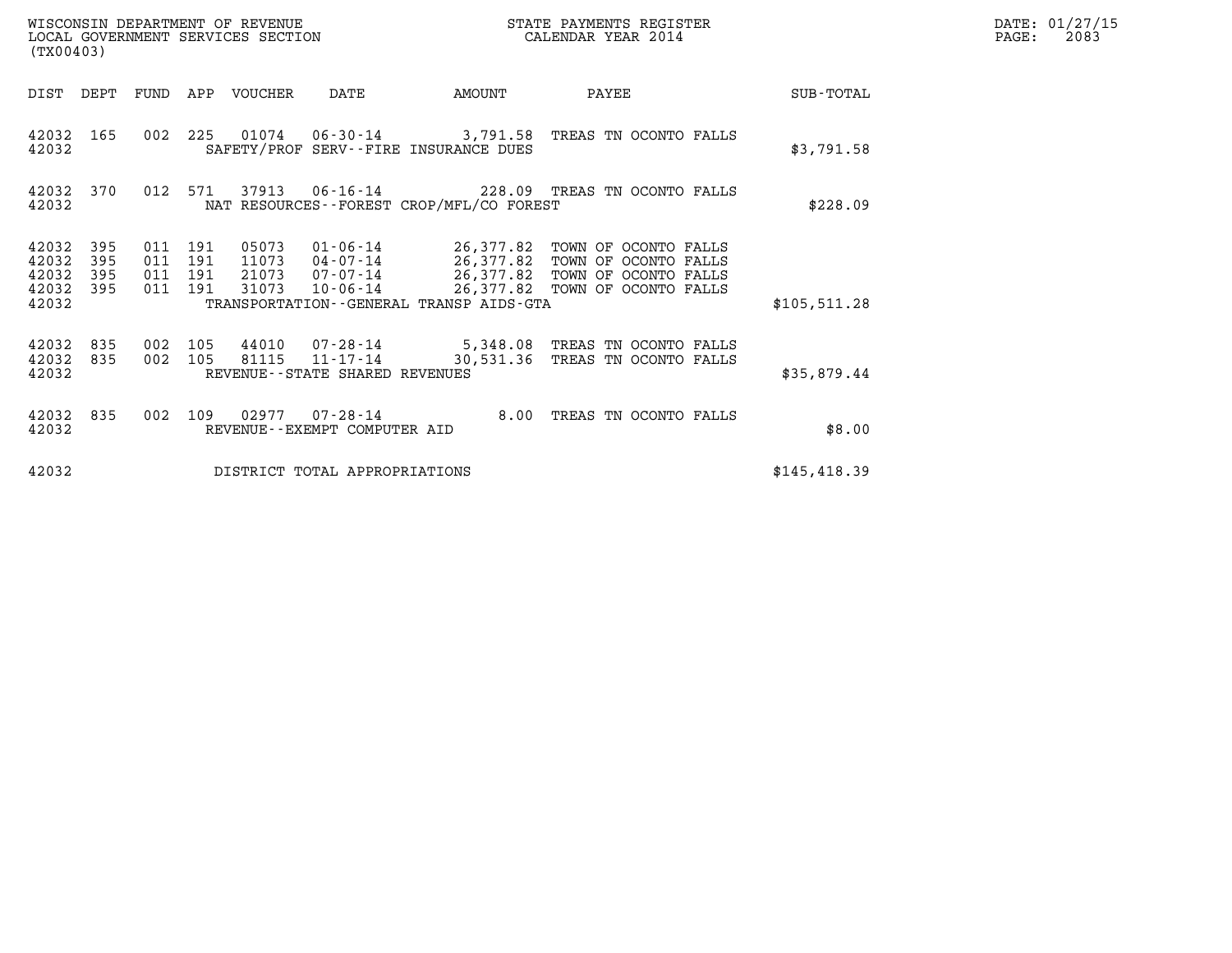WISCONSIN DEPARTMENT OF REVENUE
LOCAL GOVERNMENT SERVICES SECTION
(TX00403)

STATE PAYMENTS REGISTER
CALENDAR YEAR 2014

DATE: 01/27/15

| DIST | DEPT | FUND | APP | VOUCHER | DATE | AMOUNT | PAYEE | SUB-TOTAL |
|---|---|---|---|---|---|---|---|---|
| 42032 | 165 | 002 | 225 | 01074 | 06-30-14 | 3,791.58 | TREAS TN OCONTO FALLS | |
| 42032 | | | | SAFETY/PROF SERV--FIRE INSURANCE DUES | | | | $3,791.58 |
| 42032 | 370 | 012 | 571 | 37913 | 06-16-14 | 228.09 | TREAS TN OCONTO FALLS | |
| 42032 | | | | NAT RESOURCES--FOREST CROP/MFL/CO FOREST | | | | $228.09 |
| 42032 | 395 | 011 | 191 | 05073 | 01-06-14 | 26,377.82 | TOWN OF OCONTO FALLS | |
| 42032 | 395 | 011 | 191 | 11073 | 04-07-14 | 26,377.82 | TOWN OF OCONTO FALLS | |
| 42032 | 395 | 011 | 191 | 21073 | 07-07-14 | 26,377.82 | TOWN OF OCONTO FALLS | |
| 42032 | 395 | 011 | 191 | 31073 | 10-06-14 | 26,377.82 | TOWN OF OCONTO FALLS | |
| 42032 | | | | TRANSPORTATION--GENERAL TRANSP AIDS-GTA | | | | $105,511.28 |
| 42032 | 835 | 002 | 105 | 44010 | 07-28-14 | 5,348.08 | TREAS TN OCONTO FALLS | |
| 42032 | 835 | 002 | 105 | 81115 | 11-17-14 | 30,531.36 | TREAS TN OCONTO FALLS | |
| 42032 | | | | REVENUE--STATE SHARED REVENUES | | | | $35,879.44 |
| 42032 | 835 | 002 | 109 | 02977 | 07-28-14 | 8.00 | TREAS TN OCONTO FALLS | |
| 42032 | | | | REVENUE--EXEMPT COMPUTER AID | | | | $8.00 |
| 42032 | | | | DISTRICT TOTAL APPROPRIATIONS | | | | $145,418.39 |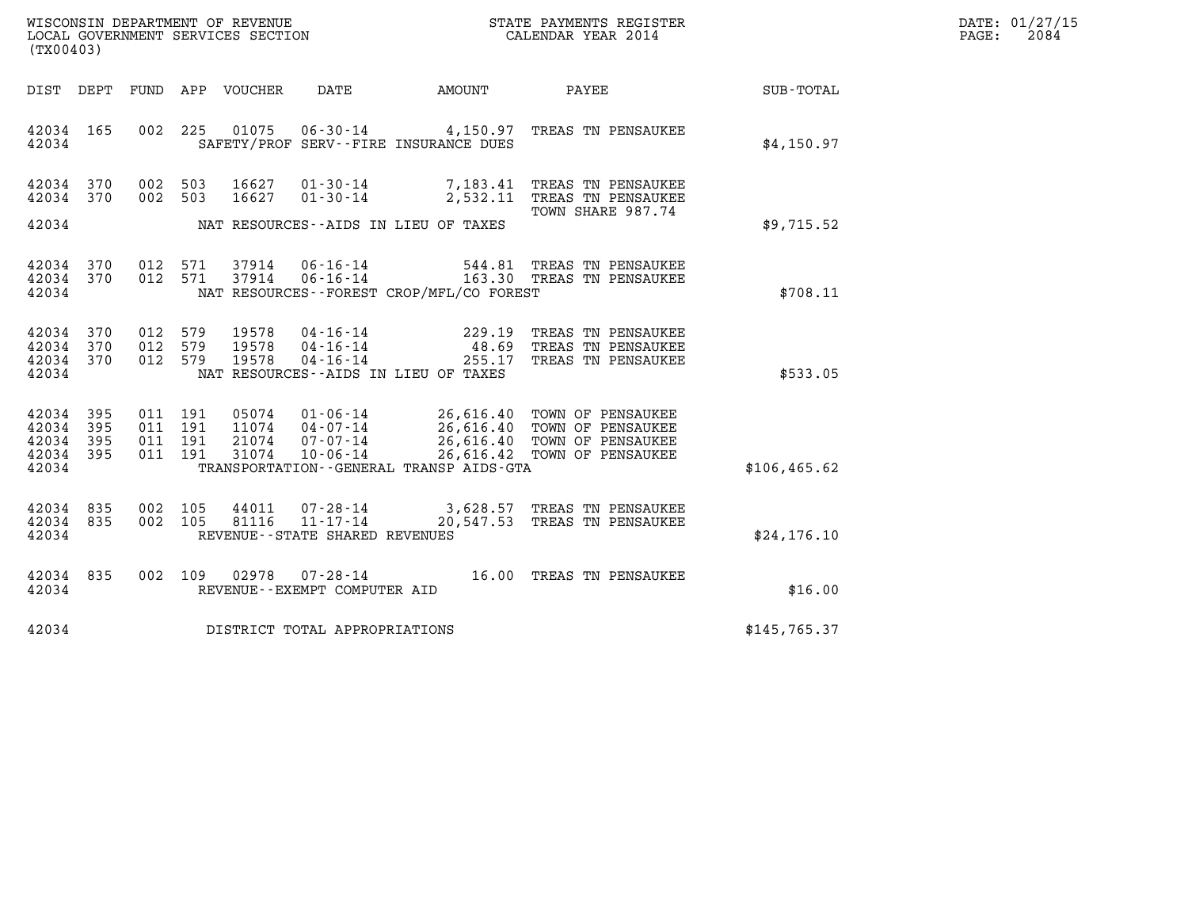WISCONSIN DEPARTMENT OF REVENUE
LOCAL GOVERNMENT SERVICES SECTION
(TX00403)

STATE PAYMENTS REGISTER
CALENDAR YEAR 2014

DATE: 01/27/15
PAGE: 2084

| DIST | DEPT | FUND | APP | VOUCHER | DATE | AMOUNT | PAYEE | SUB-TOTAL |
|---|---|---|---|---|---|---|---|---|
| 42034 | 165 | 002 | 225 | 01075 | 06-30-14 | 4,150.97 | TREAS TN PENSAUKEE | |
| 42034 | | | | | SAFETY/PROF SERV--FIRE INSURANCE DUES | | | $4,150.97 |
| 42034 | 370 | 002 | 503 | 16627 | 01-30-14 | 7,183.41 | TREAS TN PENSAUKEE | |
| 42034 | 370 | 002 | 503 | 16627 | 01-30-14 | 2,532.11 | TREAS TN PENSAUKEE TOWN SHARE 987.74 | |
| 42034 | | | | | NAT RESOURCES--AIDS IN LIEU OF TAXES | | | $9,715.52 |
| 42034 | 370 | 012 | 571 | 37914 | 06-16-14 | 544.81 | TREAS TN PENSAUKEE | |
| 42034 | 370 | 012 | 571 | 37914 | 06-16-14 | 163.30 | TREAS TN PENSAUKEE | |
| 42034 | | | | | NAT RESOURCES--FOREST CROP/MFL/CO FOREST | | | $708.11 |
| 42034 | 370 | 012 | 579 | 19578 | 04-16-14 | 229.19 | TREAS TN PENSAUKEE | |
| 42034 | 370 | 012 | 579 | 19578 | 04-16-14 | 48.69 | TREAS TN PENSAUKEE | |
| 42034 | 370 | 012 | 579 | 19578 | 04-16-14 | 255.17 | TREAS TN PENSAUKEE | |
| 42034 | | | | | NAT RESOURCES--AIDS IN LIEU OF TAXES | | | $533.05 |
| 42034 | 395 | 011 | 191 | 05074 | 01-06-14 | 26,616.40 | TOWN OF PENSAUKEE | |
| 42034 | 395 | 011 | 191 | 11074 | 04-07-14 | 26,616.40 | TOWN OF PENSAUKEE | |
| 42034 | 395 | 011 | 191 | 21074 | 07-07-14 | 26,616.40 | TOWN OF PENSAUKEE | |
| 42034 | 395 | 011 | 191 | 31074 | 10-06-14 | 26,616.42 | TOWN OF PENSAUKEE | |
| 42034 | | | | | TRANSPORTATION--GENERAL TRANSP AIDS-GTA | | | $106,465.62 |
| 42034 | 835 | 002 | 105 | 44011 | 07-28-14 | 3,628.57 | TREAS TN PENSAUKEE | |
| 42034 | 835 | 002 | 105 | 81116 | 11-17-14 | 20,547.53 | TREAS TN PENSAUKEE | |
| 42034 | | | | | REVENUE--STATE SHARED REVENUES | | | $24,176.10 |
| 42034 | 835 | 002 | 109 | 02978 | 07-28-14 | 16.00 | TREAS TN PENSAUKEE | |
| 42034 | | | | | REVENUE--EXEMPT COMPUTER AID | | | $16.00 |
| 42034 | | | | | DISTRICT TOTAL APPROPRIATIONS | | | $145,765.37 |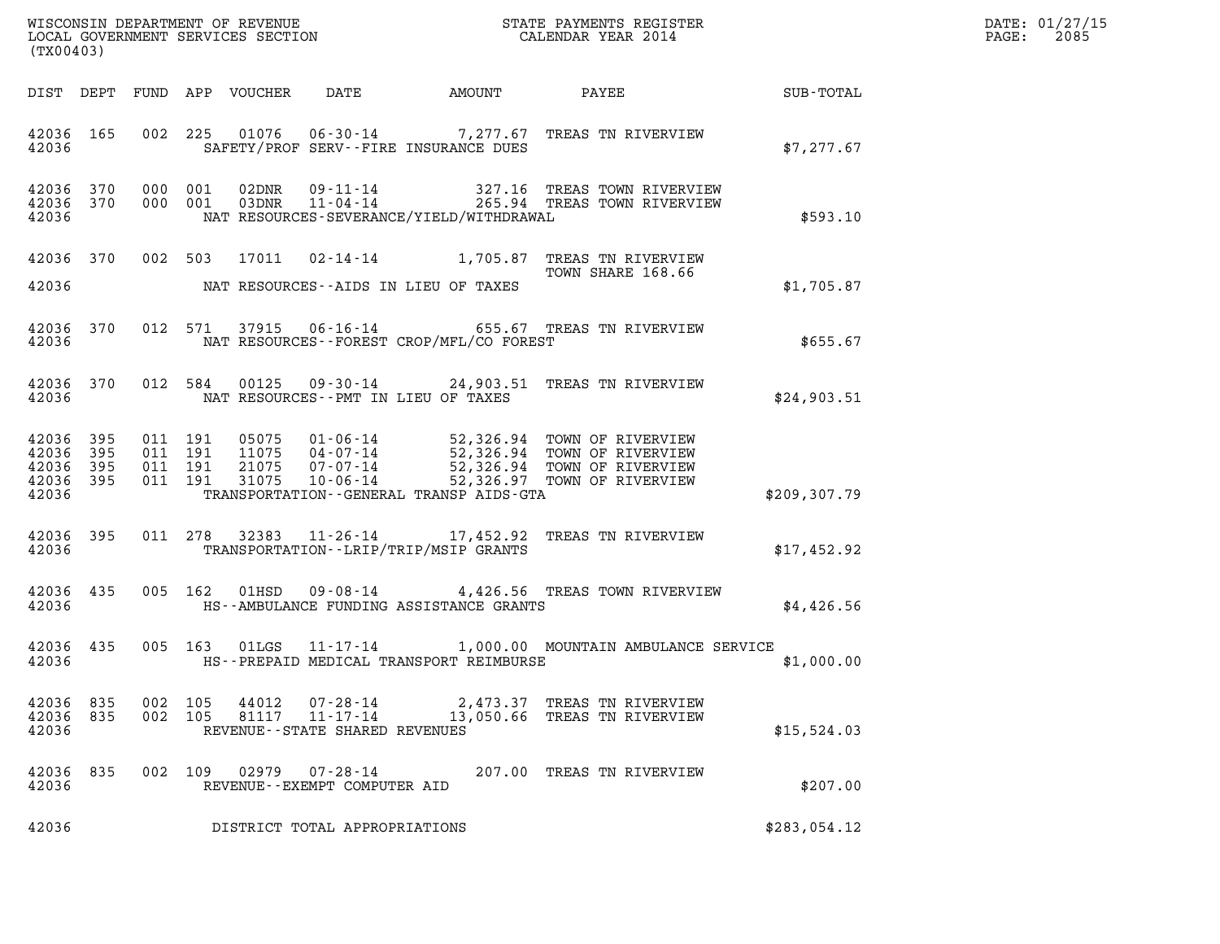WISCONSIN DEPARTMENT OF REVENUE
LOCAL GOVERNMENT SERVICES SECTION
(TX00403)

STATE PAYMENTS REGISTER
CALENDAR YEAR 2014

DATE: 01/27/15

| DIST | DEPT | FUND | APP | VOUCHER | DATE | AMOUNT | PAYEE | SUB-TOTAL |
|---|---|---|---|---|---|---|---|---|
| 42036 | 165 | 002 | 225 | 01076 | 06-30-14 | 7,277.67 | TREAS TN RIVERVIEW | |
| 42036 | | | | SAFETY/PROF SERV--FIRE INSURANCE DUES | | | | $7,277.67 |
| 42036 | 370 | 000 | 001 | 02DNR | 09-11-14 | 327.16 | TREAS TOWN RIVERVIEW | |
| 42036 | 370 | 000 | 001 | 03DNR | 11-04-14 | 265.94 | TREAS TOWN RIVERVIEW | |
| 42036 | | | | NAT RESOURCES-SEVERANCE/YIELD/WITHDRAWAL | | | | $593.10 |
| 42036 | 370 | 002 | 503 | 17011 | 02-14-14 | 1,705.87 | TREAS TN RIVERVIEW TOWN SHARE 168.66 | |
| 42036 | | | | NAT RESOURCES--AIDS IN LIEU OF TAXES | | | | $1,705.87 |
| 42036 | 370 | 012 | 571 | 37915 | 06-16-14 | 655.67 | TREAS TN RIVERVIEW | |
| 42036 | | | | NAT RESOURCES--FOREST CROP/MFL/CO FOREST | | | | $655.67 |
| 42036 | 370 | 012 | 584 | 00125 | 09-30-14 | 24,903.51 | TREAS TN RIVERVIEW | |
| 42036 | | | | NAT RESOURCES--PMT IN LIEU OF TAXES | | | | $24,903.51 |
| 42036 | 395 | 011 | 191 | 05075 | 01-06-14 | 52,326.94 | TOWN OF RIVERVIEW | |
| 42036 | 395 | 011 | 191 | 11075 | 04-07-14 | 52,326.94 | TOWN OF RIVERVIEW | |
| 42036 | 395 | 011 | 191 | 21075 | 07-07-14 | 52,326.94 | TOWN OF RIVERVIEW | |
| 42036 | 395 | 011 | 191 | 31075 | 10-06-14 | 52,326.97 | TOWN OF RIVERVIEW | |
| 42036 | | | | TRANSPORTATION--GENERAL TRANSP AIDS-GTA | | | | $209,307.79 |
| 42036 | 395 | 011 | 278 | 32383 | 11-26-14 | 17,452.92 | TREAS TN RIVERVIEW | |
| 42036 | | | | TRANSPORTATION--LRIP/TRIP/MSIP GRANTS | | | | $17,452.92 |
| 42036 | 435 | 005 | 162 | 01HSD | 09-08-14 | 4,426.56 | TREAS TOWN RIVERVIEW | |
| 42036 | | | | HS--AMBULANCE FUNDING ASSISTANCE GRANTS | | | | $4,426.56 |
| 42036 | 435 | 005 | 163 | 01LGS | 11-17-14 | 1,000.00 | MOUNTAIN AMBULANCE SERVICE | |
| 42036 | | | | HS--PREPAID MEDICAL TRANSPORT REIMBURSE | | | | $1,000.00 |
| 42036 | 835 | 002 | 105 | 44012 | 07-28-14 | 2,473.37 | TREAS TN RIVERVIEW | |
| 42036 | 835 | 002 | 105 | 81117 | 11-17-14 | 13,050.66 | TREAS TN RIVERVIEW | |
| 42036 | | | | REVENUE--STATE SHARED REVENUES | | | | $15,524.03 |
| 42036 | 835 | 002 | 109 | 02979 | 07-28-14 | 207.00 | TREAS TN RIVERVIEW | |
| 42036 | | | | REVENUE--EXEMPT COMPUTER AID | | | | $207.00 |
| 42036 | | | | DISTRICT TOTAL APPROPRIATIONS | | | | $283,054.12 |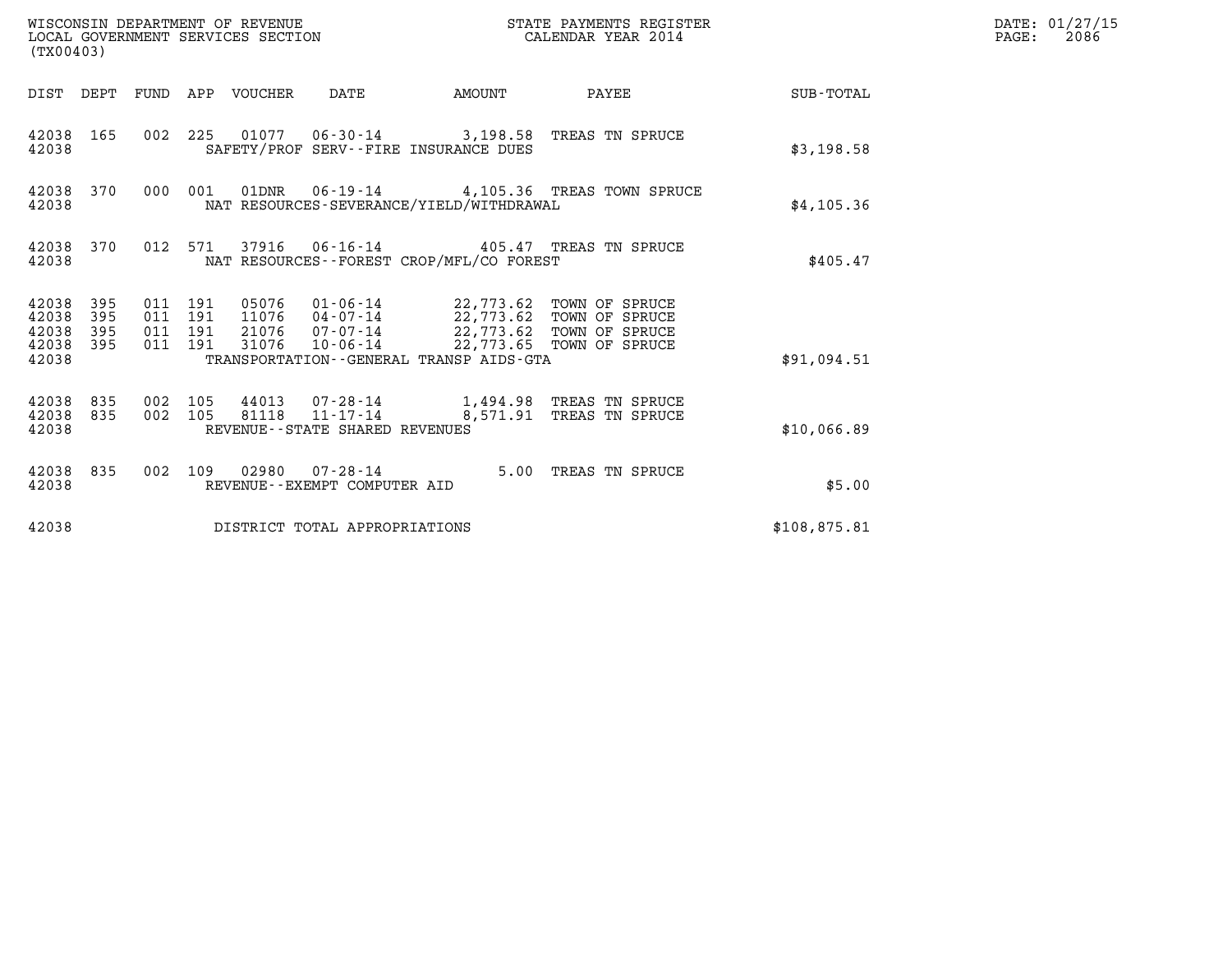WISCONSIN DEPARTMENT OF REVENUE
LOCAL GOVERNMENT SERVICES SECTION
(TX00403)

STATE PAYMENTS REGISTER
CALENDAR YEAR 2014

| DIST | DEPT | FUND | APP | VOUCHER | DATE | AMOUNT | PAYEE | SUB-TOTAL |
|---|---|---|---|---|---|---|---|---|
| 42038 | 165 | 002 | 225 | 01077 | 06-30-14 | 3,198.58 | TREAS TN SPRUCE | |
| 42038 | | | | SAFETY/PROF SERV--FIRE INSURANCE DUES | | | | $3,198.58 |
| 42038 | 370 | 000 | 001 | 01DNR | 06-19-14 | 4,105.36 | TREAS TOWN SPRUCE | |
| 42038 | | | | NAT RESOURCES-SEVERANCE/YIELD/WITHDRAWAL | | | | $4,105.36 |
| 42038 | 370 | 012 | 571 | 37916 | 06-16-14 | 405.47 | TREAS TN SPRUCE | |
| 42038 | | | | NAT RESOURCES--FOREST CROP/MFL/CO FOREST | | | | $405.47 |
| 42038 | 395 | 011 | 191 | 05076 | 01-06-14 | 22,773.62 | TOWN OF SPRUCE | |
| 42038 | 395 | 011 | 191 | 11076 | 04-07-14 | 22,773.62 | TOWN OF SPRUCE | |
| 42038 | 395 | 011 | 191 | 21076 | 07-07-14 | 22,773.62 | TOWN OF SPRUCE | |
| 42038 | 395 | 011 | 191 | 31076 | 10-06-14 | 22,773.65 | TOWN OF SPRUCE | |
| 42038 | | | | TRANSPORTATION--GENERAL TRANSP AIDS-GTA | | | | $91,094.51 |
| 42038 | 835 | 002 | 105 | 44013 | 07-28-14 | 1,494.98 | TREAS TN SPRUCE | |
| 42038 | 835 | 002 | 105 | 81118 | 11-17-14 | 8,571.91 | TREAS TN SPRUCE | |
| 42038 | | | | REVENUE--STATE SHARED REVENUES | | | | $10,066.89 |
| 42038 | 835 | 002 | 109 | 02980 | 07-28-14 | 5.00 | TREAS TN SPRUCE | |
| 42038 | | | | REVENUE--EXEMPT COMPUTER AID | | | | $5.00 |
| 42038 | | | | DISTRICT TOTAL APPROPRIATIONS | | | | $108,875.81 |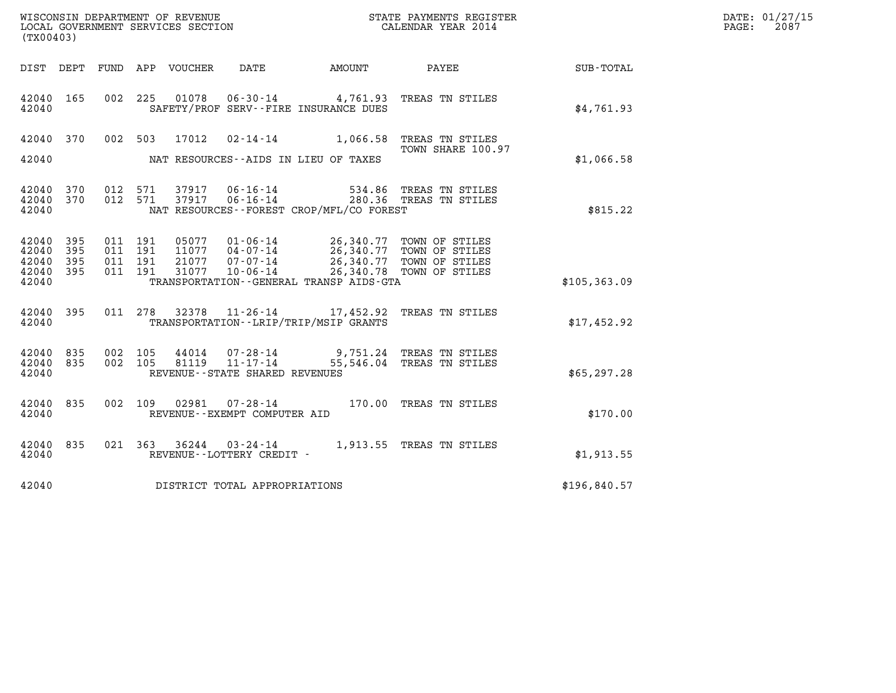WISCONSIN DEPARTMENT OF REVENUE
LOCAL GOVERNMENT SERVICES SECTION
(TX00403)

STATE PAYMENTS REGISTER
CALENDAR YEAR 2014

DATE: 01/27/15
PAGE: 2087

| DIST | DEPT | FUND | APP | VOUCHER | DATE | AMOUNT | PAYEE | SUB-TOTAL |
|---|---|---|---|---|---|---|---|---|
| 42040 | 165 | 002 | 225 | 01078 | 06-30-14 | 4,761.93 | TREAS TN STILES | |
| 42040 | | | | | SAFETY/PROF SERV--FIRE INSURANCE DUES | | | $4,761.93 |
| 42040 | 370 | 002 | 503 | 17012 | 02-14-14 | 1,066.58 | TREAS TN STILES TOWN SHARE 100.97 | |
| 42040 | | | | | NAT RESOURCES--AIDS IN LIEU OF TAXES | | | $1,066.58 |
| 42040 | 370 | 012 | 571 | 37917 | 06-16-14 | 534.86 | TREAS TN STILES | |
| 42040 | 370 | 012 | 571 | 37917 | 06-16-14 | 280.36 | TREAS TN STILES | |
| 42040 | | | | | NAT RESOURCES--FOREST CROP/MFL/CO FOREST | | | $815.22 |
| 42040 | 395 | 011 | 191 | 05077 | 01-06-14 | 26,340.77 | TOWN OF STILES | |
| 42040 | 395 | 011 | 191 | 11077 | 04-07-14 | 26,340.77 | TOWN OF STILES | |
| 42040 | 395 | 011 | 191 | 21077 | 07-07-14 | 26,340.77 | TOWN OF STILES | |
| 42040 | 395 | 011 | 191 | 31077 | 10-06-14 | 26,340.78 | TOWN OF STILES | |
| 42040 | | | | | TRANSPORTATION--GENERAL TRANSP AIDS-GTA | | | $105,363.09 |
| 42040 | 395 | 011 | 278 | 32378 | 11-26-14 | 17,452.92 | TREAS TN STILES | |
| 42040 | | | | | TRANSPORTATION--LRIP/TRIP/MSIP GRANTS | | | $17,452.92 |
| 42040 | 835 | 002 | 105 | 44014 | 07-28-14 | 9,751.24 | TREAS TN STILES | |
| 42040 | 835 | 002 | 105 | 81119 | 11-17-14 | 55,546.04 | TREAS TN STILES | |
| 42040 | | | | | REVENUE--STATE SHARED REVENUES | | | $65,297.28 |
| 42040 | 835 | 002 | 109 | 02981 | 07-28-14 | 170.00 | TREAS TN STILES | |
| 42040 | | | | | REVENUE--EXEMPT COMPUTER AID | | | $170.00 |
| 42040 | 835 | 021 | 363 | 36244 | 03-24-14 | 1,913.55 | TREAS TN STILES | |
| 42040 | | | | | REVENUE--LOTTERY CREDIT - | | | $1,913.55 |
| 42040 | | | | | DISTRICT TOTAL APPROPRIATIONS | | | $196,840.57 |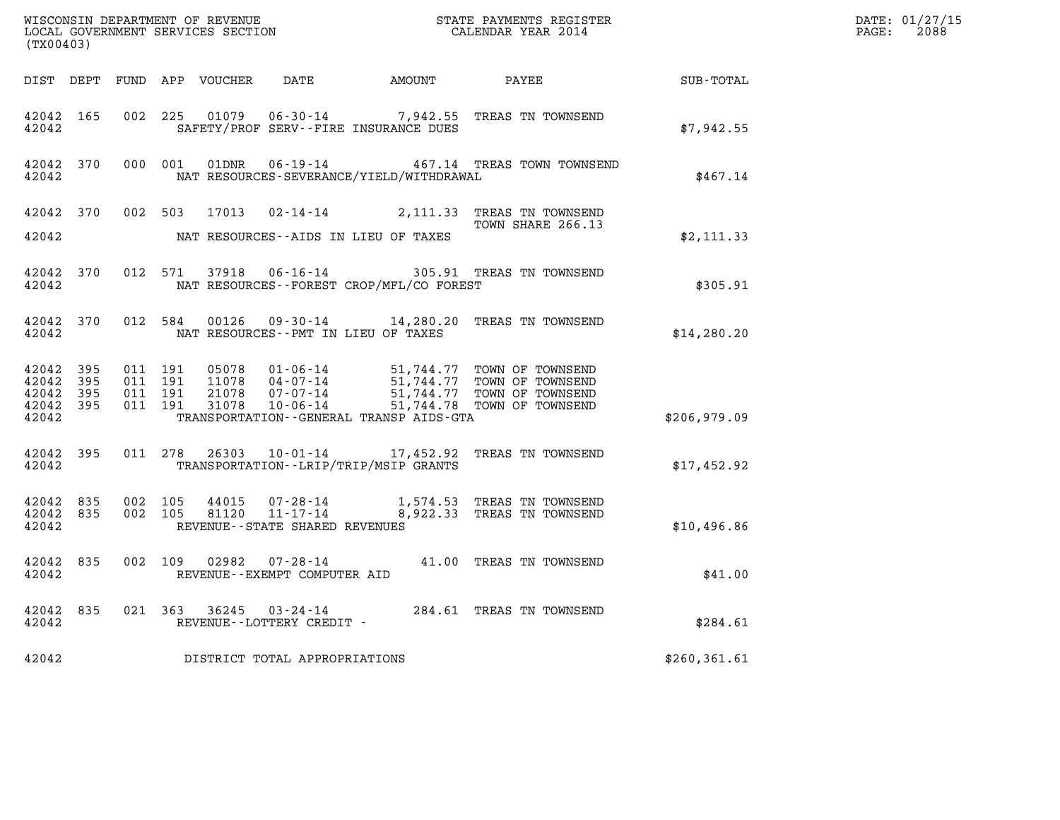WISCONSIN DEPARTMENT OF REVENUE
LOCAL GOVERNMENT SERVICES SECTION
(TX00403)

STATE PAYMENTS REGISTER
CALENDAR YEAR 2014

DATE: 01/27/15
PAGE: 2088

| DIST | DEPT | FUND | APP | VOUCHER | DATE | AMOUNT | PAYEE | SUB-TOTAL |
|---|---|---|---|---|---|---|---|---|
| 42042 | 165 | 002 | 225 | 01079 | 06-30-14 | 7,942.55 | TREAS TN TOWNSEND | |
| 42042 | | | | | SAFETY/PROF SERV--FIRE INSURANCE DUES | | | $7,942.55 |
| 42042 | 370 | 000 | 001 | 01DNR | 06-19-14 | 467.14 | TREAS TOWN TOWNSEND | |
| 42042 | | | | | NAT RESOURCES-SEVERANCE/YIELD/WITHDRAWAL | | | $467.14 |
| 42042 | 370 | 002 | 503 | 17013 | 02-14-14 | 2,111.33 | TREAS TN TOWNSEND TOWN SHARE 266.13 | |
| 42042 | | | | | NAT RESOURCES--AIDS IN LIEU OF TAXES | | | $2,111.33 |
| 42042 | 370 | 012 | 571 | 37918 | 06-16-14 | 305.91 | TREAS TN TOWNSEND | |
| 42042 | | | | | NAT RESOURCES--FOREST CROP/MFL/CO FOREST | | | $305.91 |
| 42042 | 370 | 012 | 584 | 00126 | 09-30-14 | 14,280.20 | TREAS TN TOWNSEND | |
| 42042 | | | | | NAT RESOURCES--PMT IN LIEU OF TAXES | | | $14,280.20 |
| 42042 | 395 | 011 | 191 | 05078 | 01-06-14 | 51,744.77 | TOWN OF TOWNSEND | |
| 42042 | 395 | 011 | 191 | 11078 | 04-07-14 | 51,744.77 | TOWN OF TOWNSEND | |
| 42042 | 395 | 011 | 191 | 21078 | 07-07-14 | 51,744.77 | TOWN OF TOWNSEND | |
| 42042 | 395 | 011 | 191 | 31078 | 10-06-14 | 51,744.78 | TOWN OF TOWNSEND | |
| 42042 | | | | | TRANSPORTATION--GENERAL TRANSP AIDS-GTA | | | $206,979.09 |
| 42042 | 395 | 011 | 278 | 26303 | 10-01-14 | 17,452.92 | TREAS TN TOWNSEND | |
| 42042 | | | | | TRANSPORTATION--LRIP/TRIP/MSIP GRANTS | | | $17,452.92 |
| 42042 | 835 | 002 | 105 | 44015 | 07-28-14 | 1,574.53 | TREAS TN TOWNSEND | |
| 42042 | 835 | 002 | 105 | 81120 | 11-17-14 | 8,922.33 | TREAS TN TOWNSEND | |
| 42042 | | | | | REVENUE--STATE SHARED REVENUES | | | $10,496.86 |
| 42042 | 835 | 002 | 109 | 02982 | 07-28-14 | 41.00 | TREAS TN TOWNSEND | |
| 42042 | | | | | REVENUE--EXEMPT COMPUTER AID | | | $41.00 |
| 42042 | 835 | 021 | 363 | 36245 | 03-24-14 | 284.61 | TREAS TN TOWNSEND | |
| 42042 | | | | | REVENUE--LOTTERY CREDIT - | | | $284.61 |
| 42042 | | | | | DISTRICT TOTAL APPROPRIATIONS | | | $260,361.61 |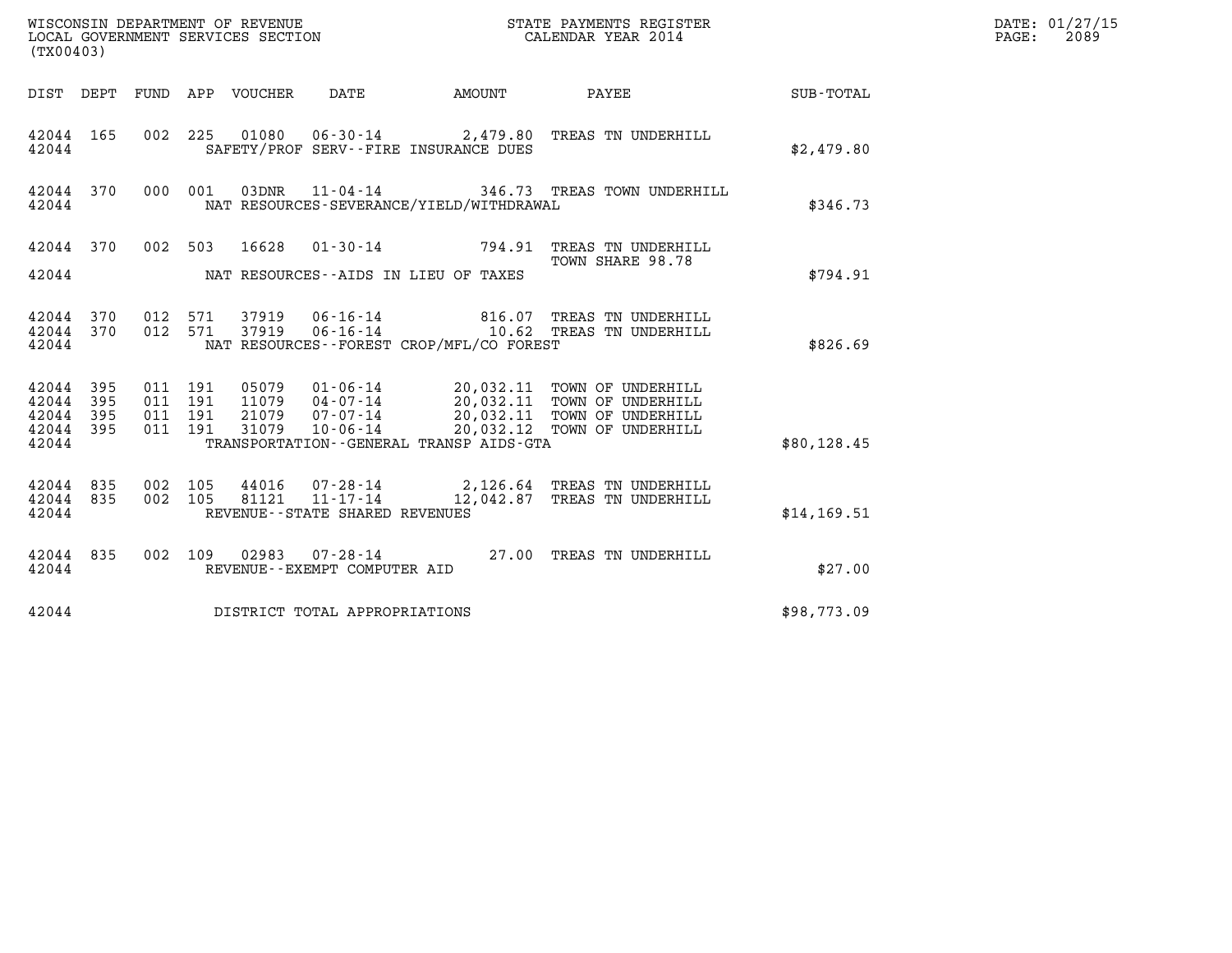WISCONSIN DEPARTMENT OF REVENUE
LOCAL GOVERNMENT SERVICES SECTION
(TX00403)

STATE PAYMENTS REGISTER
CALENDAR YEAR 2014

DATE: 01/27/15
PAGE: 2089

| DIST | DEPT | FUND | APP | VOUCHER | DATE | AMOUNT | PAYEE | SUB-TOTAL |
|---|---|---|---|---|---|---|---|---|
| 42044 | 165 | 002 | 225 | 01080 | 06-30-14 | 2,479.80 | TREAS TN UNDERHILL | |
| 42044 | | | | | SAFETY/PROF SERV--FIRE INSURANCE DUES | | | $2,479.80 |
| 42044 | 370 | 000 | 001 | 03DNR | 11-04-14 | 346.73 | TREAS TOWN UNDERHILL | |
| 42044 | | | | | NAT RESOURCES-SEVERANCE/YIELD/WITHDRAWAL | | | $346.73 |
| 42044 | 370 | 002 | 503 | 16628 | 01-30-14 | 794.91 | TREAS TN UNDERHILL TOWN SHARE 98.78 | |
| 42044 | | | | | NAT RESOURCES--AIDS IN LIEU OF TAXES | | | $794.91 |
| 42044 | 370 | 012 | 571 | 37919 | 06-16-14 | 816.07 | TREAS TN UNDERHILL | |
| 42044 | 370 | 012 | 571 | 37919 | 06-16-14 | 10.62 | TREAS TN UNDERHILL | |
| 42044 | | | | | NAT RESOURCES--FOREST CROP/MFL/CO FOREST | | | $826.69 |
| 42044 | 395 | 011 | 191 | 05079 | 01-06-14 | 20,032.11 | TOWN OF UNDERHILL | |
| 42044 | 395 | 011 | 191 | 11079 | 04-07-14 | 20,032.11 | TOWN OF UNDERHILL | |
| 42044 | 395 | 011 | 191 | 21079 | 07-07-14 | 20,032.11 | TOWN OF UNDERHILL | |
| 42044 | 395 | 011 | 191 | 31079 | 10-06-14 | 20,032.12 | TOWN OF UNDERHILL | |
| 42044 | | | | | TRANSPORTATION--GENERAL TRANSP AIDS-GTA | | | $80,128.45 |
| 42044 | 835 | 002 | 105 | 44016 | 07-28-14 | 2,126.64 | TREAS TN UNDERHILL | |
| 42044 | 835 | 002 | 105 | 81121 | 11-17-14 | 12,042.87 | TREAS TN UNDERHILL | |
| 42044 | | | | | REVENUE--STATE SHARED REVENUES | | | $14,169.51 |
| 42044 | 835 | 002 | 109 | 02983 | 07-28-14 | 27.00 | TREAS TN UNDERHILL | |
| 42044 | | | | | REVENUE--EXEMPT COMPUTER AID | | | $27.00 |
| 42044 | | | | | DISTRICT TOTAL APPROPRIATIONS | | | $98,773.09 |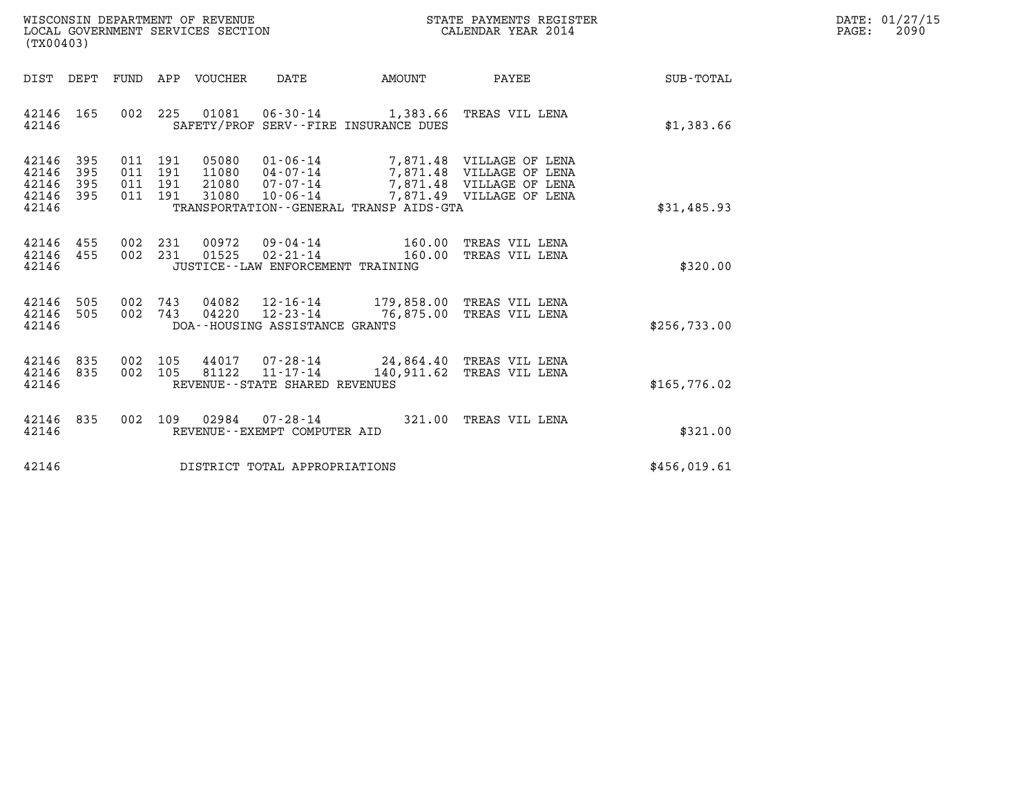WISCONSIN DEPARTMENT OF REVENUE
LOCAL GOVERNMENT SERVICES SECTION
(TX00403)

STATE PAYMENTS REGISTER
CALENDAR YEAR 2014

DATE: 01/27/15
PAGE: 2090

| DIST | DEPT | FUND | APP | VOUCHER | DATE | AMOUNT | PAYEE | SUB-TOTAL |
|---|---|---|---|---|---|---|---|---|
| 42146 | 165 | 002 | 225 | 01081 | 06-30-14 | 1,383.66 | TREAS VIL LENA | |
| 42146 | | | | | SAFETY/PROF SERV--FIRE INSURANCE DUES | | | $1,383.66 |
| 42146 | 395 | 011 | 191 | 05080 | 01-06-14 | 7,871.48 | VILLAGE OF LENA | |
| 42146 | 395 | 011 | 191 | 11080 | 04-07-14 | 7,871.48 | VILLAGE OF LENA | |
| 42146 | 395 | 011 | 191 | 21080 | 07-07-14 | 7,871.48 | VILLAGE OF LENA | |
| 42146 | 395 | 011 | 191 | 31080 | 10-06-14 | 7,871.49 | VILLAGE OF LENA | |
| 42146 | | | | | TRANSPORTATION--GENERAL TRANSP AIDS-GTA | | | $31,485.93 |
| 42146 | 455 | 002 | 231 | 00972 | 09-04-14 | 160.00 | TREAS VIL LENA | |
| 42146 | 455 | 002 | 231 | 01525 | 02-21-14 | 160.00 | TREAS VIL LENA | |
| 42146 | | | | | JUSTICE--LAW ENFORCEMENT TRAINING | | | $320.00 |
| 42146 | 505 | 002 | 743 | 04082 | 12-16-14 | 179,858.00 | TREAS VIL LENA | |
| 42146 | 505 | 002 | 743 | 04220 | 12-23-14 | 76,875.00 | TREAS VIL LENA | |
| 42146 | | | | | DOA--HOUSING ASSISTANCE GRANTS | | | $256,733.00 |
| 42146 | 835 | 002 | 105 | 44017 | 07-28-14 | 24,864.40 | TREAS VIL LENA | |
| 42146 | 835 | 002 | 105 | 81122 | 11-17-14 | 140,911.62 | TREAS VIL LENA | |
| 42146 | | | | | REVENUE--STATE SHARED REVENUES | | | $165,776.02 |
| 42146 | 835 | 002 | 109 | 02984 | 07-28-14 | 321.00 | TREAS VIL LENA | |
| 42146 | | | | | REVENUE--EXEMPT COMPUTER AID | | | $321.00 |
| 42146 | | | | | DISTRICT TOTAL APPROPRIATIONS | | | $456,019.61 |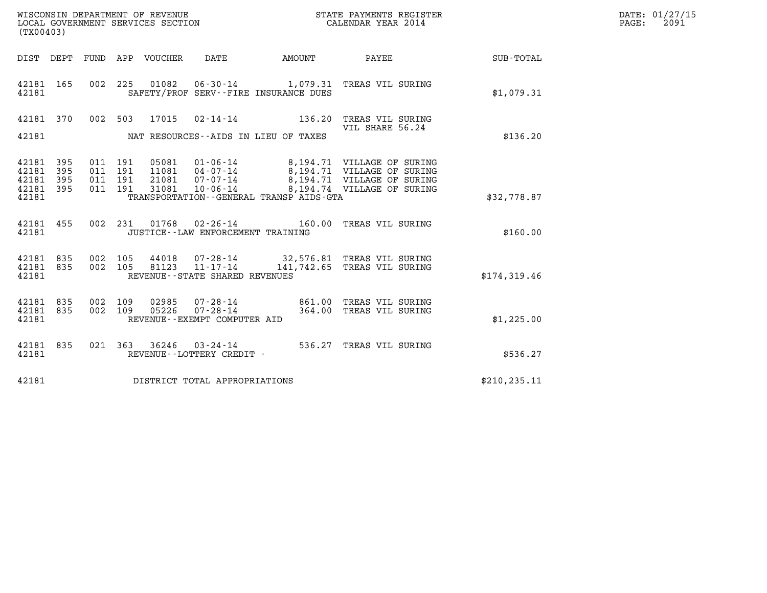WISCONSIN DEPARTMENT OF REVENUE
LOCAL GOVERNMENT SERVICES SECTION
(TX00403)

STATE PAYMENTS REGISTER
CALENDAR YEAR 2014

| DIST | DEPT | FUND | APP | VOUCHER | DATE | AMOUNT | PAYEE | SUB-TOTAL |
|---|---|---|---|---|---|---|---|---|
| 42181 | 165 | 002 | 225 | 01082 | 06-30-14 | 1,079.31 | TREAS VIL SURING | |
| 42181 | | | | | SAFETY/PROF SERV--FIRE INSURANCE DUES | | | $1,079.31 |
| 42181 | 370 | 002 | 503 | 17015 | 02-14-14 | 136.20 | TREAS VIL SURING VIL SHARE 56.24 | |
| 42181 | | | | | NAT RESOURCES--AIDS IN LIEU OF TAXES | | | $136.20 |
| 42181 | 395 | 011 | 191 | 05081 | 01-06-14 | 8,194.71 | VILLAGE OF SURING | |
| 42181 | 395 | 011 | 191 | 11081 | 04-07-14 | 8,194.71 | VILLAGE OF SURING | |
| 42181 | 395 | 011 | 191 | 21081 | 07-07-14 | 8,194.71 | VILLAGE OF SURING | |
| 42181 | 395 | 011 | 191 | 31081 | 10-06-14 | 8,194.74 | VILLAGE OF SURING | |
| 42181 | | | | | TRANSPORTATION--GENERAL TRANSP AIDS-GTA | | | $32,778.87 |
| 42181 | 455 | 002 | 231 | 01768 | 02-26-14 | 160.00 | TREAS VIL SURING | |
| 42181 | | | | | JUSTICE--LAW ENFORCEMENT TRAINING | | | $160.00 |
| 42181 | 835 | 002 | 105 | 44018 | 07-28-14 | 32,576.81 | TREAS VIL SURING | |
| 42181 | 835 | 002 | 105 | 81123 | 11-17-14 | 141,742.65 | TREAS VIL SURING | |
| 42181 | | | | | REVENUE--STATE SHARED REVENUES | | | $174,319.46 |
| 42181 | 835 | 002 | 109 | 02985 | 07-28-14 | 861.00 | TREAS VIL SURING | |
| 42181 | 835 | 002 | 109 | 05226 | 07-28-14 | 364.00 | TREAS VIL SURING | |
| 42181 | | | | | REVENUE--EXEMPT COMPUTER AID | | | $1,225.00 |
| 42181 | 835 | 021 | 363 | 36246 | 03-24-14 | 536.27 | TREAS VIL SURING | |
| 42181 | | | | | REVENUE--LOTTERY CREDIT - | | | $536.27 |
| 42181 | | | | | DISTRICT TOTAL APPROPRIATIONS | | | $210,235.11 |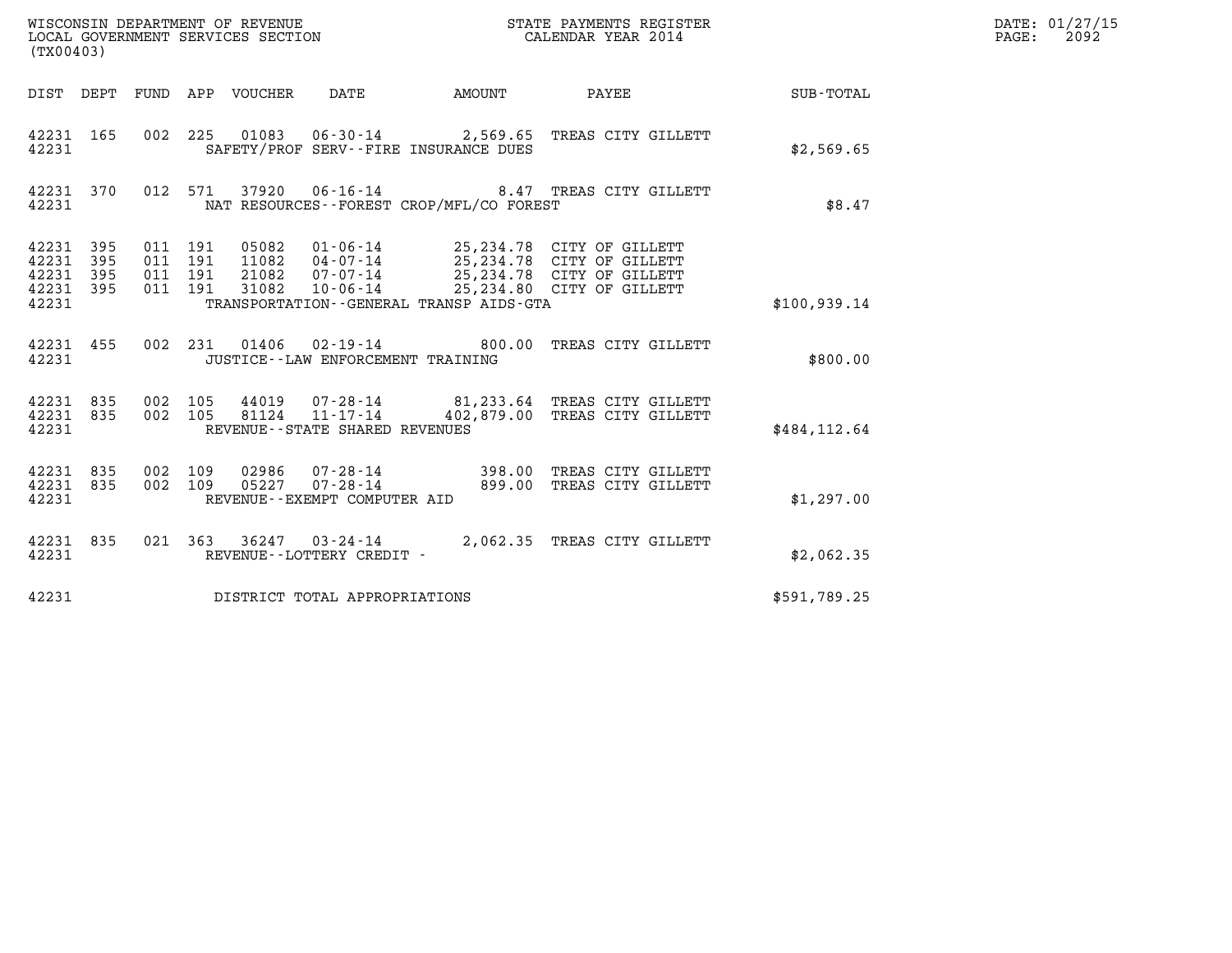WISCONSIN DEPARTMENT OF REVENUE
LOCAL GOVERNMENT SERVICES SECTION
(TX00403)

STATE PAYMENTS REGISTER
CALENDAR YEAR 2014

DATE: 01/27/15

| DIST | DEPT | FUND | APP | VOUCHER | DATE | AMOUNT | PAYEE | SUB-TOTAL |
|---|---|---|---|---|---|---|---|---|
| 42231 | 165 | 002 | 225 | 01083 | 06-30-14 | 2,569.65 | TREAS CITY GILLETT | |
| 42231 | | | | | SAFETY/PROF SERV--FIRE INSURANCE DUES | | | $2,569.65 |
| 42231 | 370 | 012 | 571 | 37920 | 06-16-14 | 8.47 | TREAS CITY GILLETT | |
| 42231 | | | | | NAT RESOURCES--FOREST CROP/MFL/CO FOREST | | | $8.47 |
| 42231 | 395 | 011 | 191 | 05082 | 01-06-14 | 25,234.78 | CITY OF GILLETT | |
| 42231 | 395 | 011 | 191 | 11082 | 04-07-14 | 25,234.78 | CITY OF GILLETT | |
| 42231 | 395 | 011 | 191 | 21082 | 07-07-14 | 25,234.78 | CITY OF GILLETT | |
| 42231 | 395 | 011 | 191 | 31082 | 10-06-14 | 25,234.80 | CITY OF GILLETT | |
| 42231 | | | | | TRANSPORTATION--GENERAL TRANSP AIDS-GTA | | | $100,939.14 |
| 42231 | 455 | 002 | 231 | 01406 | 02-19-14 | 800.00 | TREAS CITY GILLETT | |
| 42231 | | | | | JUSTICE--LAW ENFORCEMENT TRAINING | | | $800.00 |
| 42231 | 835 | 002 | 105 | 44019 | 07-28-14 | 81,233.64 | TREAS CITY GILLETT | |
| 42231 | 835 | 002 | 105 | 81124 | 11-17-14 | 402,879.00 | TREAS CITY GILLETT | |
| 42231 | | | | | REVENUE--STATE SHARED REVENUES | | | $484,112.64 |
| 42231 | 835 | 002 | 109 | 02986 | 07-28-14 | 398.00 | TREAS CITY GILLETT | |
| 42231 | 835 | 002 | 109 | 05227 | 07-28-14 | 899.00 | TREAS CITY GILLETT | |
| 42231 | | | | | REVENUE--EXEMPT COMPUTER AID | | | $1,297.00 |
| 42231 | 835 | 021 | 363 | 36247 | 03-24-14 | 2,062.35 | TREAS CITY GILLETT | |
| 42231 | | | | | REVENUE--LOTTERY CREDIT - | | | $2,062.35 |
| 42231 | | | | | DISTRICT TOTAL APPROPRIATIONS | | | $591,789.25 |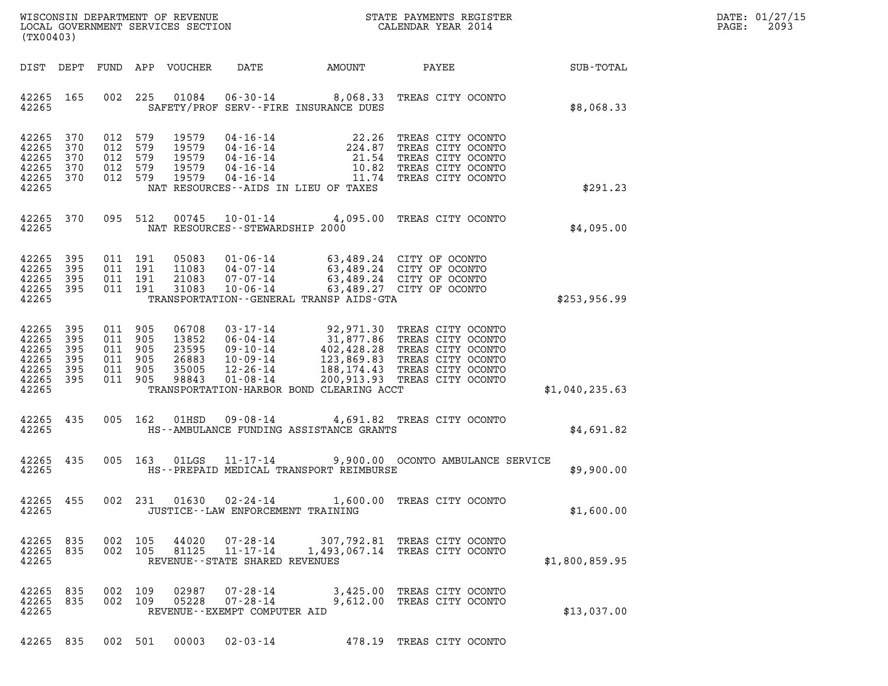WISCONSIN DEPARTMENT OF REVENUE
LOCAL GOVERNMENT SERVICES SECTION
(TX00403)

STATE PAYMENTS REGISTER
CALENDAR YEAR 2014

DATE: 01/27/15

| DIST | DEPT | FUND | APP | VOUCHER | DATE | AMOUNT | PAYEE | SUB-TOTAL |
|---|---|---|---|---|---|---|---|---|
| 42265 | 165 | 002 | 225 | 01084 | 06-30-14 | 8,068.33 | TREAS CITY OCONTO | |
| 42265 | | | | | SAFETY/PROF SERV--FIRE INSURANCE DUES | | | $8,068.33 |
| 42265 | 370 | 012 | 579 | 19579 | 04-16-14 | 22.26 | TREAS CITY OCONTO | |
| 42265 | 370 | 012 | 579 | 19579 | 04-16-14 | 224.87 | TREAS CITY OCONTO | |
| 42265 | 370 | 012 | 579 | 19579 | 04-16-14 | 21.54 | TREAS CITY OCONTO | |
| 42265 | 370 | 012 | 579 | 19579 | 04-16-14 | 10.82 | TREAS CITY OCONTO | |
| 42265 | 370 | 012 | 579 | 19579 | 04-16-14 | 11.74 | TREAS CITY OCONTO | |
| 42265 | | | | | NAT RESOURCES--AIDS IN LIEU OF TAXES | | | $291.23 |
| 42265 | 370 | 095 | 512 | 00745 | 10-01-14 | 4,095.00 | TREAS CITY OCONTO | |
| 42265 | | | | | NAT RESOURCES--STEWARDSHIP 2000 | | | $4,095.00 |
| 42265 | 395 | 011 | 191 | 05083 | 01-06-14 | 63,489.24 | CITY OF OCONTO | |
| 42265 | 395 | 011 | 191 | 11083 | 04-07-14 | 63,489.24 | CITY OF OCONTO | |
| 42265 | 395 | 011 | 191 | 21083 | 07-07-14 | 63,489.24 | CITY OF OCONTO | |
| 42265 | 395 | 011 | 191 | 31083 | 10-06-14 | 63,489.27 | CITY OF OCONTO | |
| 42265 | | | | | TRANSPORTATION--GENERAL TRANSP AIDS-GTA | | | $253,956.99 |
| 42265 | 395 | 011 | 905 | 06708 | 03-17-14 | 92,971.30 | TREAS CITY OCONTO | |
| 42265 | 395 | 011 | 905 | 13852 | 06-04-14 | 31,877.86 | TREAS CITY OCONTO | |
| 42265 | 395 | 011 | 905 | 23595 | 09-10-14 | 402,428.28 | TREAS CITY OCONTO | |
| 42265 | 395 | 011 | 905 | 26883 | 10-09-14 | 123,869.83 | TREAS CITY OCONTO | |
| 42265 | 395 | 011 | 905 | 35005 | 12-26-14 | 188,174.43 | TREAS CITY OCONTO | |
| 42265 | 395 | 011 | 905 | 98843 | 01-08-14 | 200,913.93 | TREAS CITY OCONTO | |
| 42265 | | | | | TRANSPORTATION-HARBOR BOND CLEARING ACCT | | | $1,040,235.63 |
| 42265 | 435 | 005 | 162 | 01HSD | 09-08-14 | 4,691.82 | TREAS CITY OCONTO | |
| 42265 | | | | | HS--AMBULANCE FUNDING ASSISTANCE GRANTS | | | $4,691.82 |
| 42265 | 435 | 005 | 163 | 01LGS | 11-17-14 | 9,900.00 | OCONTO AMBULANCE SERVICE | |
| 42265 | | | | | HS--PREPAID MEDICAL TRANSPORT REIMBURSE | | | $9,900.00 |
| 42265 | 455 | 002 | 231 | 01630 | 02-24-14 | 1,600.00 | TREAS CITY OCONTO | |
| 42265 | | | | | JUSTICE--LAW ENFORCEMENT TRAINING | | | $1,600.00 |
| 42265 | 835 | 002 | 105 | 44020 | 07-28-14 | 307,792.81 | TREAS CITY OCONTO | |
| 42265 | 835 | 002 | 105 | 81125 | 11-17-14 | 1,493,067.14 | TREAS CITY OCONTO | |
| 42265 | | | | | REVENUE--STATE SHARED REVENUES | | | $1,800,859.95 |
| 42265 | 835 | 002 | 109 | 02987 | 07-28-14 | 3,425.00 | TREAS CITY OCONTO | |
| 42265 | 835 | 002 | 109 | 05228 | 07-28-14 | 9,612.00 | TREAS CITY OCONTO | |
| 42265 | | | | | REVENUE--EXEMPT COMPUTER AID | | | $13,037.00 |
| 42265 | 835 | 002 | 501 | 00003 | 02-03-14 | 478.19 | TREAS CITY OCONTO | |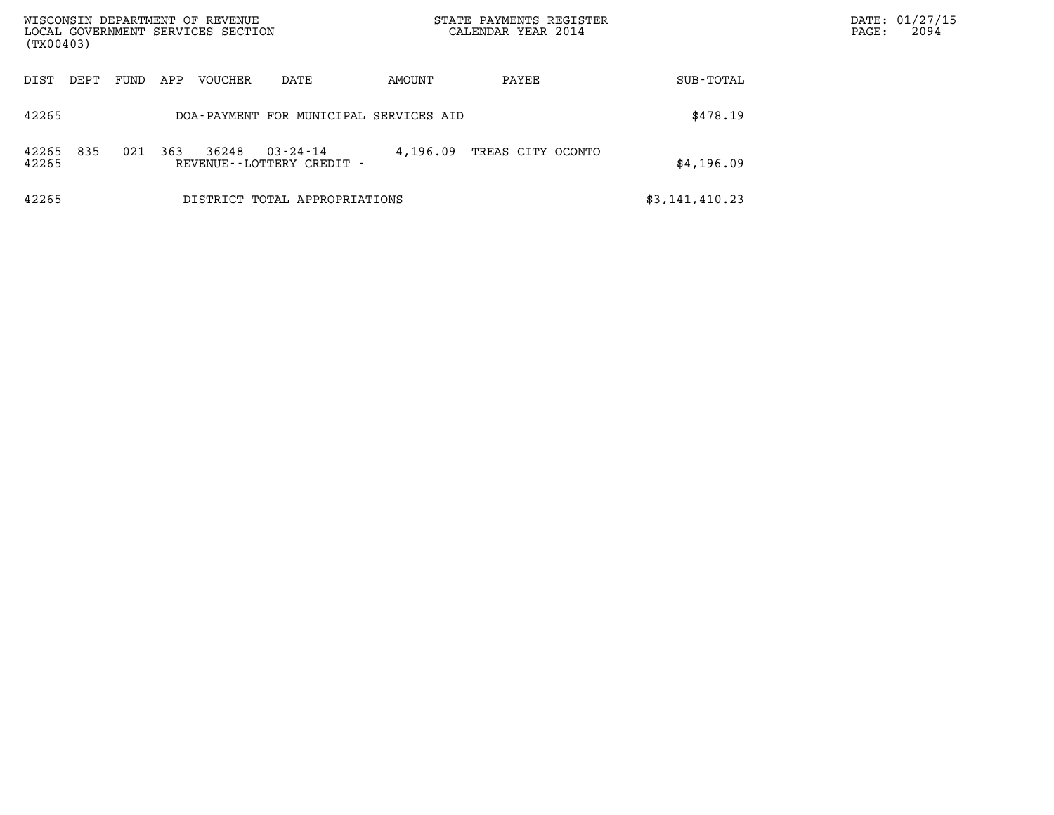| DIST | DEPT | FUND | APP | VOUCHER | DATE | AMOUNT | PAYEE | SUB-TOTAL |
|---|---|---|---|---|---|---|---|---|
| 42265 | | | | DOA-PAYMENT FOR MUNICIPAL SERVICES AID | | | | $478.19 |
| 42265 | 835 | 021 | 363 | 36248 | 03-24-14 | 4,196.09 | TREAS CITY OCONTO | |
| 42265 | | | | REVENUE--LOTTERY CREDIT - | | | | $4,196.09 |
| 42265 | | | | DISTRICT TOTAL APPROPRIATIONS | | | | $3,141,410.23 |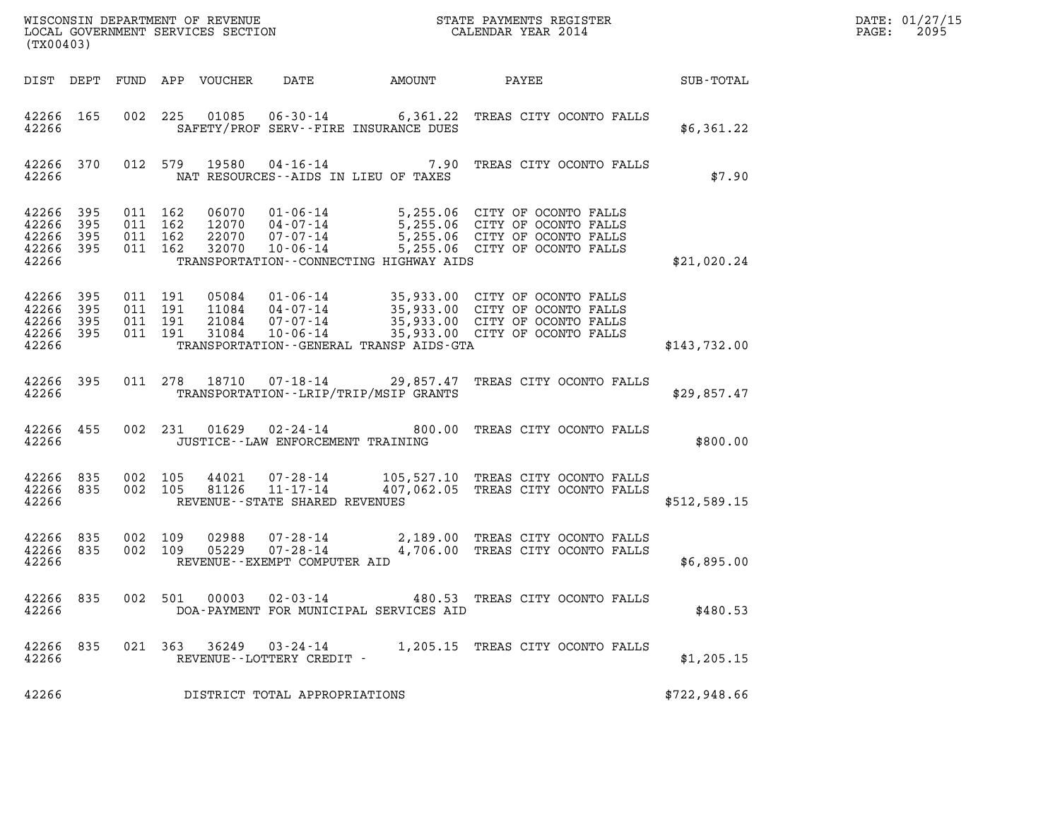WISCONSIN DEPARTMENT OF REVENUE
LOCAL GOVERNMENT SERVICES SECTION
(TX00403)

STATE PAYMENTS REGISTER
CALENDAR YEAR 2014

DATE: 01/27/15
PAGE: 2095

| DIST | DEPT | FUND | APP | VOUCHER | DATE | AMOUNT | PAYEE | SUB-TOTAL |
|---|---|---|---|---|---|---|---|---|
| 42266 | 165 | 002 | 225 | 01085 | 06-30-14 | 6,361.22 | TREAS CITY OCONTO FALLS | |
| 42266 | | | | | SAFETY/PROF SERV--FIRE INSURANCE DUES | | | $6,361.22 |
| 42266 | 370 | 012 | 579 | 19580 | 04-16-14 | 7.90 | TREAS CITY OCONTO FALLS | |
| 42266 | | | | | NAT RESOURCES--AIDS IN LIEU OF TAXES | | | $7.90 |
| 42266 | 395 | 011 | 162 | 06070 | 01-06-14 | 5,255.06 | CITY OF OCONTO FALLS | |
| 42266 | 395 | 011 | 162 | 12070 | 04-07-14 | 5,255.06 | CITY OF OCONTO FALLS | |
| 42266 | 395 | 011 | 162 | 22070 | 07-07-14 | 5,255.06 | CITY OF OCONTO FALLS | |
| 42266 | 395 | 011 | 162 | 32070 | 10-06-14 | 5,255.06 | CITY OF OCONTO FALLS | |
| 42266 | | | | | TRANSPORTATION--CONNECTING HIGHWAY AIDS | | | $21,020.24 |
| 42266 | 395 | 011 | 191 | 05084 | 01-06-14 | 35,933.00 | CITY OF OCONTO FALLS | |
| 42266 | 395 | 011 | 191 | 11084 | 04-07-14 | 35,933.00 | CITY OF OCONTO FALLS | |
| 42266 | 395 | 011 | 191 | 21084 | 07-07-14 | 35,933.00 | CITY OF OCONTO FALLS | |
| 42266 | 395 | 011 | 191 | 31084 | 10-06-14 | 35,933.00 | CITY OF OCONTO FALLS | |
| 42266 | | | | | TRANSPORTATION--GENERAL TRANSP AIDS-GTA | | | $143,732.00 |
| 42266 | 395 | 011 | 278 | 18710 | 07-18-14 | 29,857.47 | TREAS CITY OCONTO FALLS | |
| 42266 | | | | | TRANSPORTATION--LRIP/TRIP/MSIP GRANTS | | | $29,857.47 |
| 42266 | 455 | 002 | 231 | 01629 | 02-24-14 | 800.00 | TREAS CITY OCONTO FALLS | |
| 42266 | | | | | JUSTICE--LAW ENFORCEMENT TRAINING | | | $800.00 |
| 42266 | 835 | 002 | 105 | 44021 | 07-28-14 | 105,527.10 | TREAS CITY OCONTO FALLS | |
| 42266 | 835 | 002 | 105 | 81126 | 11-17-14 | 407,062.05 | TREAS CITY OCONTO FALLS | |
| 42266 | | | | | REVENUE--STATE SHARED REVENUES | | | $512,589.15 |
| 42266 | 835 | 002 | 109 | 02988 | 07-28-14 | 2,189.00 | TREAS CITY OCONTO FALLS | |
| 42266 | 835 | 002 | 109 | 05229 | 07-28-14 | 4,706.00 | TREAS CITY OCONTO FALLS | |
| 42266 | | | | | REVENUE--EXEMPT COMPUTER AID | | | $6,895.00 |
| 42266 | 835 | 002 | 501 | 00003 | 02-03-14 | 480.53 | TREAS CITY OCONTO FALLS | |
| 42266 | | | | | DOA-PAYMENT FOR MUNICIPAL SERVICES AID | | | $480.53 |
| 42266 | 835 | 021 | 363 | 36249 | 03-24-14 | 1,205.15 | TREAS CITY OCONTO FALLS | |
| 42266 | | | | | REVENUE--LOTTERY CREDIT - | | | $1,205.15 |
| 42266 | | | | | DISTRICT TOTAL APPROPRIATIONS | | | $722,948.66 |